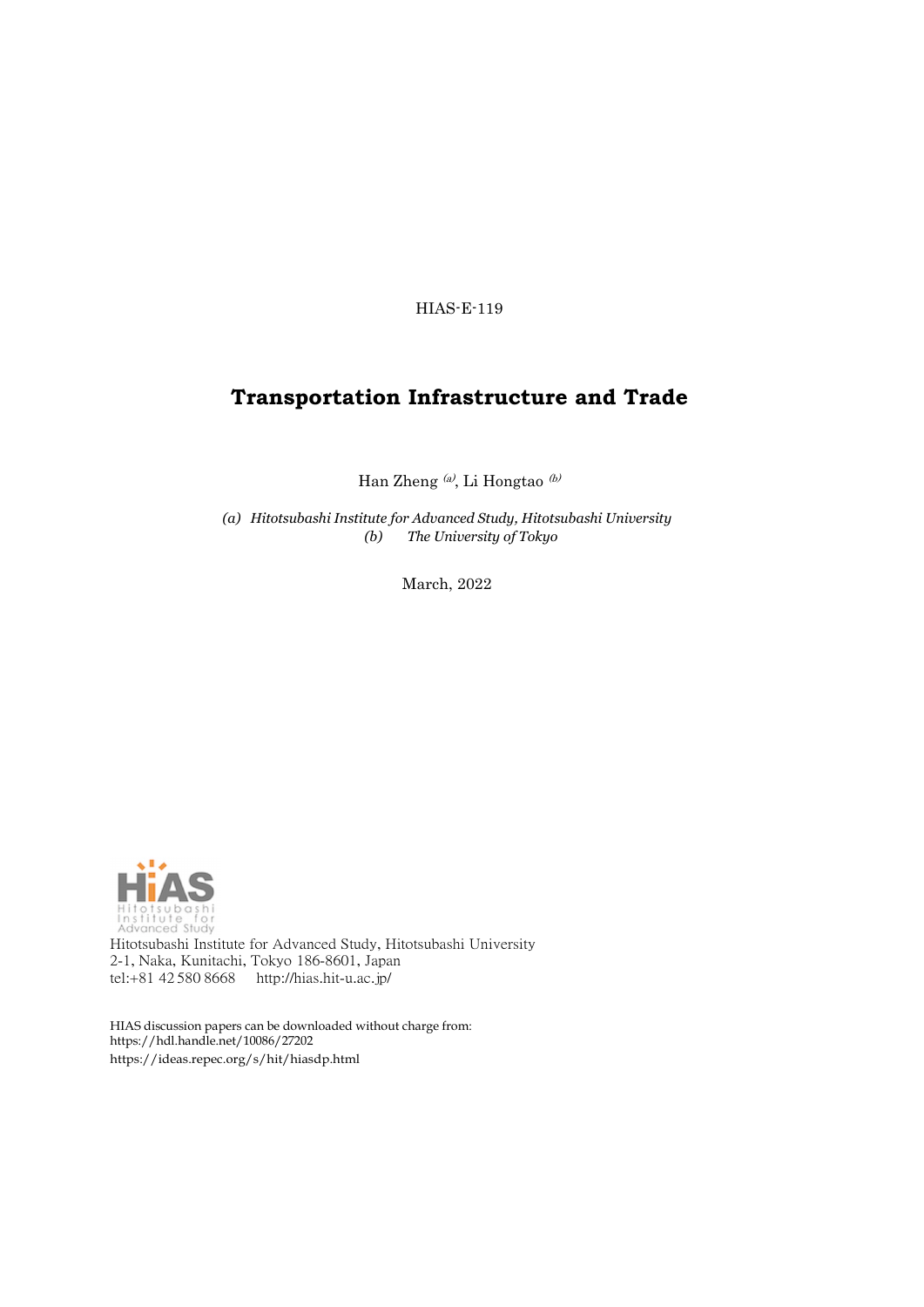HIAS-E-119

# Transportation Infrastructure and Trade

Han Zheng [(a)], Li Hongtao [(b)]

*(a) Hitotsubashi Institute for Advanced Study, Hitotsubashi University*
*(b) The University of Tokyo*

March, 2022

HiAS Hitotsubashi Institute for Advanced Study

Hitotsubashi Institute for Advanced Study, Hitotsubashi University
2-1, Naka, Kunitachi, Tokyo 186-8601, Japan
tel:+81 42 580 8668 http://hias.hit-u.ac.jp/

HIAS discussion papers can be downloaded without charge from:
https://hdl.handle.net/10086/27202
https://ideas.repec.org/s/hit/hiasdp.html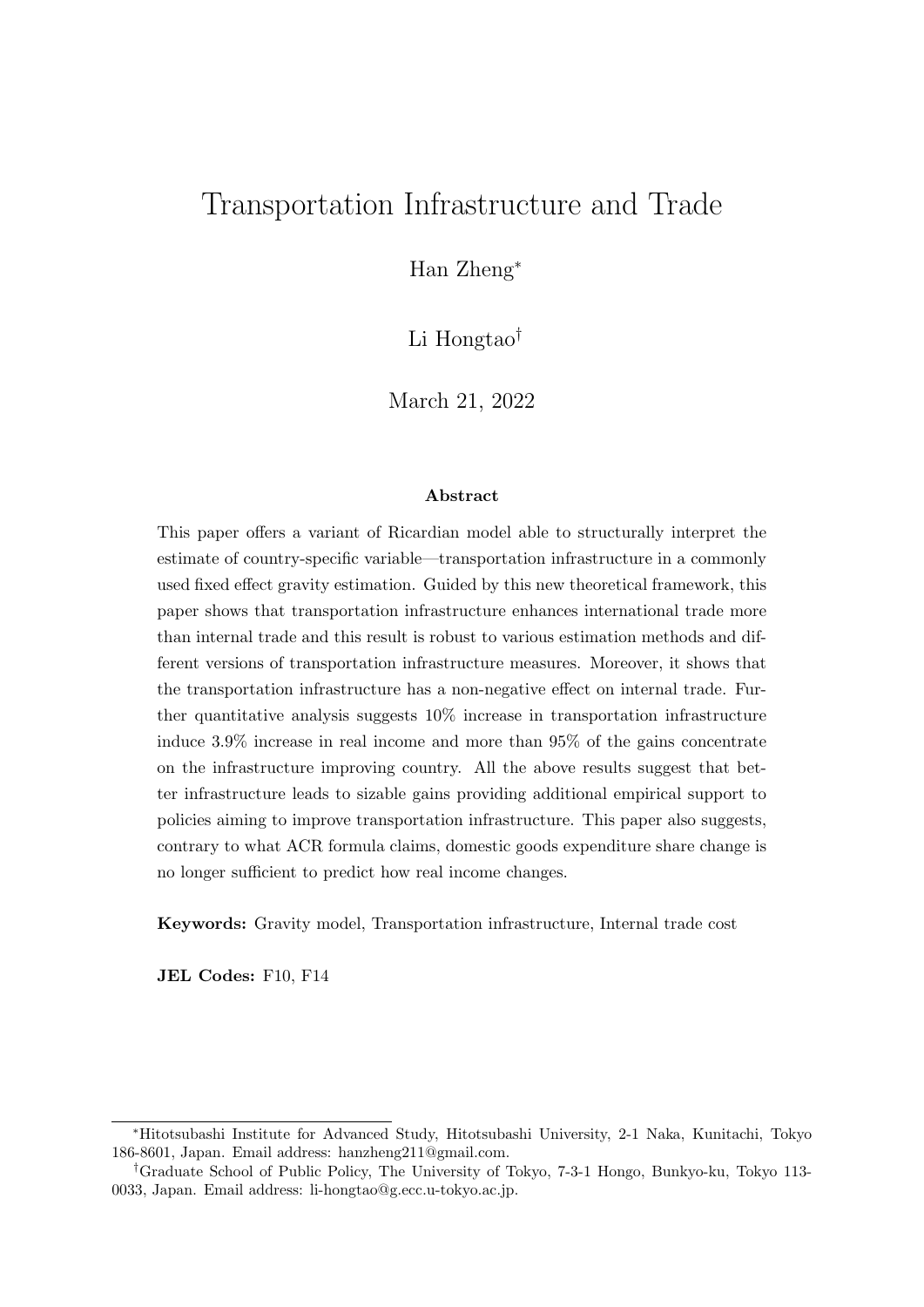# Transportation Infrastructure and Trade

Han Zheng[*]

Li Hongtao[†]

March 21, 2022

### Abstract

This paper offers a variant of Ricardian model able to structurally interpret the estimate of country-specific variable—transportation infrastructure in a commonly used fixed effect gravity estimation. Guided by this new theoretical framework, this paper shows that transportation infrastructure enhances international trade more than internal trade and this result is robust to various estimation methods and different versions of transportation infrastructure measures. Moreover, it shows that the transportation infrastructure has a non-negative effect on internal trade. Further quantitative analysis suggests 10% increase in transportation infrastructure induce 3.9% increase in real income and more than 95% of the gains concentrate on the infrastructure improving country. All the above results suggest that better infrastructure leads to sizable gains providing additional empirical support to policies aiming to improve transportation infrastructure. This paper also suggests, contrary to what ACR formula claims, domestic goods expenditure share change is no longer sufficient to predict how real income changes.

**Keywords:** Gravity model, Transportation infrastructure, Internal trade cost

**JEL Codes:** F10, F14

---

[*] Hitotsubashi Institute for Advanced Study, Hitotsubashi University, 2-1 Naka, Kunitachi, Tokyo 186-8601, Japan. Email address: hanzheng211@gmail.com.

[†] Graduate School of Public Policy, The University of Tokyo, 7-3-1 Hongo, Bunkyo-ku, Tokyo 113-0033, Japan. Email address: li-hongtao@g.ecc.u-tokyo.ac.jp.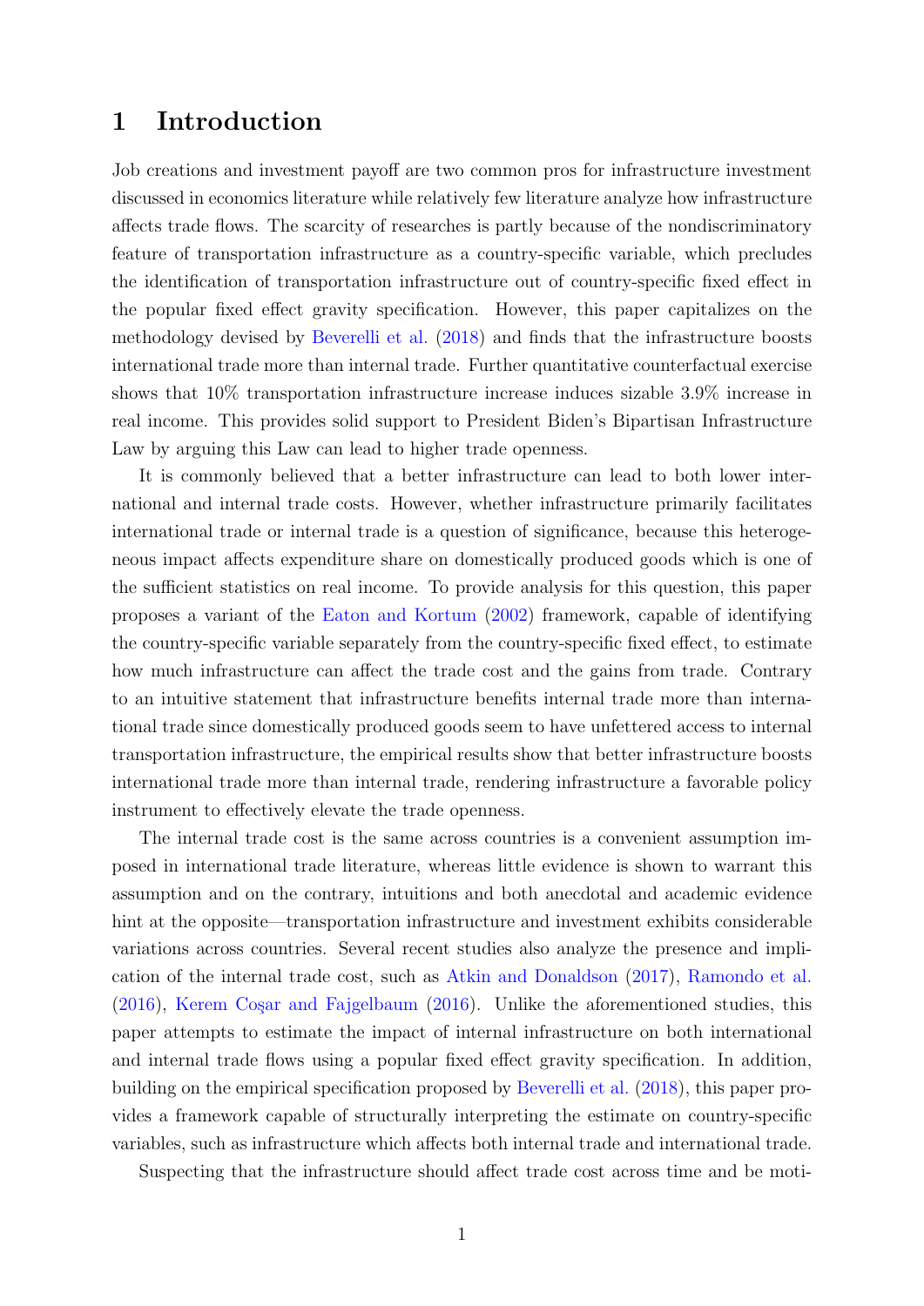# 1 Introduction

Job creations and investment payoff are two common pros for infrastructure investment discussed in economics literature while relatively few literature analyze how infrastructure affects trade flows. The scarcity of researches is partly because of the nondiscriminatory feature of transportation infrastructure as a country-specific variable, which precludes the identification of transportation infrastructure out of country-specific fixed effect in the popular fixed effect gravity specification. However, this paper capitalizes on the methodology devised by Beverelli et al. (2018) and finds that the infrastructure boosts international trade more than internal trade. Further quantitative counterfactual exercise shows that 10% transportation infrastructure increase induces sizable 3.9% increase in real income. This provides solid support to President Biden's Bipartisan Infrastructure Law by arguing this Law can lead to higher trade openness.

It is commonly believed that a better infrastructure can lead to both lower international and internal trade costs. However, whether infrastructure primarily facilitates international trade or internal trade is a question of significance, because this heterogeneous impact affects expenditure share on domestically produced goods which is one of the sufficient statistics on real income. To provide analysis for this question, this paper proposes a variant of the Eaton and Kortum (2002) framework, capable of identifying the country-specific variable separately from the country-specific fixed effect, to estimate how much infrastructure can affect the trade cost and the gains from trade. Contrary to an intuitive statement that infrastructure benefits internal trade more than international trade since domestically produced goods seem to have unfettered access to internal transportation infrastructure, the empirical results show that better infrastructure boosts international trade more than internal trade, rendering infrastructure a favorable policy instrument to effectively elevate the trade openness.

The internal trade cost is the same across countries is a convenient assumption imposed in international trade literature, whereas little evidence is shown to warrant this assumption and on the contrary, intuitions and both anecdotal and academic evidence hint at the opposite—transportation infrastructure and investment exhibits considerable variations across countries. Several recent studies also analyze the presence and implication of the internal trade cost, such as Atkin and Donaldson (2017), Ramondo et al. (2016), Kerem Coşar and Fajgelbaum (2016). Unlike the aforementioned studies, this paper attempts to estimate the impact of internal infrastructure on both international and internal trade flows using a popular fixed effect gravity specification. In addition, building on the empirical specification proposed by Beverelli et al. (2018), this paper provides a framework capable of structurally interpreting the estimate on country-specific variables, such as infrastructure which affects both internal trade and international trade.

Suspecting that the infrastructure should affect trade cost across time and be moti-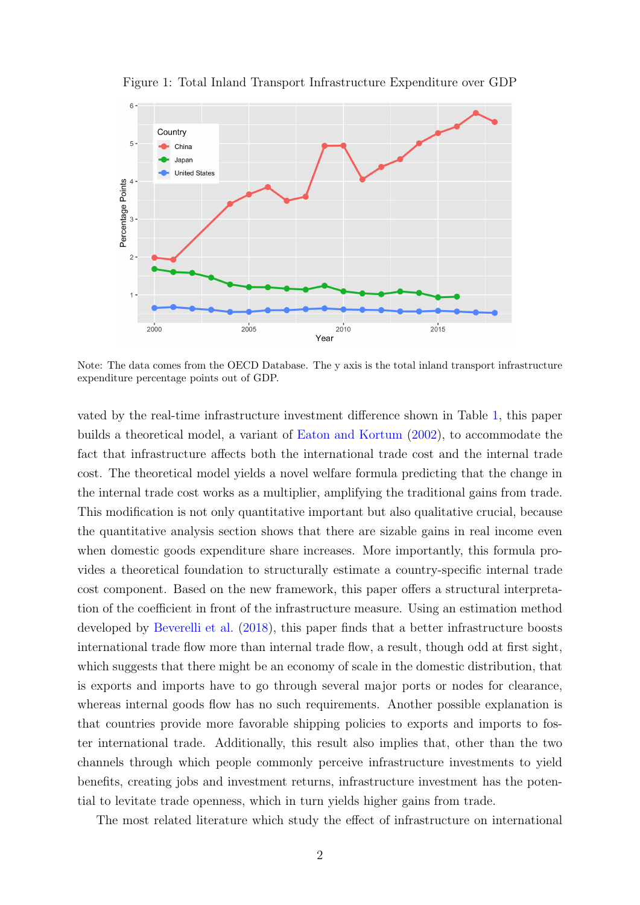Figure 1: Total Inland Transport Infrastructure Expenditure over GDP

Note: The data comes from the OECD Database. The y axis is the total inland transport infrastructure expenditure percentage points out of GDP.

vated by the real-time infrastructure investment difference shown in Table 1, this paper builds a theoretical model, a variant of Eaton and Kortum (2002), to accommodate the fact that infrastructure affects both the international trade cost and the internal trade cost. The theoretical model yields a novel welfare formula predicting that the change in the internal trade cost works as a multiplier, amplifying the traditional gains from trade. This modification is not only quantitative important but also qualitative crucial, because the quantitative analysis section shows that there are sizable gains in real income even when domestic goods expenditure share increases. More importantly, this formula provides a theoretical foundation to structurally estimate a country-specific internal trade cost component. Based on the new framework, this paper offers a structural interpretation of the coefficient in front of the infrastructure measure. Using an estimation method developed by Beverelli et al. (2018), this paper finds that a better infrastructure boosts international trade flow more than internal trade flow, a result, though odd at first sight, which suggests that there might be an economy of scale in the domestic distribution, that is exports and imports have to go through several major ports or nodes for clearance, whereas internal goods flow has no such requirements. Another possible explanation is that countries provide more favorable shipping policies to exports and imports to foster international trade. Additionally, this result also implies that, other than the two channels through which people commonly perceive infrastructure investments to yield benefits, creating jobs and investment returns, infrastructure investment has the potential to levitate trade openness, which in turn yields higher gains from trade.

The most related literature which study the effect of infrastructure on international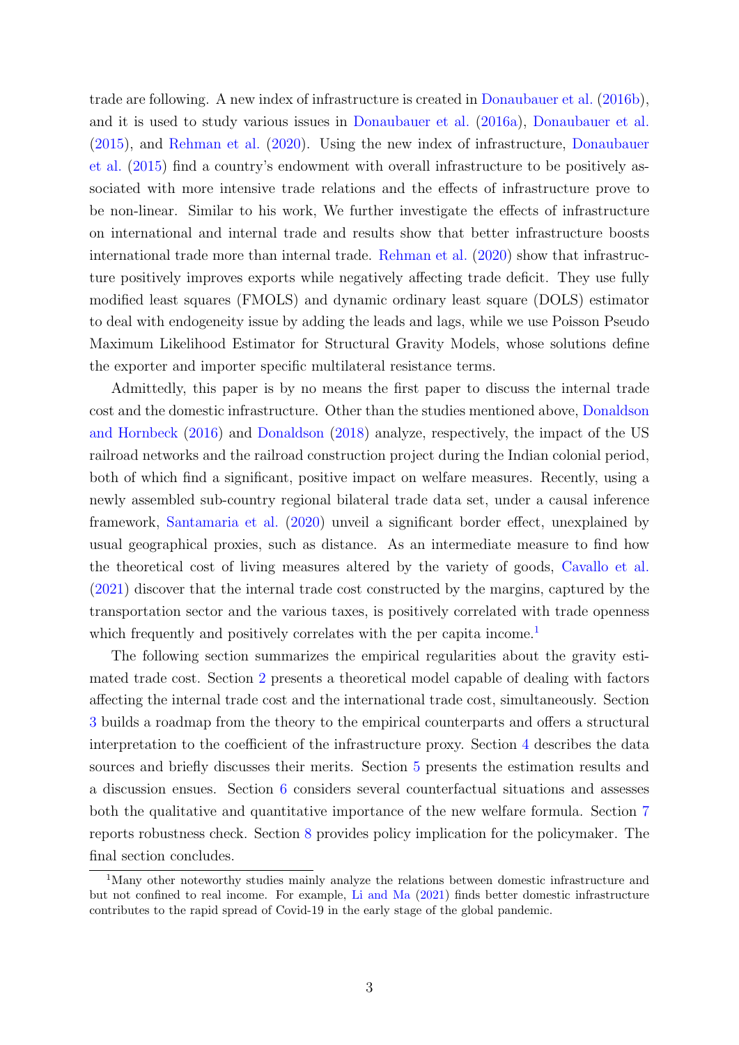trade are following. A new index of infrastructure is created in Donaubauer et al. (2016b), and it is used to study various issues in Donaubauer et al. (2016a), Donaubauer et al. (2015), and Rehman et al. (2020). Using the new index of infrastructure, Donaubauer et al. (2015) find a country's endowment with overall infrastructure to be positively associated with more intensive trade relations and the effects of infrastructure prove to be non-linear. Similar to his work, We further investigate the effects of infrastructure on international and internal trade and results show that better infrastructure boosts international trade more than internal trade. Rehman et al. (2020) show that infrastructure positively improves exports while negatively affecting trade deficit. They use fully modified least squares (FMOLS) and dynamic ordinary least square (DOLS) estimator to deal with endogeneity issue by adding the leads and lags, while we use Poisson Pseudo Maximum Likelihood Estimator for Structural Gravity Models, whose solutions define the exporter and importer specific multilateral resistance terms.

Admittedly, this paper is by no means the first paper to discuss the internal trade cost and the domestic infrastructure. Other than the studies mentioned above, Donaldson and Hornbeck (2016) and Donaldson (2018) analyze, respectively, the impact of the US railroad networks and the railroad construction project during the Indian colonial period, both of which find a significant, positive impact on welfare measures. Recently, using a newly assembled sub-country regional bilateral trade data set, under a causal inference framework, Santamaria et al. (2020) unveil a significant border effect, unexplained by usual geographical proxies, such as distance. As an intermediate measure to find how the theoretical cost of living measures altered by the variety of goods, Cavallo et al. (2021) discover that the internal trade cost constructed by the margins, captured by the transportation sector and the various taxes, is positively correlated with trade openness which frequently and positively correlates with the per capita income.[1]

The following section summarizes the empirical regularities about the gravity estimated trade cost. Section 2 presents a theoretical model capable of dealing with factors affecting the internal trade cost and the international trade cost, simultaneously. Section 3 builds a roadmap from the theory to the empirical counterparts and offers a structural interpretation to the coefficient of the infrastructure proxy. Section 4 describes the data sources and briefly discusses their merits. Section 5 presents the estimation results and a discussion ensues. Section 6 considers several counterfactual situations and assesses both the qualitative and quantitative importance of the new welfare formula. Section 7 reports robustness check. Section 8 provides policy implication for the policymaker. The final section concludes.

[1]Many other noteworthy studies mainly analyze the relations between domestic infrastructure and but not confined to real income. For example, Li and Ma (2021) finds better domestic infrastructure contributes to the rapid spread of Covid-19 in the early stage of the global pandemic.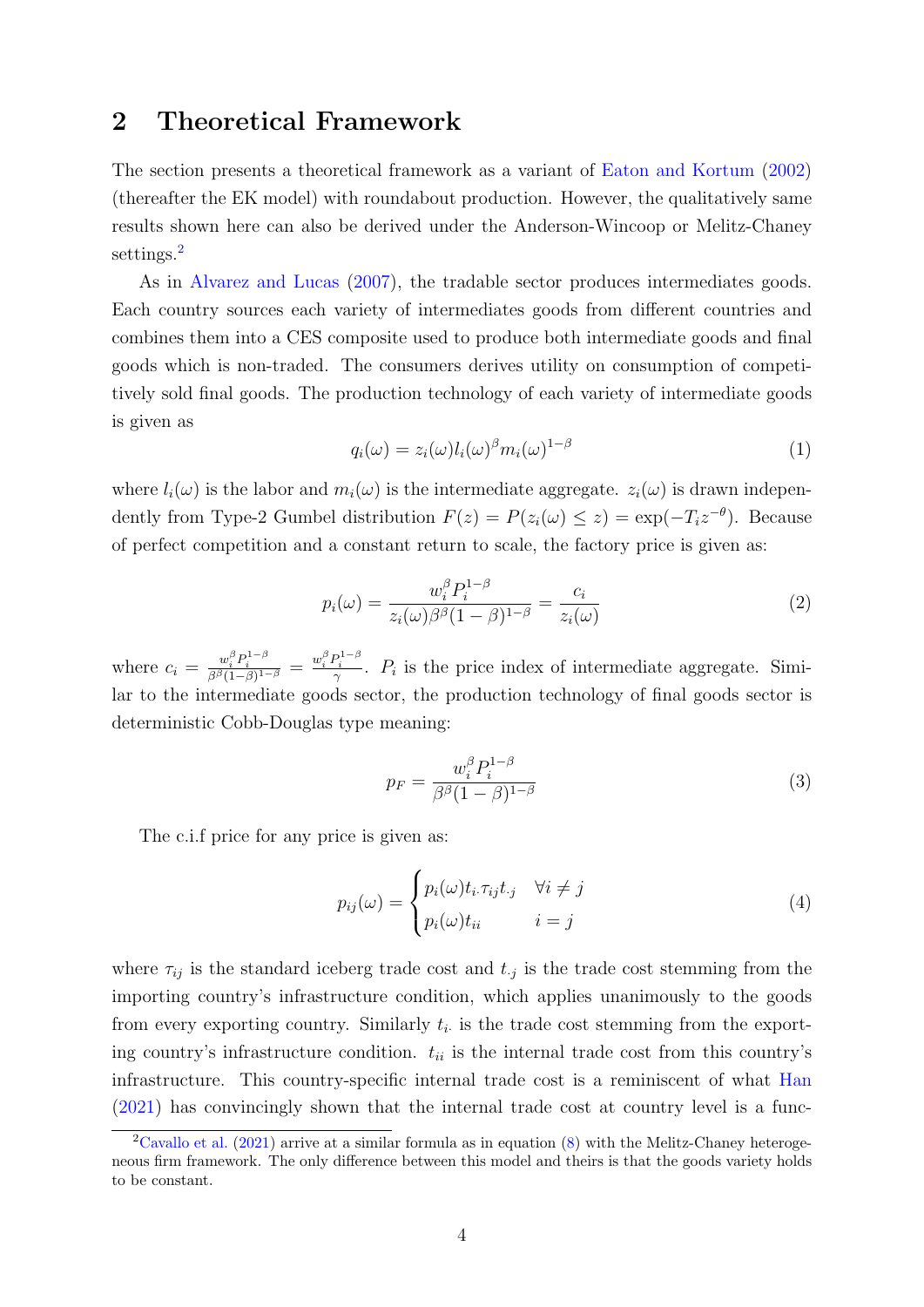## 2 Theoretical Framework

The section presents a theoretical framework as a variant of Eaton and Kortum (2002) (thereafter the EK model) with roundabout production. However, the qualitatively same results shown here can also be derived under the Anderson-Wincoop or Melitz-Chaney settings.[2]

As in Alvarez and Lucas (2007), the tradable sector produces intermediates goods. Each country sources each variety of intermediates goods from different countries and combines them into a CES composite used to produce both intermediate goods and final goods which is non-traded. The consumers derives utility on consumption of competitively sold final goods. The production technology of each variety of intermediate goods is given as

$$q_i(\omega) = z_i(\omega) l_i(\omega)^{\beta} m_i(\omega)^{1-\beta} \tag{1}$$

where $l_i(\omega)$ is the labor and $m_i(\omega)$ is the intermediate aggregate. $z_i(\omega)$ is drawn independently from Type-2 Gumbel distribution $F(z) = P(z_i(\omega) \leq z) = \exp(-T_i z^{-\theta})$. Because of perfect competition and a constant return to scale, the factory price is given as:

$$p_i(\omega) = \frac{w_i^{\beta} P_i^{1-\beta}}{z_i(\omega)\beta^{\beta}(1-\beta)^{1-\beta}} = \frac{c_i}{z_i(\omega)} \tag{2}$$

where $c_i = \frac{w_i^{\beta} P_i^{1-\beta}}{\beta^{\beta}(1-\beta)^{1-\beta}} = \frac{w_i^{\beta} P_i^{1-\beta}}{\gamma}$. $P_i$ is the price index of intermediate aggregate. Similar to the intermediate goods sector, the production technology of final goods sector is deterministic Cobb-Douglas type meaning:

$$p_F = \frac{w_i^{\beta} P_i^{1-\beta}}{\beta^{\beta}(1-\beta)^{1-\beta}} \tag{3}$$

The c.i.f price for any price is given as:

$$p_{ij}(\omega) = \begin{cases} p_i(\omega) t_{i.} \tau_{ij} t_{.j} & \forall i \neq j \\ p_i(\omega) t_{ii} & i = j \end{cases} \tag{4}$$

where $\tau_{ij}$ is the standard iceberg trade cost and $t_{.j}$ is the trade cost stemming from the importing country's infrastructure condition, which applies unanimously to the goods from every exporting country. Similarly $t_{i.}$ is the trade cost stemming from the exporting country's infrastructure condition. $t_{ii}$ is the internal trade cost from this country's infrastructure. This country-specific internal trade cost is a reminiscent of what Han (2021) has convincingly shown that the internal trade cost at country level is a func-

[2] Cavallo et al. (2021) arrive at a similar formula as in equation (8) with the Melitz-Chaney heterogeneous firm framework. The only difference between this model and theirs is that the goods variety holds to be constant.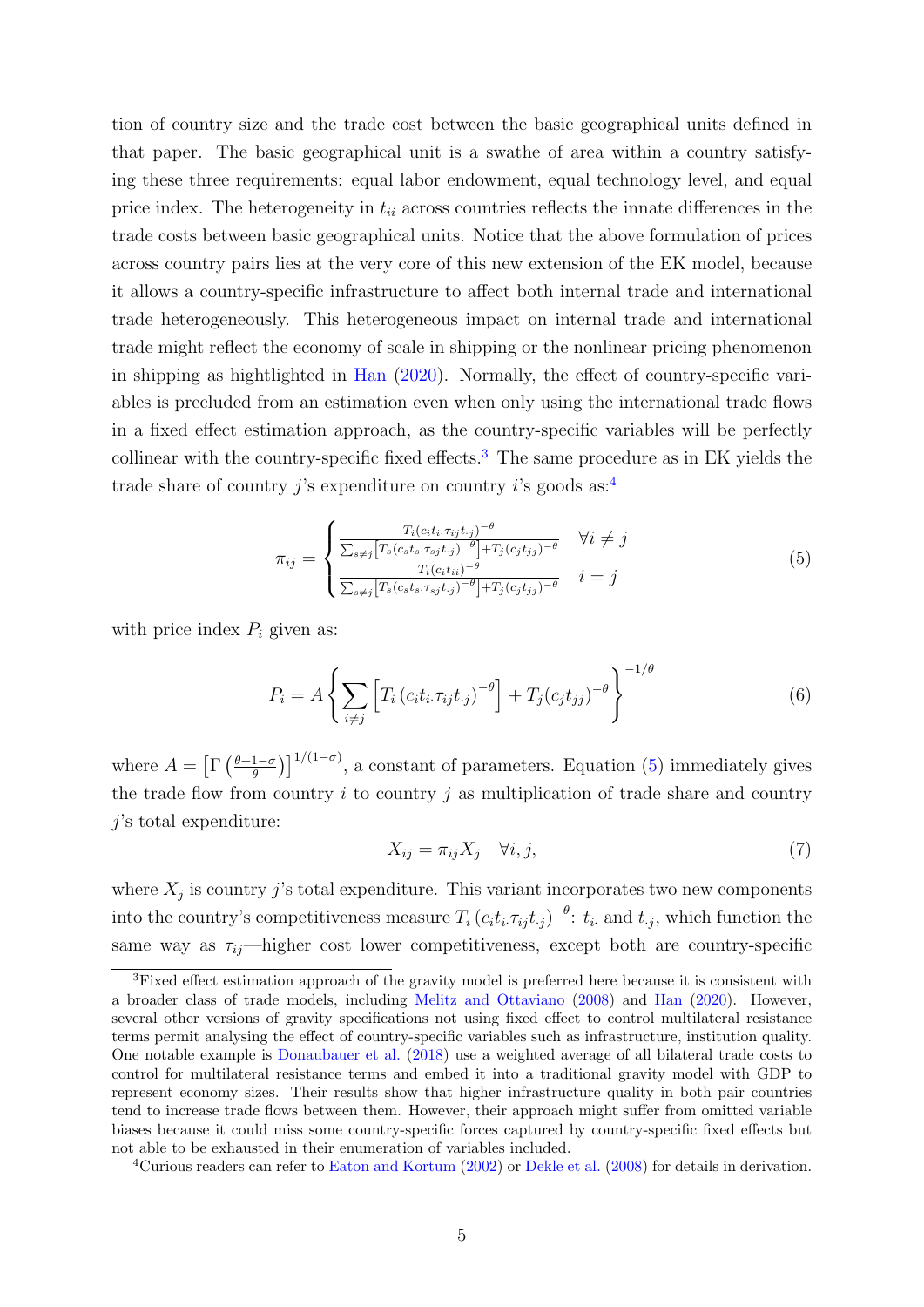tion of country size and the trade cost between the basic geographical units defined in that paper. The basic geographical unit is a swathe of area within a country satisfying these three requirements: equal labor endowment, equal technology level, and equal price index. The heterogeneity in $t_{ii}$ across countries reflects the innate differences in the trade costs between basic geographical units. Notice that the above formulation of prices across country pairs lies at the very core of this new extension of the EK model, because it allows a country-specific infrastructure to affect both internal trade and international trade heterogeneously. This heterogeneous impact on internal trade and international trade might reflect the economy of scale in shipping or the nonlinear pricing phenomenon in shipping as hightlighted in Han (2020). Normally, the effect of country-specific variables is precluded from an estimation even when only using the international trade flows in a fixed effect estimation approach, as the country-specific variables will be perfectly collinear with the country-specific fixed effects.[3] The same procedure as in EK yields the trade share of country $j$'s expenditure on country $i$'s goods as:[4]

$$\pi_{ij} = \begin{cases} \frac{T_i (c_i t_{i.} \tau_{ij} t_{.j})^{-\theta}}{\sum_{s \neq j} \left[ T_s (c_s t_{s.} \tau_{sj} t_{.j})^{-\theta} \right] + T_j (c_j t_{jj})^{-\theta}} & \forall i \neq j \\ \frac{T_i (c_i t_{ii})^{-\theta}}{\sum_{s \neq j} \left[ T_s (c_s t_{s.} \tau_{sj} t_{.j})^{-\theta} \right] + T_j (c_j t_{jj})^{-\theta}} & i = j \end{cases} \tag{5}$$

with price index $P_i$ given as:

$$P_i = A \left\{ \sum_{i \neq j} \left[ T_i \left( c_i t_{i.} \tau_{ij} t_{.j} \right)^{-\theta} \right] + T_j (c_j t_{jj})^{-\theta} \right\}^{-1/\theta} \tag{6}$$

where $A = \left[ \Gamma \left( \frac{\theta + 1 - \sigma}{\theta} \right) \right]^{1/(1-\sigma)}$, a constant of parameters. Equation (5) immediately gives the trade flow from country $i$ to country $j$ as multiplication of trade share and country $j$'s total expenditure:

$$X_{ij} = \pi_{ij} X_j \quad \forall i, j, \tag{7}$$

where $X_j$ is country $j$'s total expenditure. This variant incorporates two new components into the country's competitiveness measure $T_i \left( c_i t_{i.} \tau_{ij} t_{.j} \right)^{-\theta}$: $t_{i.}$ and $t_{.j}$, which function the same way as $\tau_{ij}$—higher cost lower competitiveness, except both are country-specific

[3] Fixed effect estimation approach of the gravity model is preferred here because it is consistent with a broader class of trade models, including Melitz and Ottaviano (2008) and Han (2020). However, several other versions of gravity specifications not using fixed effect to control multilateral resistance terms permit analysing the effect of country-specific variables such as infrastructure, institution quality. One notable example is Donaubauer et al. (2018) use a weighted average of all bilateral trade costs to control for multilateral resistance terms and embed it into a traditional gravity model with GDP to represent economy sizes. Their results show that higher infrastructure quality in both pair countries tend to increase trade flows between them. However, their approach might suffer from omitted variable biases because it could miss some country-specific forces captured by country-specific fixed effects but not able to be exhausted in their enumeration of variables included.

[4] Curious readers can refer to Eaton and Kortum (2002) or Dekle et al. (2008) for details in derivation.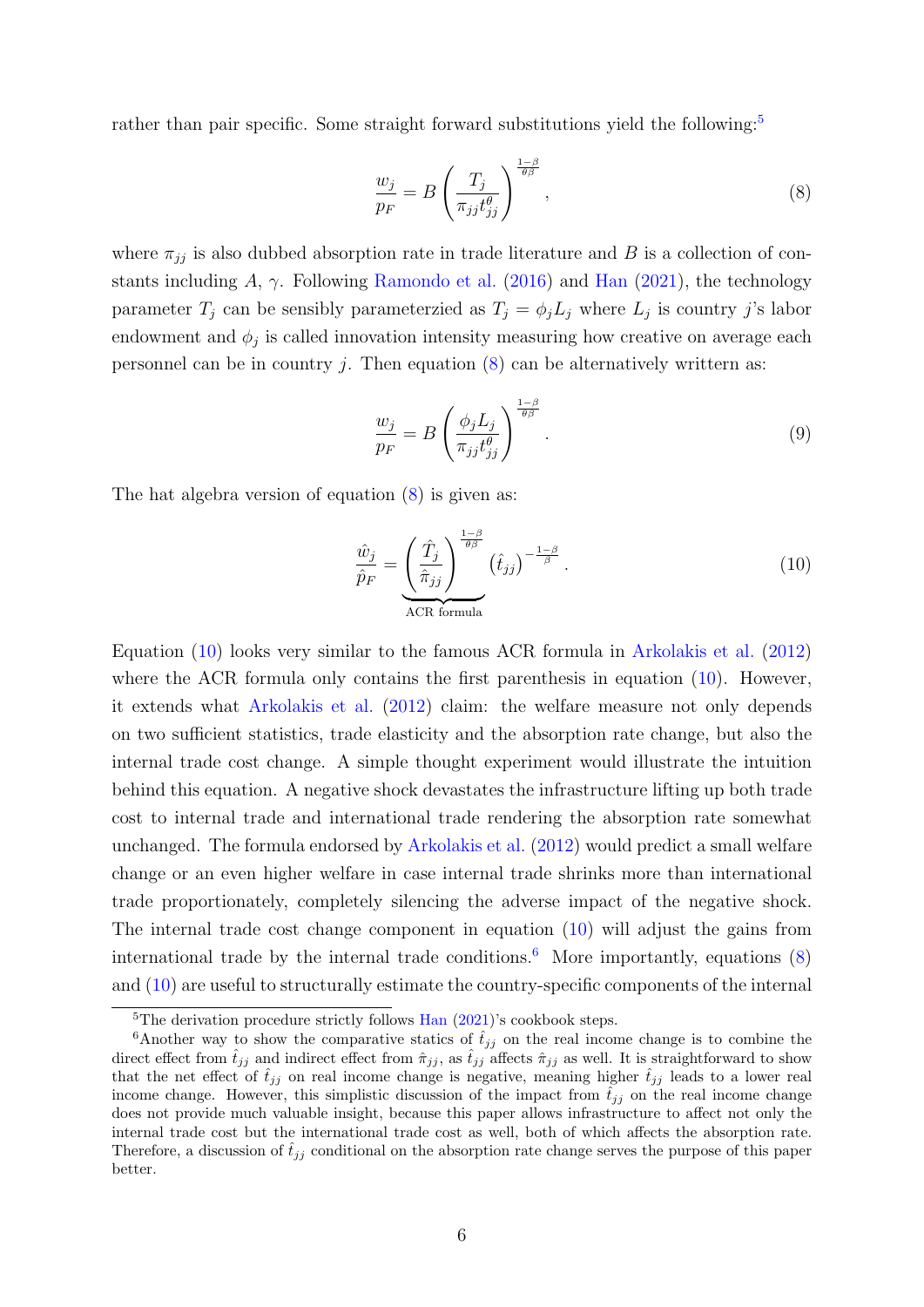rather than pair specific. Some straight forward substitutions yield the following:[5]

$$\frac{w_j}{p_F} = B\left(\frac{T_j}{\pi_{jj} t_{jj}^{\theta}}\right)^{\frac{1-\beta}{\theta\beta}}, \tag{8}$$

where $\pi_{jj}$ is also dubbed absorption rate in trade literature and $B$ is a collection of constants including $A$, $\gamma$. Following Ramondo et al. (2016) and Han (2021), the technology parameter $T_j$ can be sensibly parameterzied as $T_j = \phi_j L_j$ where $L_j$ is country $j$'s labor endowment and $\phi_j$ is called innovation intensity measuring how creative on average each personnel can be in country $j$. Then equation (8) can be alternatively writtern as:

$$\frac{w_j}{p_F} = B\left(\frac{\phi_j L_j}{\pi_{jj} t_{jj}^{\theta}}\right)^{\frac{1-\beta}{\theta\beta}}. \tag{9}$$

The hat algebra version of equation (8) is given as:

$$\frac{\hat{w}_j}{\hat{p}_F} = \underbrace{\left(\frac{\hat{T}_j}{\hat{\pi}_{jj}}\right)^{\frac{1-\beta}{\theta\beta}}}_{\text{ACR formula}} \left(\hat{t}_{jj}\right)^{-\frac{1-\beta}{\beta}}. \tag{10}$$

Equation (10) looks very similar to the famous ACR formula in Arkolakis et al. (2012) where the ACR formula only contains the first parenthesis in equation (10). However, it extends what Arkolakis et al. (2012) claim: the welfare measure not only depends on two sufficient statistics, trade elasticity and the absorption rate change, but also the internal trade cost change. A simple thought experiment would illustrate the intuition behind this equation. A negative shock devastates the infrastructure lifting up both trade cost to internal trade and international trade rendering the absorption rate somewhat unchanged. The formula endorsed by Arkolakis et al. (2012) would predict a small welfare change or an even higher welfare in case internal trade shrinks more than international trade proportionately, completely silencing the adverse impact of the negative shock. The internal trade cost change component in equation (10) will adjust the gains from international trade by the internal trade conditions.[6] More importantly, equations (8) and (10) are useful to structurally estimate the country-specific components of the internal

[5] The derivation procedure strictly follows Han (2021)'s cookbook steps.

[6] Another way to show the comparative statics of $\hat{t}_{jj}$ on the real income change is to combine the direct effect from $\hat{t}_{jj}$ and indirect effect from $\hat{\pi}_{jj}$, as $\hat{t}_{jj}$ affects $\hat{\pi}_{jj}$ as well. It is straightforward to show that the net effect of $\hat{t}_{jj}$ on real income change is negative, meaning higher $\hat{t}_{jj}$ leads to a lower real income change. However, this simplistic discussion of the impact from $\hat{t}_{jj}$ on the real income change does not provide much valuable insight, because this paper allows infrastructure to affect not only the internal trade cost but the international trade cost as well, both of which affects the absorption rate. Therefore, a discussion of $\hat{t}_{jj}$ conditional on the absorption rate change serves the purpose of this paper better.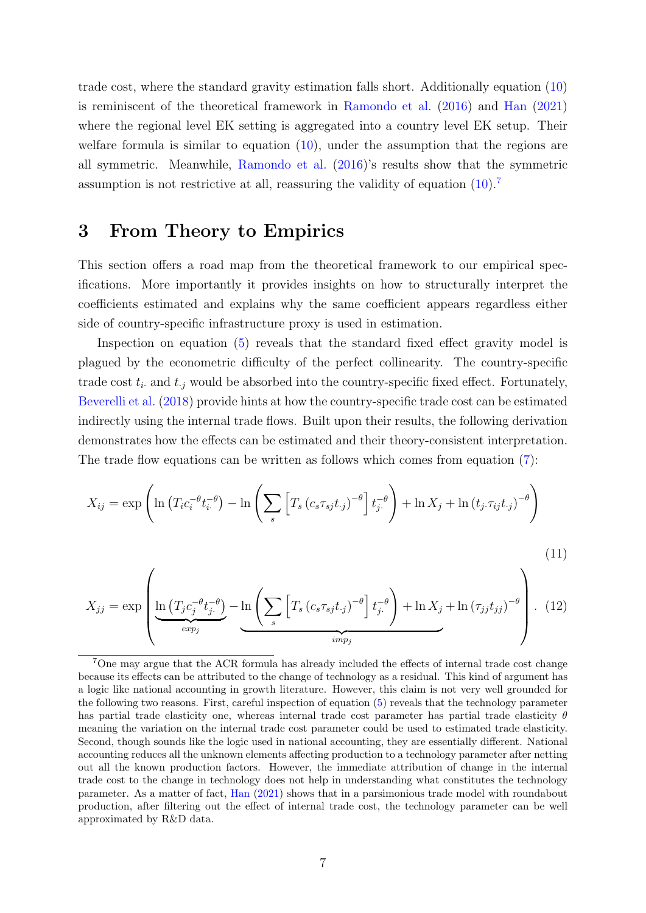trade cost, where the standard gravity estimation falls short. Additionally equation (10) is reminiscent of the theoretical framework in Ramondo et al. (2016) and Han (2021) where the regional level EK setting is aggregated into a country level EK setup. Their welfare formula is similar to equation (10), under the assumption that the regions are all symmetric. Meanwhile, Ramondo et al. (2016)'s results show that the symmetric assumption is not restrictive at all, reassuring the validity of equation (10).[7]

# 3 From Theory to Empirics

This section offers a road map from the theoretical framework to our empirical specifications. More importantly it provides insights on how to structurally interpret the coefficients estimated and explains why the same coefficient appears regardless either side of country-specific infrastructure proxy is used in estimation.

Inspection on equation (5) reveals that the standard fixed effect gravity model is plagued by the econometric difficulty of the perfect collinearity. The country-specific trade cost $t_{i\cdot}$ and $t_{\cdot j}$ would be absorbed into the country-specific fixed effect. Fortunately, Beverelli et al. (2018) provide hints at how the country-specific trade cost can be estimated indirectly using the internal trade flows. Built upon their results, the following derivation demonstrates how the effects can be estimated and their theory-consistent interpretation. The trade flow equations can be written as follows which comes from equation (7):

$$X_{ij} = \exp\left(\ln\left(T_i c_i^{-\theta} t_{i\cdot}^{-\theta}\right) - \ln\left(\sum_s \left[T_s \left(c_s \tau_{sj} t_{\cdot j}\right)^{-\theta}\right] t_{j\cdot}^{-\theta}\right) + \ln X_j + \ln\left(t_{j\cdot} \tau_{ij} t_{\cdot j}\right)^{-\theta}\right) \tag{11}$$

$$X_{jj} = \exp\left(\underbrace{\ln\left(T_j c_j^{-\theta} t_{j\cdot}^{-\theta}\right)}_{exp_j} \underbrace{- \ln\left(\sum_s \left[T_s \left(c_s \tau_{sj} t_{\cdot j}\right)^{-\theta}\right] t_{j\cdot}^{-\theta}\right) + \ln X_j}_{imp_j} + \ln\left(\tau_{jj} t_{jj}\right)^{-\theta}\right). \tag{12}$$

[7] One may argue that the ACR formula has already included the effects of internal trade cost change because its effects can be attributed to the change of technology as a residual. This kind of argument has a logic like national accounting in growth literature. However, this claim is not very well grounded for the following two reasons. First, careful inspection of equation (5) reveals that the technology parameter has partial trade elasticity one, whereas internal trade cost parameter has partial trade elasticity $\theta$ meaning the variation on the internal trade cost parameter could be used to estimated trade elasticity. Second, though sounds like the logic used in national accounting, they are essentially different. National accounting reduces all the unknown elements affecting production to a technology parameter after netting out all the known production factors. However, the immediate attribution of change in the internal trade cost to the change in technology does not help in understanding what constitutes the technology parameter. As a matter of fact, Han (2021) shows that in a parsimonious trade model with roundabout production, after filtering out the effect of internal trade cost, the technology parameter can be well approximated by R&D data.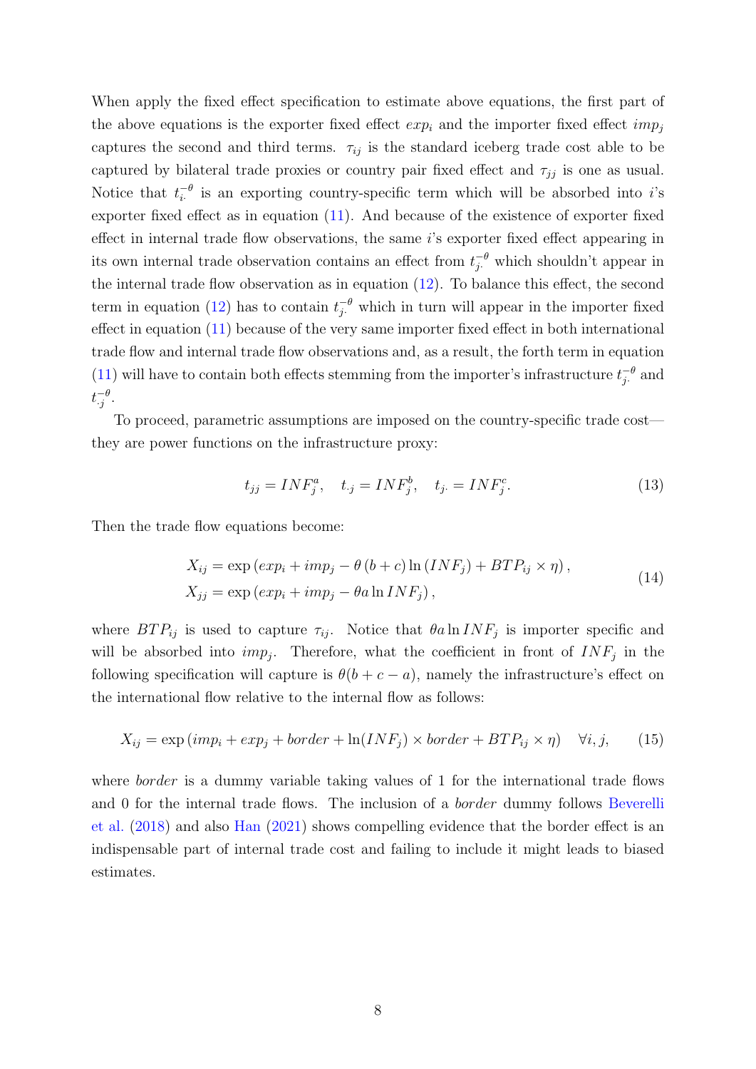When apply the fixed effect specification to estimate above equations, the first part of the above equations is the exporter fixed effect $exp_i$ and the importer fixed effect $imp_j$ captures the second and third terms. $\tau_{ij}$ is the standard iceberg trade cost able to be captured by bilateral trade proxies or country pair fixed effect and $\tau_{jj}$ is one as usual. Notice that $t_{i\cdot}^{-\theta}$ is an exporting country-specific term which will be absorbed into $i$'s exporter fixed effect as in equation (11). And because of the existence of exporter fixed effect in internal trade flow observations, the same $i$'s exporter fixed effect appearing in its own internal trade observation contains an effect from $t_{j\cdot}^{-\theta}$ which shouldn't appear in the internal trade flow observation as in equation (12). To balance this effect, the second term in equation (12) has to contain $t_{j\cdot}^{-\theta}$ which in turn will appear in the importer fixed effect in equation (11) because of the very same importer fixed effect in both international trade flow and internal trade flow observations and, as a result, the forth term in equation (11) will have to contain both effects stemming from the importer's infrastructure $t_{j\cdot}^{-\theta}$ and $t_{\cdot j}^{-\theta}$.

To proceed, parametric assumptions are imposed on the country-specific trade cost—they are power functions on the infrastructure proxy:

$$t_{jj} = INF_j^a, \quad t_{\cdot j} = INF_j^b, \quad t_{j\cdot} = INF_j^c. \tag{13}$$

Then the trade flow equations become:

$$\begin{aligned} X_{ij} &= \exp\left(exp_i + imp_j - \theta\left(b + c\right)\ln\left(INF_j\right) + BTP_{ij} \times \eta\right), \\ X_{jj} &= \exp\left(exp_i + imp_j - \theta a \ln INF_j\right), \end{aligned} \tag{14}$$

where $BTP_{ij}$ is used to capture $\tau_{ij}$. Notice that $\theta a \ln INF_j$ is importer specific and will be absorbed into $imp_j$. Therefore, what the coefficient in front of $INF_j$ in the following specification will capture is $\theta(b + c - a)$, namely the infrastructure's effect on the international flow relative to the internal flow as follows:

$$X_{ij} = \exp\left(imp_i + exp_j + border + \ln(INF_j) \times border + BTP_{ij} \times \eta\right) \quad \forall i, j, \tag{15}$$

where *border* is a dummy variable taking values of 1 for the international trade flows and 0 for the internal trade flows. The inclusion of a *border* dummy follows Beverelli et al. (2018) and also Han (2021) shows compelling evidence that the border effect is an indispensable part of internal trade cost and failing to include it might leads to biased estimates.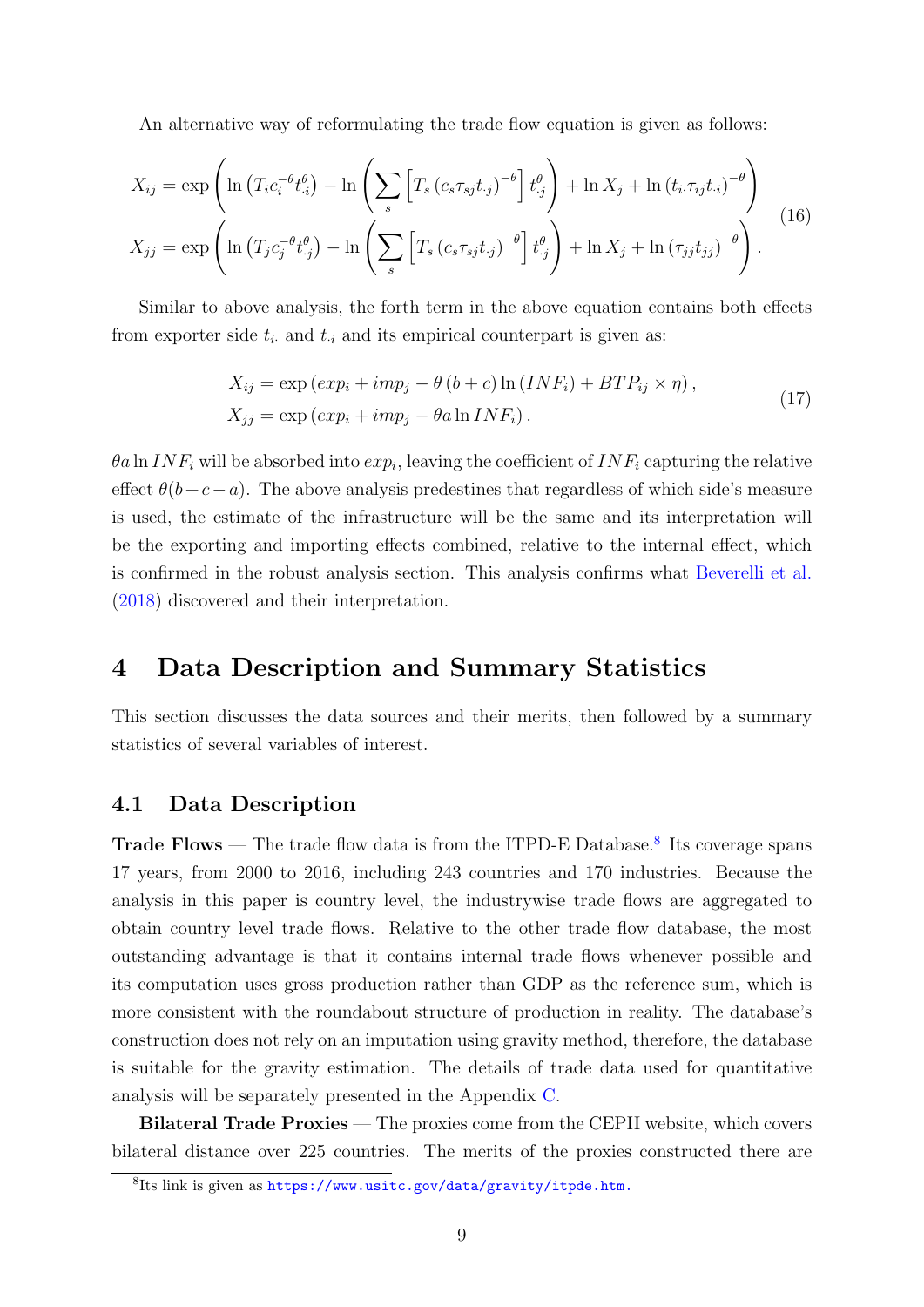An alternative way of reformulating the trade flow equation is given as follows:

$$
\begin{aligned}
X_{ij} &= \exp\left(\ln\left(T_i c_i^{-\theta} t_{i\cdot}^{\theta}\right) - \ln\left(\sum_s \left[T_s\left(c_s \tau_{sj} t_{\cdot j}\right)^{-\theta}\right] t_{\cdot j}^{\theta}\right) + \ln X_j + \ln\left(t_{i\cdot}\tau_{ij}t_{\cdot i}\right)^{-\theta}\right) \\
X_{jj} &= \exp\left(\ln\left(T_j c_j^{-\theta} t_{\cdot j}^{\theta}\right) - \ln\left(\sum_s \left[T_s\left(c_s \tau_{sj} t_{\cdot j}\right)^{-\theta}\right] t_{\cdot j}^{\theta}\right) + \ln X_j + \ln\left(\tau_{jj} t_{jj}\right)^{-\theta}\right).
\end{aligned}
\tag{16}
$$

Similar to above analysis, the forth term in the above equation contains both effects from exporter side $t_{i\cdot}$ and $t_{\cdot i}$ and its empirical counterpart is given as:

$$
\begin{aligned}
X_{ij} &= \exp\left(exp_i + imp_j - \theta\left(b + c\right)\ln\left(INF_i\right) + BTP_{ij} \times \eta\right), \\
X_{jj} &= \exp\left(exp_i + imp_j - \theta a \ln INF_i\right).
\end{aligned}
\tag{17}
$$

$\theta a \ln INF_i$ will be absorbed into $exp_i$, leaving the coefficient of $INF_i$ capturing the relative effect $\theta(b+c-a)$. The above analysis predestines that regardless of which side's measure is used, the estimate of the infrastructure will be the same and its interpretation will be the exporting and importing effects combined, relative to the internal effect, which is confirmed in the robust analysis section. This analysis confirms what Beverelli et al. (2018) discovered and their interpretation.

# 4 Data Description and Summary Statistics

This section discusses the data sources and their merits, then followed by a summary statistics of several variables of interest.

## 4.1 Data Description

**Trade Flows** — The trade flow data is from the ITPD-E Database.[8] Its coverage spans 17 years, from 2000 to 2016, including 243 countries and 170 industries. Because the analysis in this paper is country level, the industrywise trade flows are aggregated to obtain country level trade flows. Relative to the other trade flow database, the most outstanding advantage is that it contains internal trade flows whenever possible and its computation uses gross production rather than GDP as the reference sum, which is more consistent with the roundabout structure of production in reality. The database's construction does not rely on an imputation using gravity method, therefore, the database is suitable for the gravity estimation. The details of trade data used for quantitative analysis will be separately presented in the Appendix C.

**Bilateral Trade Proxies** — The proxies come from the CEPII website, which covers bilateral distance over 225 countries. The merits of the proxies constructed there are

[8] Its link is given as https://www.usitc.gov/data/gravity/itpde.htm.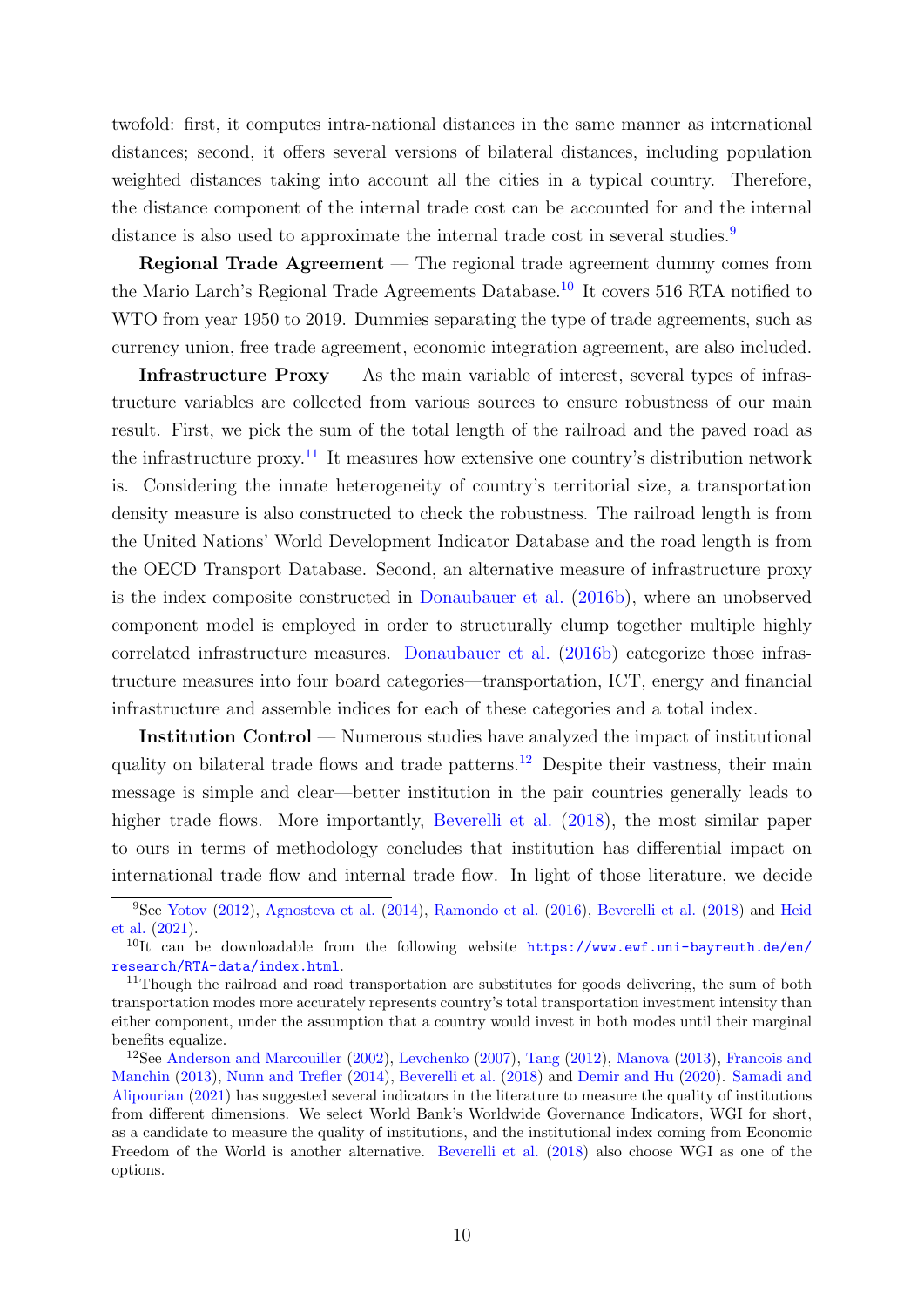twofold: first, it computes intra-national distances in the same manner as international distances; second, it offers several versions of bilateral distances, including population weighted distances taking into account all the cities in a typical country. Therefore, the distance component of the internal trade cost can be accounted for and the internal distance is also used to approximate the internal trade cost in several studies.[9]

**Regional Trade Agreement** — The regional trade agreement dummy comes from the Mario Larch's Regional Trade Agreements Database.[10] It covers 516 RTA notified to WTO from year 1950 to 2019. Dummies separating the type of trade agreements, such as currency union, free trade agreement, economic integration agreement, are also included.

**Infrastructure Proxy** — As the main variable of interest, several types of infrastructure variables are collected from various sources to ensure robustness of our main result. First, we pick the sum of the total length of the railroad and the paved road as the infrastructure proxy.[11] It measures how extensive one country's distribution network is. Considering the innate heterogeneity of country's territorial size, a transportation density measure is also constructed to check the robustness. The railroad length is from the United Nations' World Development Indicator Database and the road length is from the OECD Transport Database. Second, an alternative measure of infrastructure proxy is the index composite constructed in Donaubauer et al. (2016b), where an unobserved component model is employed in order to structurally clump together multiple highly correlated infrastructure measures. Donaubauer et al. (2016b) categorize those infrastructure measures into four board categories—transportation, ICT, energy and financial infrastructure and assemble indices for each of these categories and a total index.

**Institution Control** — Numerous studies have analyzed the impact of institutional quality on bilateral trade flows and trade patterns.[12] Despite their vastness, their main message is simple and clear—better institution in the pair countries generally leads to higher trade flows. More importantly, Beverelli et al. (2018), the most similar paper to ours in terms of methodology concludes that institution has differential impact on international trade flow and internal trade flow. In light of those literature, we decide

---

[9] See Yotov (2012), Agnosteva et al. (2014), Ramondo et al. (2016), Beverelli et al. (2018) and Heid et al. (2021).

[10] It can be downloadable from the following website https://www.ewf.uni-bayreuth.de/en/research/RTA-data/index.html.

[11] Though the railroad and road transportation are substitutes for goods delivering, the sum of both transportation modes more accurately represents country's total transportation investment intensity than either component, under the assumption that a country would invest in both modes until their marginal benefits equalize.

[12] See Anderson and Marcouiller (2002), Levchenko (2007), Tang (2012), Manova (2013), Francois and Manchin (2013), Nunn and Trefler (2014), Beverelli et al. (2018) and Demir and Hu (2020). Samadi and Alipourian (2021) has suggested several indicators in the literature to measure the quality of institutions from different dimensions. We select World Bank's Worldwide Governance Indicators, WGI for short, as a candidate to measure the quality of institutions, and the institutional index coming from Economic Freedom of the World is another alternative. Beverelli et al. (2018) also choose WGI as one of the options.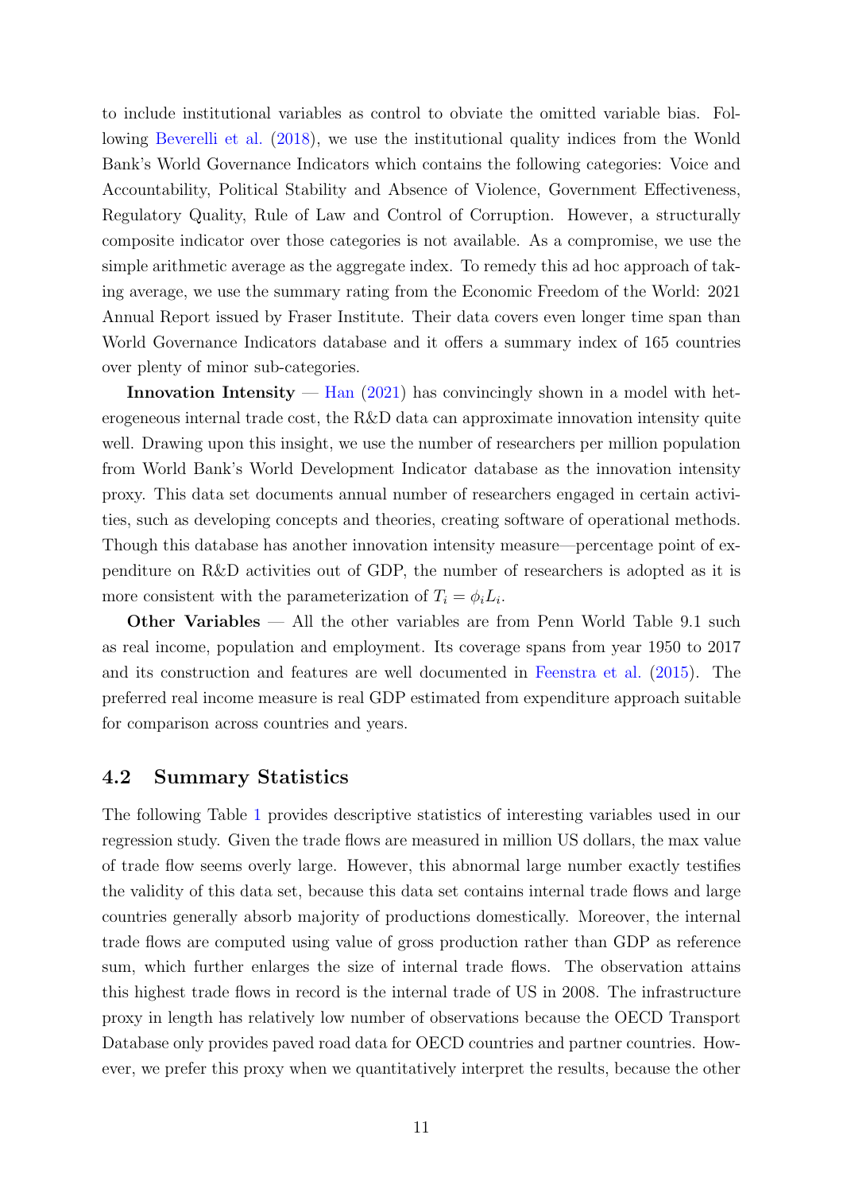to include institutional variables as control to obviate the omitted variable bias. Following Beverelli et al. (2018), we use the institutional quality indices from the Wonld Bank's World Governance Indicators which contains the following categories: Voice and Accountability, Political Stability and Absence of Violence, Government Effectiveness, Regulatory Quality, Rule of Law and Control of Corruption. However, a structurally composite indicator over those categories is not available. As a compromise, we use the simple arithmetic average as the aggregate index. To remedy this ad hoc approach of taking average, we use the summary rating from the Economic Freedom of the World: 2021 Annual Report issued by Fraser Institute. Their data covers even longer time span than World Governance Indicators database and it offers a summary index of 165 countries over plenty of minor sub-categories.

**Innovation Intensity** — Han (2021) has convincingly shown in a model with heterogeneous internal trade cost, the R&D data can approximate innovation intensity quite well. Drawing upon this insight, we use the number of researchers per million population from World Bank's World Development Indicator database as the innovation intensity proxy. This data set documents annual number of researchers engaged in certain activities, such as developing concepts and theories, creating software of operational methods. Though this database has another innovation intensity measure—percentage point of expenditure on R&D activities out of GDP, the number of researchers is adopted as it is more consistent with the parameterization of $T_i = \phi_i L_i$.

**Other Variables** — All the other variables are from Penn World Table 9.1 such as real income, population and employment. Its coverage spans from year 1950 to 2017 and its construction and features are well documented in Feenstra et al. (2015). The preferred real income measure is real GDP estimated from expenditure approach suitable for comparison across countries and years.

## 4.2 Summary Statistics

The following Table 1 provides descriptive statistics of interesting variables used in our regression study. Given the trade flows are measured in million US dollars, the max value of trade flow seems overly large. However, this abnormal large number exactly testifies the validity of this data set, because this data set contains internal trade flows and large countries generally absorb majority of productions domestically. Moreover, the internal trade flows are computed using value of gross production rather than GDP as reference sum, which further enlarges the size of internal trade flows. The observation attains this highest trade flows in record is the internal trade of US in 2008. The infrastructure proxy in length has relatively low number of observations because the OECD Transport Database only provides paved road data for OECD countries and partner countries. However, we prefer this proxy when we quantitatively interpret the results, because the other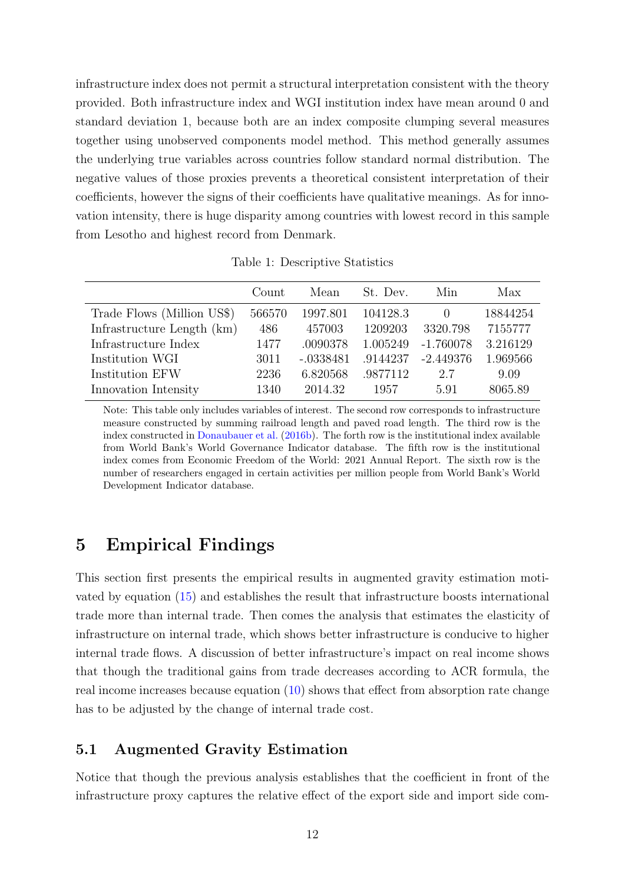infrastructure index does not permit a structural interpretation consistent with the theory provided. Both infrastructure index and WGI institution index have mean around 0 and standard deviation 1, because both are an index composite clumping several measures together using unobserved components model method. This method generally assumes the underlying true variables across countries follow standard normal distribution. The negative values of those proxies prevents a theoretical consistent interpretation of their coefficients, however the signs of their coefficients have qualitative meanings. As for innovation intensity, there is huge disparity among countries with lowest record in this sample from Lesotho and highest record from Denmark.

Table 1: Descriptive Statistics

| | Count | Mean | St. Dev. | Min | Max |
|---|---|---|---|---|---|
| Trade Flows (Million US$) | 566570 | 1997.801 | 104128.3 | 0 | 18844254 |
| Infrastructure Length (km) | 486 | 457003 | 1209203 | 3320.798 | 7155777 |
| Infrastructure Index | 1477 | .0090378 | 1.005249 | -1.760078 | 3.216129 |
| Institution WGI | 3011 | -.0338481 | .9144237 | -2.449376 | 1.969566 |
| Institution EFW | 2236 | 6.820568 | .9877112 | 2.7 | 9.09 |
| Innovation Intensity | 1340 | 2014.32 | 1957 | 5.91 | 8065.89 |

Note: This table only includes variables of interest. The second row corresponds to infrastructure measure constructed by summing railroad length and paved road length. The third row is the index constructed in Donaubauer et al. (2016b). The forth row is the institutional index available from World Bank's World Governance Indicator database. The fifth row is the institutional index comes from Economic Freedom of the World: 2021 Annual Report. The sixth row is the number of researchers engaged in certain activities per million people from World Bank's World Development Indicator database.

# 5 Empirical Findings

This section first presents the empirical results in augmented gravity estimation motivated by equation (15) and establishes the result that infrastructure boosts international trade more than internal trade. Then comes the analysis that estimates the elasticity of infrastructure on internal trade, which shows better infrastructure is conducive to higher internal trade flows. A discussion of better infrastructure's impact on real income shows that though the traditional gains from trade decreases according to ACR formula, the real income increases because equation (10) shows that effect from absorption rate change has to be adjusted by the change of internal trade cost.

## 5.1 Augmented Gravity Estimation

Notice that though the previous analysis establishes that the coefficient in front of the infrastructure proxy captures the relative effect of the export side and import side com-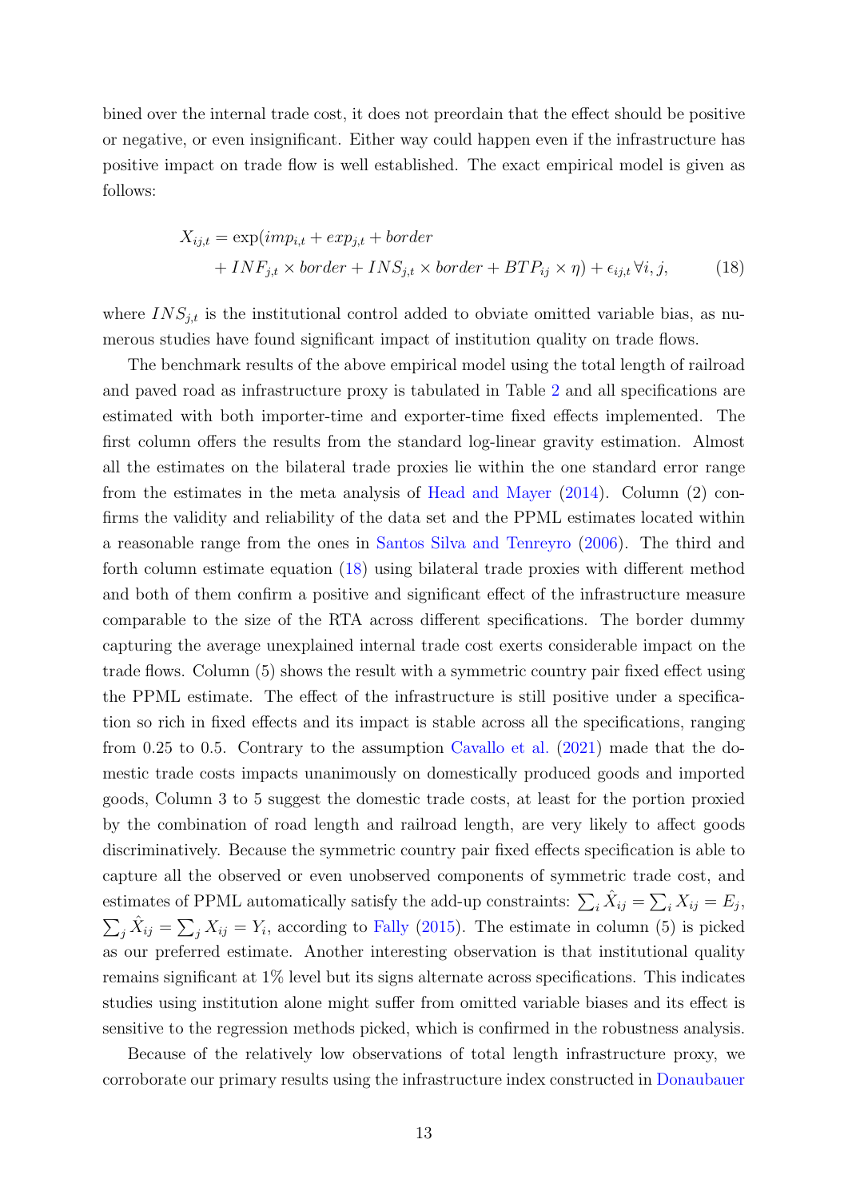bined over the internal trade cost, it does not preordain that the effect should be positive or negative, or even insignificant. Either way could happen even if the infrastructure has positive impact on trade flow is well established. The exact empirical model is given as follows:

$$
\begin{aligned}
X_{ij,t} = \exp(&imp_{i,t} + exp_{j,t} + border \\
&+ INF_{j,t} \times border + INS_{j,t} \times border + BTP_{ij} \times \eta) + \epsilon_{ij,t} \, \forall i, j,
\end{aligned} \tag{18}
$$

where $INS_{j,t}$ is the institutional control added to obviate omitted variable bias, as numerous studies have found significant impact of institution quality on trade flows.

The benchmark results of the above empirical model using the total length of railroad and paved road as infrastructure proxy is tabulated in Table 2 and all specifications are estimated with both importer-time and exporter-time fixed effects implemented. The first column offers the results from the standard log-linear gravity estimation. Almost all the estimates on the bilateral trade proxies lie within the one standard error range from the estimates in the meta analysis of Head and Mayer (2014). Column (2) confirms the validity and reliability of the data set and the PPML estimates located within a reasonable range from the ones in Santos Silva and Tenreyro (2006). The third and forth column estimate equation (18) using bilateral trade proxies with different method and both of them confirm a positive and significant effect of the infrastructure measure comparable to the size of the RTA across different specifications. The border dummy capturing the average unexplained internal trade cost exerts considerable impact on the trade flows. Column (5) shows the result with a symmetric country pair fixed effect using the PPML estimate. The effect of the infrastructure is still positive under a specification so rich in fixed effects and its impact is stable across all the specifications, ranging from 0.25 to 0.5. Contrary to the assumption Cavallo et al. (2021) made that the domestic trade costs impacts unanimously on domestically produced goods and imported goods, Column 3 to 5 suggest the domestic trade costs, at least for the portion proxied by the combination of road length and railroad length, are very likely to affect goods discriminatively. Because the symmetric country pair fixed effects specification is able to capture all the observed or even unobserved components of symmetric trade cost, and estimates of PPML automatically satisfy the add-up constraints: $\sum_i \hat{X}_{ij} = \sum_i X_{ij} = E_j$, $\sum_j \hat{X}_{ij} = \sum_j X_{ij} = Y_i$, according to Fally (2015). The estimate in column (5) is picked as our preferred estimate. Another interesting observation is that institutional quality remains significant at 1% level but its signs alternate across specifications. This indicates studies using institution alone might suffer from omitted variable biases and its effect is sensitive to the regression methods picked, which is confirmed in the robustness analysis.

Because of the relatively low observations of total length infrastructure proxy, we corroborate our primary results using the infrastructure index constructed in Donaubauer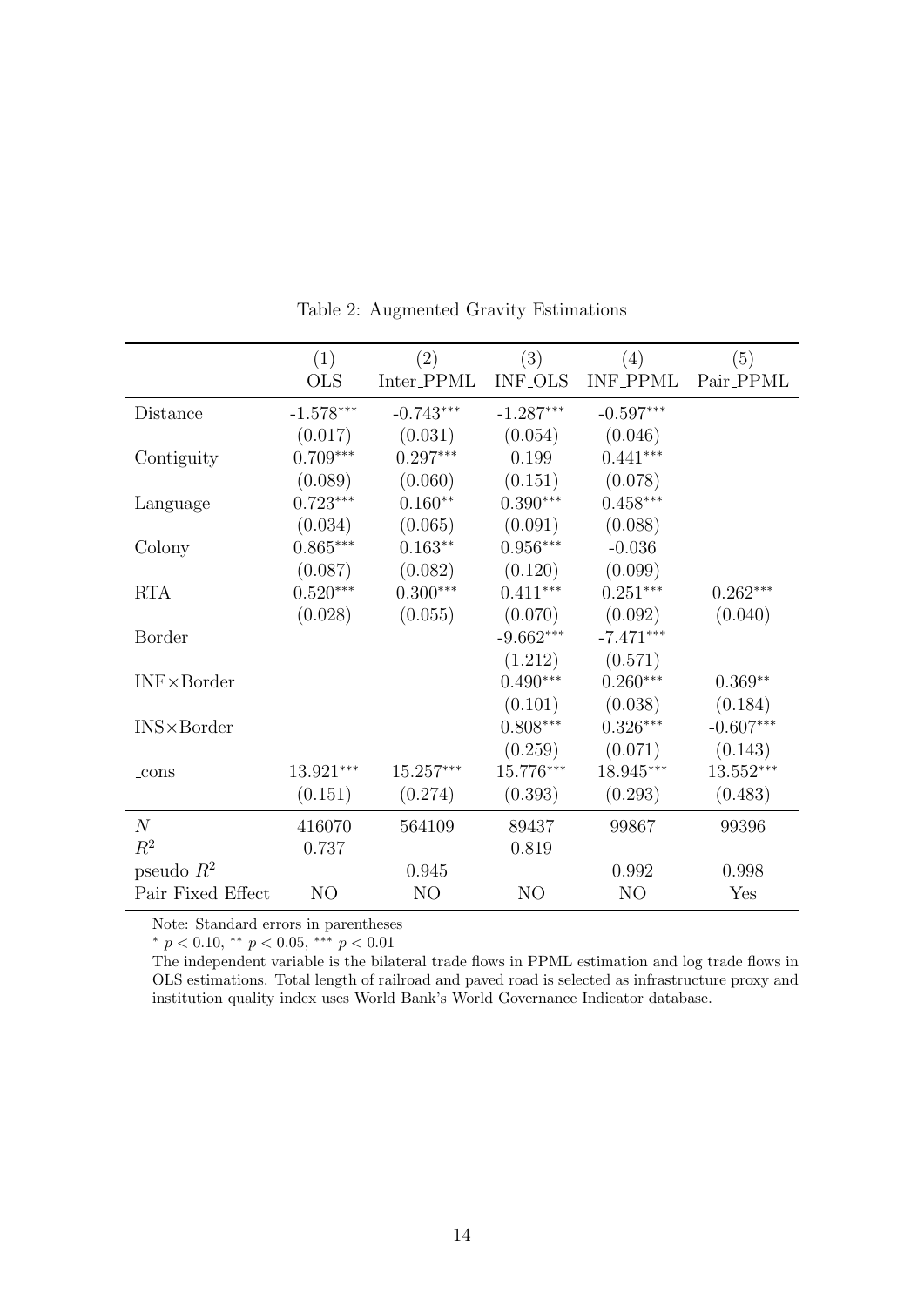Table 2: Augmented Gravity Estimations

| | (1) | (2) | (3) | (4) | (5) |
|---|---|---|---|---|---|
| | OLS | Inter_PPML | INF_OLS | INF_PPML | Pair_PPML |
| Distance | -1.578*** | -0.743*** | -1.287*** | -0.597*** | |
| | (0.017) | (0.031) | (0.054) | (0.046) | |
| Contiguity | 0.709*** | 0.297*** | 0.199 | 0.441*** | |
| | (0.089) | (0.060) | (0.151) | (0.078) | |
| Language | 0.723*** | 0.160** | 0.390*** | 0.458*** | |
| | (0.034) | (0.065) | (0.091) | (0.088) | |
| Colony | 0.865*** | 0.163** | 0.956*** | -0.036 | |
| | (0.087) | (0.082) | (0.120) | (0.099) | |
| RTA | 0.520*** | 0.300*** | 0.411*** | 0.251*** | 0.262*** |
| | (0.028) | (0.055) | (0.070) | (0.092) | (0.040) |
| Border | | | -9.662*** | -7.471*** | |
| | | | (1.212) | (0.571) | |
| INF×Border | | | 0.490*** | 0.260*** | 0.369** |
| | | | (0.101) | (0.038) | (0.184) |
| INS×Border | | | 0.808*** | 0.326*** | -0.607*** |
| | | | (0.259) | (0.071) | (0.143) |
| _cons | 13.921*** | 15.257*** | 15.776*** | 18.945*** | 13.552*** |
| | (0.151) | (0.274) | (0.393) | (0.293) | (0.483) |
| $N$ | 416070 | 564109 | 89437 | 99867 | 99396 |
| $R^2$ | 0.737 | | 0.819 | | |
| pseudo $R^2$ | | 0.945 | | 0.992 | 0.998 |
| Pair Fixed Effect | NO | NO | NO | NO | Yes |

Note: Standard errors in parentheses

* $p < 0.10$, ** $p < 0.05$, *** $p < 0.01$

The independent variable is the bilateral trade flows in PPML estimation and log trade flows in OLS estimations. Total length of railroad and paved road is selected as infrastructure proxy and institution quality index uses World Bank's World Governance Indicator database.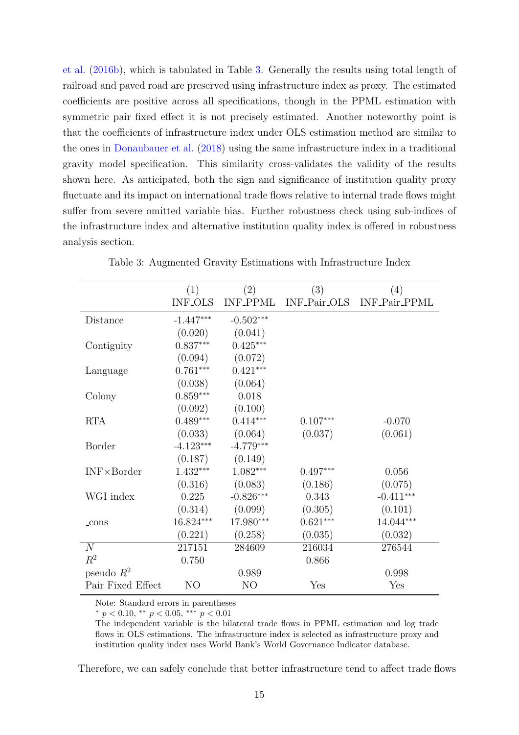et al. (2016b), which is tabulated in Table 3. Generally the results using total length of railroad and paved road are preserved using infrastructure index as proxy. The estimated coefficients are positive across all specifications, though in the PPML estimation with symmetric pair fixed effect it is not precisely estimated. Another noteworthy point is that the coefficients of infrastructure index under OLS estimation method are similar to the ones in Donaubauer et al. (2018) using the same infrastructure index in a traditional gravity model specification. This similarity cross-validates the validity of the results shown here. As anticipated, both the sign and significance of institution quality proxy fluctuate and its impact on international trade flows relative to internal trade flows might suffer from severe omitted variable bias. Further robustness check using sub-indices of the infrastructure index and alternative institution quality index is offered in robustness analysis section.

Table 3: Augmented Gravity Estimations with Infrastructure Index

| | (1) INF_OLS | (2) INF_PPML | (3) INF_Pair_OLS | (4) INF_Pair_PPML |
|---|---|---|---|---|
| Distance | -1.447*** | -0.502*** | | |
| | (0.020) | (0.041) | | |
| Contiguity | 0.837*** | 0.425*** | | |
| | (0.094) | (0.072) | | |
| Language | 0.761*** | 0.421*** | | |
| | (0.038) | (0.064) | | |
| Colony | 0.859*** | 0.018 | | |
| | (0.092) | (0.100) | | |
| RTA | 0.489*** | 0.414*** | 0.107*** | -0.070 |
| | (0.033) | (0.064) | (0.037) | (0.061) |
| Border | -4.123*** | -4.779*** | | |
| | (0.187) | (0.149) | | |
| INF×Border | 1.432*** | 1.082*** | 0.497*** | 0.056 |
| | (0.316) | (0.083) | (0.186) | (0.075) |
| WGI index | 0.225 | -0.826*** | 0.343 | -0.411*** |
| | (0.314) | (0.099) | (0.305) | (0.101) |
| _cons | 16.824*** | 17.980*** | 0.621*** | 14.044*** |
| | (0.221) | (0.258) | (0.035) | (0.032) |
| $N$ | 217151 | 284609 | 216034 | 276544 |
| $R^2$ | 0.750 | | 0.866 | |
| pseudo $R^2$ | | 0.989 | | 0.998 |
| Pair Fixed Effect | NO | NO | Yes | Yes |

Note: Standard errors in parentheses

* $p < 0.10$, ** $p < 0.05$, *** $p < 0.01$

The independent variable is the bilateral trade flows in PPML estimation and log trade flows in OLS estimations. The infrastructure index is selected as infrastructure proxy and institution quality index uses World Bank's World Governance Indicator database.

Therefore, we can safely conclude that better infrastructure tend to affect trade flows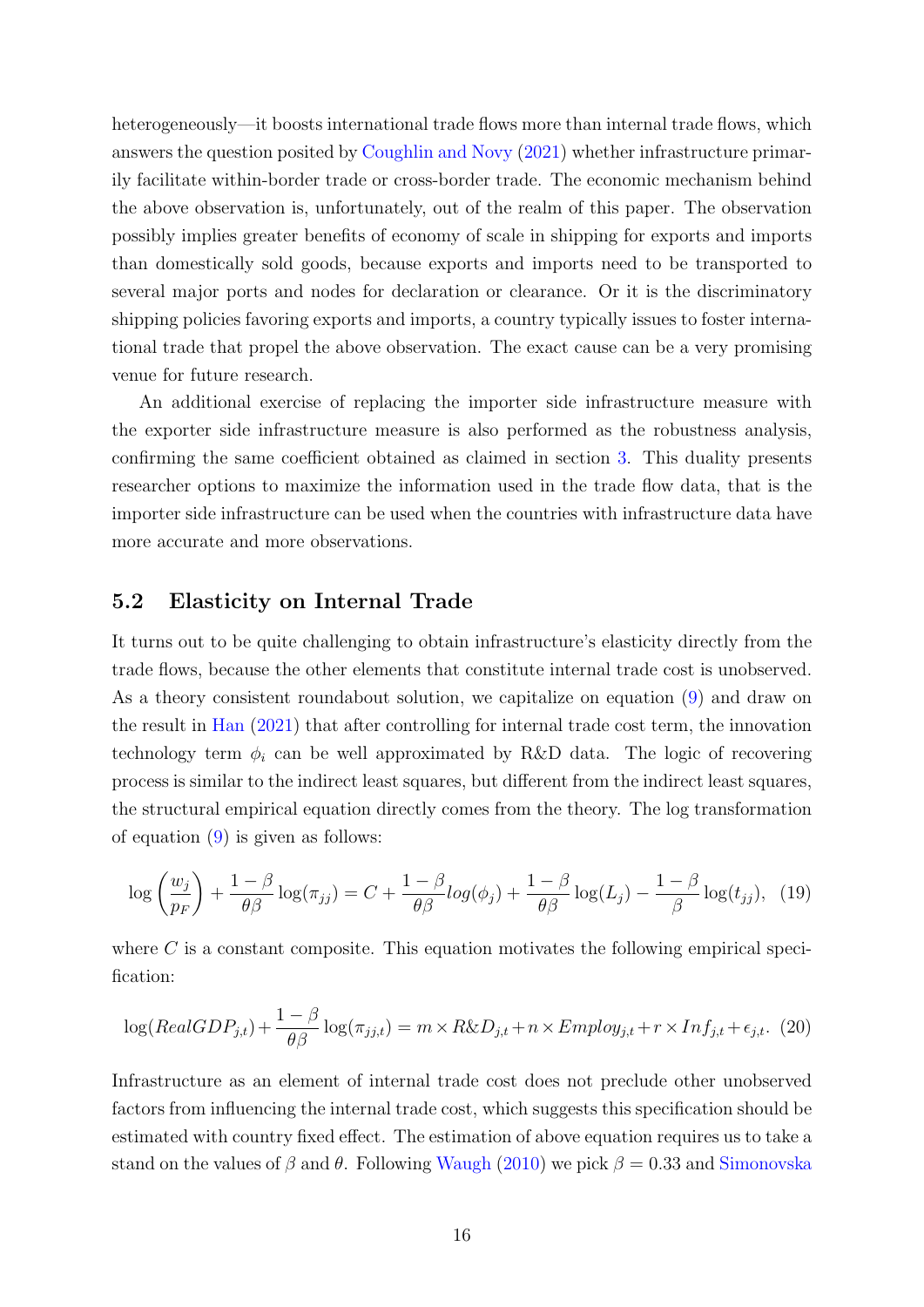heterogeneously—it boosts international trade flows more than internal trade flows, which answers the question posited by Coughlin and Novy (2021) whether infrastructure primarily facilitate within-border trade or cross-border trade. The economic mechanism behind the above observation is, unfortunately, out of the realm of this paper. The observation possibly implies greater benefits of economy of scale in shipping for exports and imports than domestically sold goods, because exports and imports need to be transported to several major ports and nodes for declaration or clearance. Or it is the discriminatory shipping policies favoring exports and imports, a country typically issues to foster international trade that propel the above observation. The exact cause can be a very promising venue for future research.

An additional exercise of replacing the importer side infrastructure measure with the exporter side infrastructure measure is also performed as the robustness analysis, confirming the same coefficient obtained as claimed in section 3. This duality presents researcher options to maximize the information used in the trade flow data, that is the importer side infrastructure can be used when the countries with infrastructure data have more accurate and more observations.

## 5.2 Elasticity on Internal Trade

It turns out to be quite challenging to obtain infrastructure's elasticity directly from the trade flows, because the other elements that constitute internal trade cost is unobserved. As a theory consistent roundabout solution, we capitalize on equation (9) and draw on the result in Han (2021) that after controlling for internal trade cost term, the innovation technology term $\phi_i$ can be well approximated by R&D data. The logic of recovering process is similar to the indirect least squares, but different from the indirect least squares, the structural empirical equation directly comes from the theory. The log transformation of equation (9) is given as follows:

$$\log\left(\frac{w_j}{p_F}\right) + \frac{1-\beta}{\theta\beta}\log(\pi_{jj}) = C + \frac{1-\beta}{\theta\beta}log(\phi_j) + \frac{1-\beta}{\theta\beta}\log(L_j) - \frac{1-\beta}{\beta}\log(t_{jj}), \quad (19)$$

where $C$ is a constant composite. This equation motivates the following empirical specification:

$$\log(RealGDP_{j,t}) + \frac{1-\beta}{\theta\beta}\log(\pi_{jj,t}) = m \times R\&D_{j,t} + n \times Employ_{j,t} + r \times Inf_{j,t} + \epsilon_{j,t}. \quad (20)$$

Infrastructure as an element of internal trade cost does not preclude other unobserved factors from influencing the internal trade cost, which suggests this specification should be estimated with country fixed effect. The estimation of above equation requires us to take a stand on the values of $\beta$ and $\theta$. Following Waugh (2010) we pick $\beta = 0.33$ and Simonovska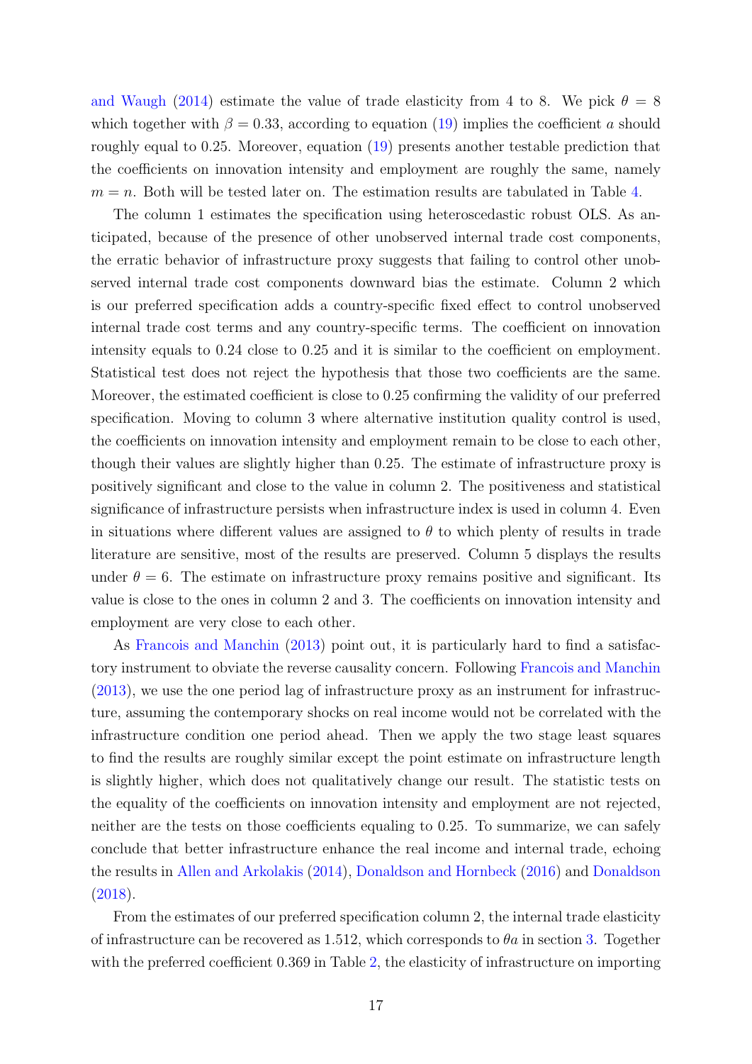and Waugh (2014) estimate the value of trade elasticity from 4 to 8. We pick $\theta = 8$ which together with $\beta = 0.33$, according to equation (19) implies the coefficient $a$ should roughly equal to 0.25. Moreover, equation (19) presents another testable prediction that the coefficients on innovation intensity and employment are roughly the same, namely $m = n$. Both will be tested later on. The estimation results are tabulated in Table 4.

The column 1 estimates the specification using heteroscedastic robust OLS. As anticipated, because of the presence of other unobserved internal trade cost components, the erratic behavior of infrastructure proxy suggests that failing to control other unobserved internal trade cost components downward bias the estimate. Column 2 which is our preferred specification adds a country-specific fixed effect to control unobserved internal trade cost terms and any country-specific terms. The coefficient on innovation intensity equals to 0.24 close to 0.25 and it is similar to the coefficient on employment. Statistical test does not reject the hypothesis that those two coefficients are the same. Moreover, the estimated coefficient is close to 0.25 confirming the validity of our preferred specification. Moving to column 3 where alternative institution quality control is used, the coefficients on innovation intensity and employment remain to be close to each other, though their values are slightly higher than 0.25. The estimate of infrastructure proxy is positively significant and close to the value in column 2. The positiveness and statistical significance of infrastructure persists when infrastructure index is used in column 4. Even in situations where different values are assigned to $\theta$ to which plenty of results in trade literature are sensitive, most of the results are preserved. Column 5 displays the results under $\theta = 6$. The estimate on infrastructure proxy remains positive and significant. Its value is close to the ones in column 2 and 3. The coefficients on innovation intensity and employment are very close to each other.

As Francois and Manchin (2013) point out, it is particularly hard to find a satisfactory instrument to obviate the reverse causality concern. Following Francois and Manchin (2013), we use the one period lag of infrastructure proxy as an instrument for infrastructure, assuming the contemporary shocks on real income would not be correlated with the infrastructure condition one period ahead. Then we apply the two stage least squares to find the results are roughly similar except the point estimate on infrastructure length is slightly higher, which does not qualitatively change our result. The statistic tests on the equality of the coefficients on innovation intensity and employment are not rejected, neither are the tests on those coefficients equaling to 0.25. To summarize, we can safely conclude that better infrastructure enhance the real income and internal trade, echoing the results in Allen and Arkolakis (2014), Donaldson and Hornbeck (2016) and Donaldson (2018).

From the estimates of our preferred specification column 2, the internal trade elasticity of infrastructure can be recovered as 1.512, which corresponds to $\theta a$ in section 3. Together with the preferred coefficient 0.369 in Table 2, the elasticity of infrastructure on importing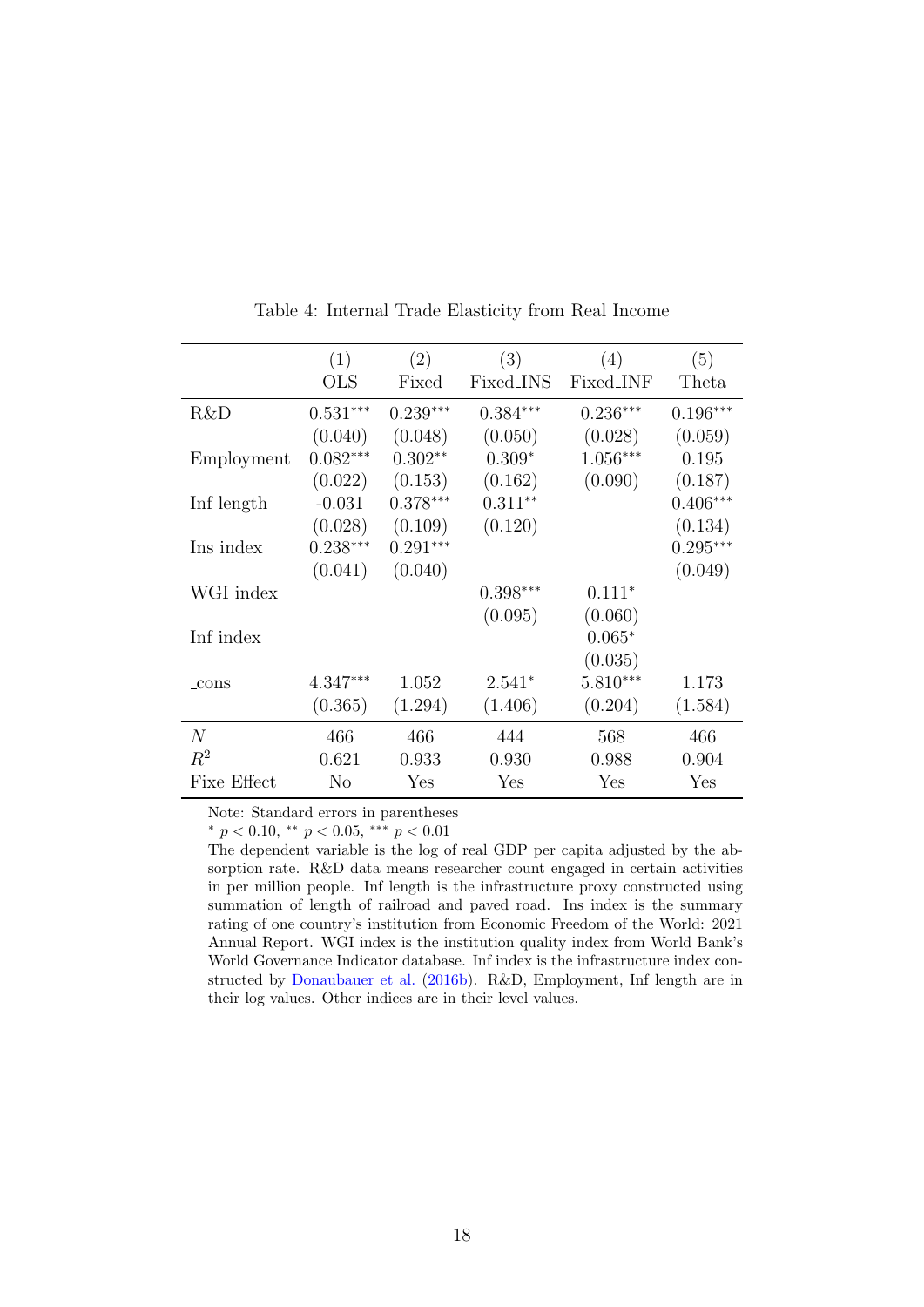Table 4: Internal Trade Elasticity from Real Income

| | (1) | (2) | (3) | (4) | (5) |
|---|---|---|---|---|---|
| | OLS | Fixed | Fixed_INS | Fixed_INF | Theta |
| R&D | 0.531*** | 0.239*** | 0.384*** | 0.236*** | 0.196*** |
| | (0.040) | (0.048) | (0.050) | (0.028) | (0.059) |
| Employment | 0.082*** | 0.302** | 0.309* | 1.056*** | 0.195 |
| | (0.022) | (0.153) | (0.162) | (0.090) | (0.187) |
| Inf length | -0.031 | 0.378*** | 0.311** | | 0.406*** |
| | (0.028) | (0.109) | (0.120) | | (0.134) |
| Ins index | 0.238*** | 0.291*** | | | 0.295*** |
| | (0.041) | (0.040) | | | (0.049) |
| WGI index | | | 0.398*** | 0.111* | |
| | | | (0.095) | (0.060) | |
| Inf index | | | | 0.065* | |
| | | | | (0.035) | |
| _cons | 4.347*** | 1.052 | 2.541* | 5.810*** | 1.173 |
| | (0.365) | (1.294) | (1.406) | (0.204) | (1.584) |
| $N$ | 466 | 466 | 444 | 568 | 466 |
| $R^2$ | 0.621 | 0.933 | 0.930 | 0.988 | 0.904 |
| Fixe Effect | No | Yes | Yes | Yes | Yes |

Note: Standard errors in parentheses

* $p < 0.10$, ** $p < 0.05$, *** $p < 0.01$

The dependent variable is the log of real GDP per capita adjusted by the absorption rate. R&D data means researcher count engaged in certain activities in per million people. Inf length is the infrastructure proxy constructed using summation of length of railroad and paved road. Ins index is the summary rating of one country's institution from Economic Freedom of the World: 2021 Annual Report. WGI index is the institution quality index from World Bank's World Governance Indicator database. Inf index is the infrastructure index constructed by Donaubauer et al. (2016b). R&D, Employment, Inf length are in their log values. Other indices are in their level values.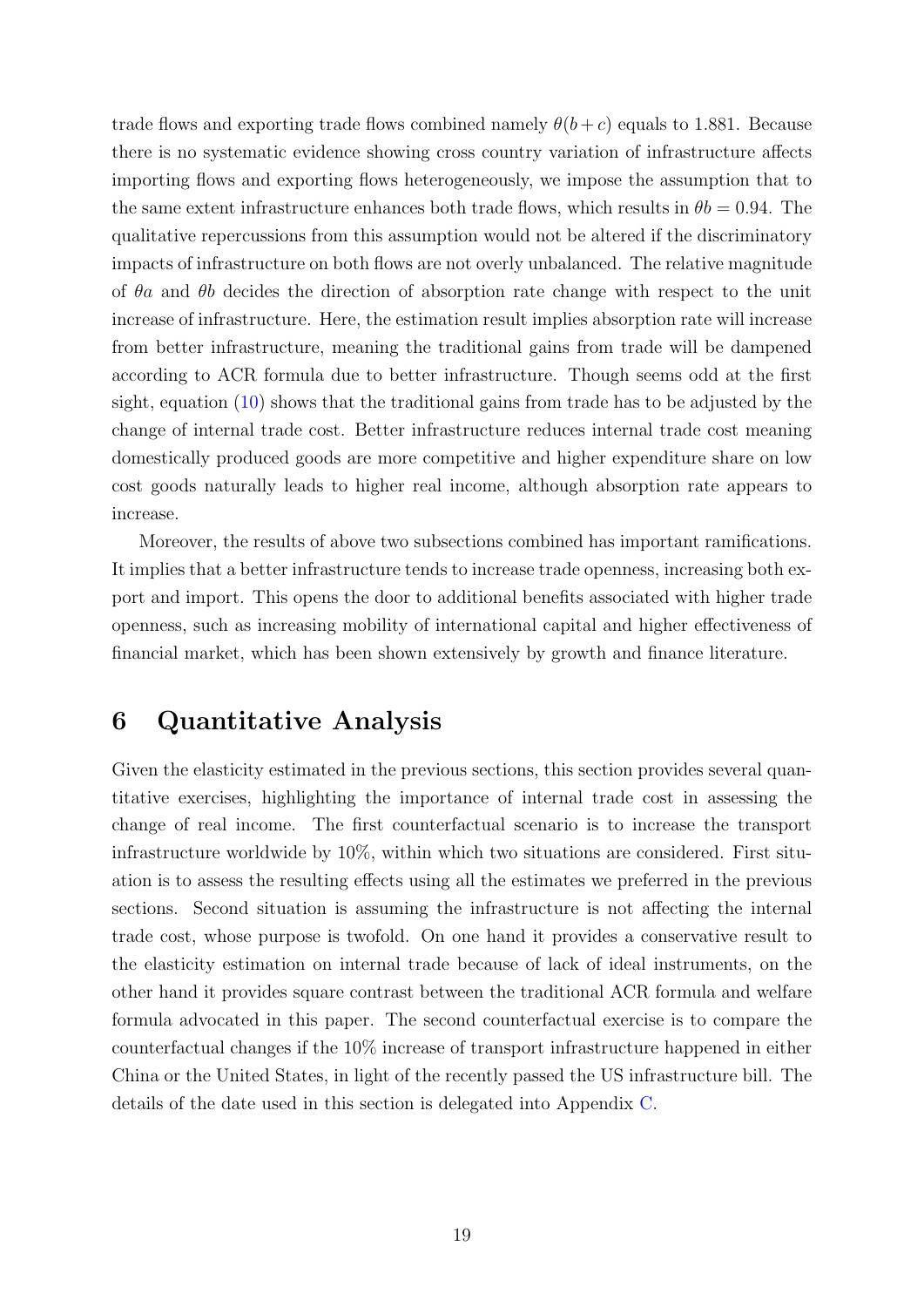trade flows and exporting trade flows combined namely $\theta(b+c)$ equals to 1.881. Because there is no systematic evidence showing cross country variation of infrastructure affects importing flows and exporting flows heterogeneously, we impose the assumption that to the same extent infrastructure enhances both trade flows, which results in $\theta b = 0.94$. The qualitative repercussions from this assumption would not be altered if the discriminatory impacts of infrastructure on both flows are not overly unbalanced. The relative magnitude of $\theta a$ and $\theta b$ decides the direction of absorption rate change with respect to the unit increase of infrastructure. Here, the estimation result implies absorption rate will increase from better infrastructure, meaning the traditional gains from trade will be dampened according to ACR formula due to better infrastructure. Though seems odd at the first sight, equation (10) shows that the traditional gains from trade has to be adjusted by the change of internal trade cost. Better infrastructure reduces internal trade cost meaning domestically produced goods are more competitive and higher expenditure share on low cost goods naturally leads to higher real income, although absorption rate appears to increase.

Moreover, the results of above two subsections combined has important ramifications. It implies that a better infrastructure tends to increase trade openness, increasing both export and import. This opens the door to additional benefits associated with higher trade openness, such as increasing mobility of international capital and higher effectiveness of financial market, which has been shown extensively by growth and finance literature.

# 6 Quantitative Analysis

Given the elasticity estimated in the previous sections, this section provides several quantitative exercises, highlighting the importance of internal trade cost in assessing the change of real income. The first counterfactual scenario is to increase the transport infrastructure worldwide by 10%, within which two situations are considered. First situation is to assess the resulting effects using all the estimates we preferred in the previous sections. Second situation is assuming the infrastructure is not affecting the internal trade cost, whose purpose is twofold. On one hand it provides a conservative result to the elasticity estimation on internal trade because of lack of ideal instruments, on the other hand it provides square contrast between the traditional ACR formula and welfare formula advocated in this paper. The second counterfactual exercise is to compare the counterfactual changes if the 10% increase of transport infrastructure happened in either China or the United States, in light of the recently passed the US infrastructure bill. The details of the date used in this section is delegated into Appendix C.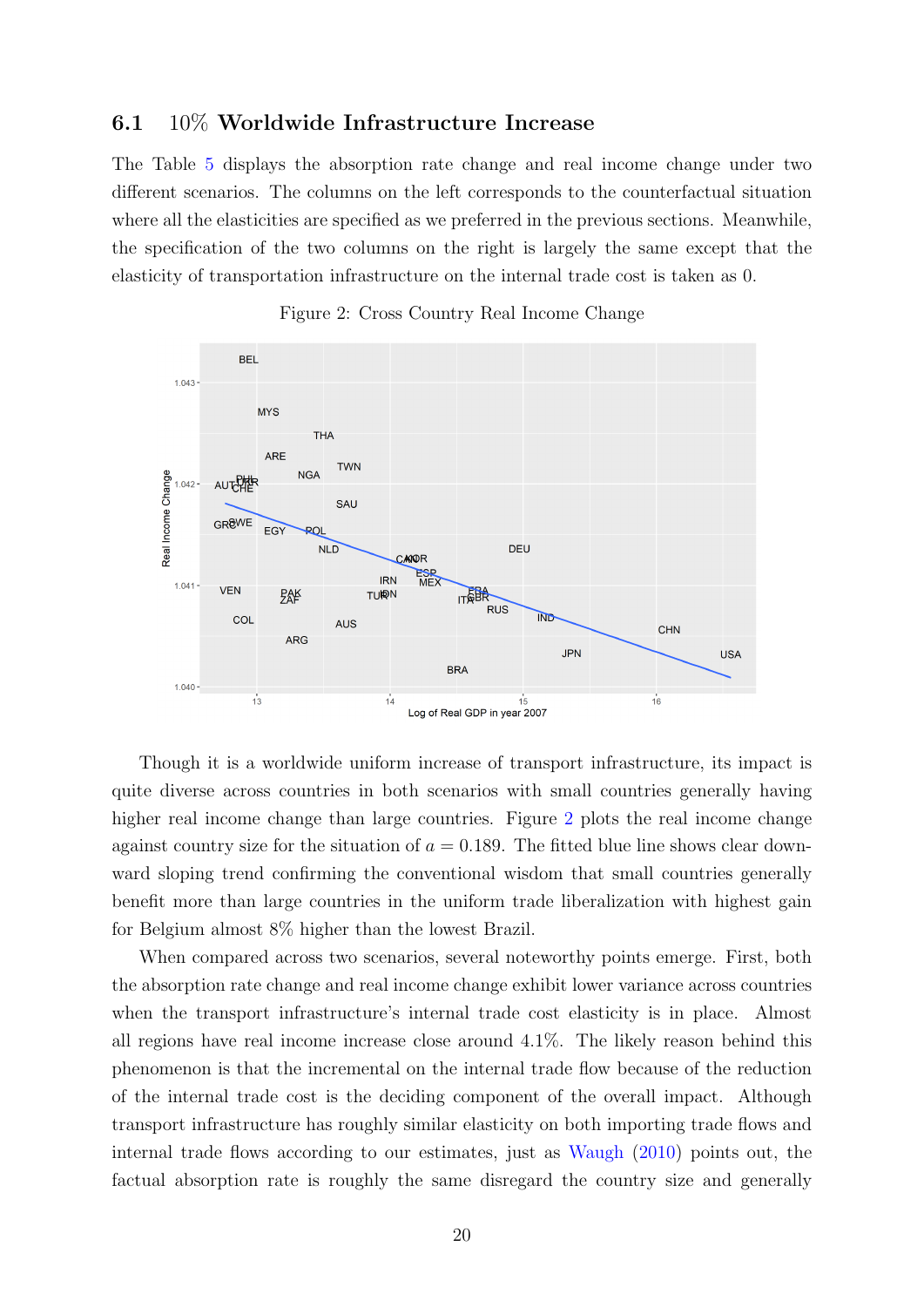### 6.1 10% Worldwide Infrastructure Increase

The Table 5 displays the absorption rate change and real income change under two different scenarios. The columns on the left corresponds to the counterfactual situation where all the elasticities are specified as we preferred in the previous sections. Meanwhile, the specification of the two columns on the right is largely the same except that the elasticity of transportation infrastructure on the internal trade cost is taken as 0.

Figure 2: Cross Country Real Income Change

Though it is a worldwide uniform increase of transport infrastructure, its impact is quite diverse across countries in both scenarios with small countries generally having higher real income change than large countries. Figure 2 plots the real income change against country size for the situation of $a = 0.189$. The fitted blue line shows clear downward sloping trend confirming the conventional wisdom that small countries generally benefit more than large countries in the uniform trade liberalization with highest gain for Belgium almost 8% higher than the lowest Brazil.

When compared across two scenarios, several noteworthy points emerge. First, both the absorption rate change and real income change exhibit lower variance across countries when the transport infrastructure's internal trade cost elasticity is in place. Almost all regions have real income increase close around 4.1%. The likely reason behind this phenomenon is that the incremental on the internal trade flow because of the reduction of the internal trade cost is the deciding component of the overall impact. Although transport infrastructure has roughly similar elasticity on both importing trade flows and internal trade flows according to our estimates, just as Waugh (2010) points out, the factual absorption rate is roughly the same disregard the country size and generally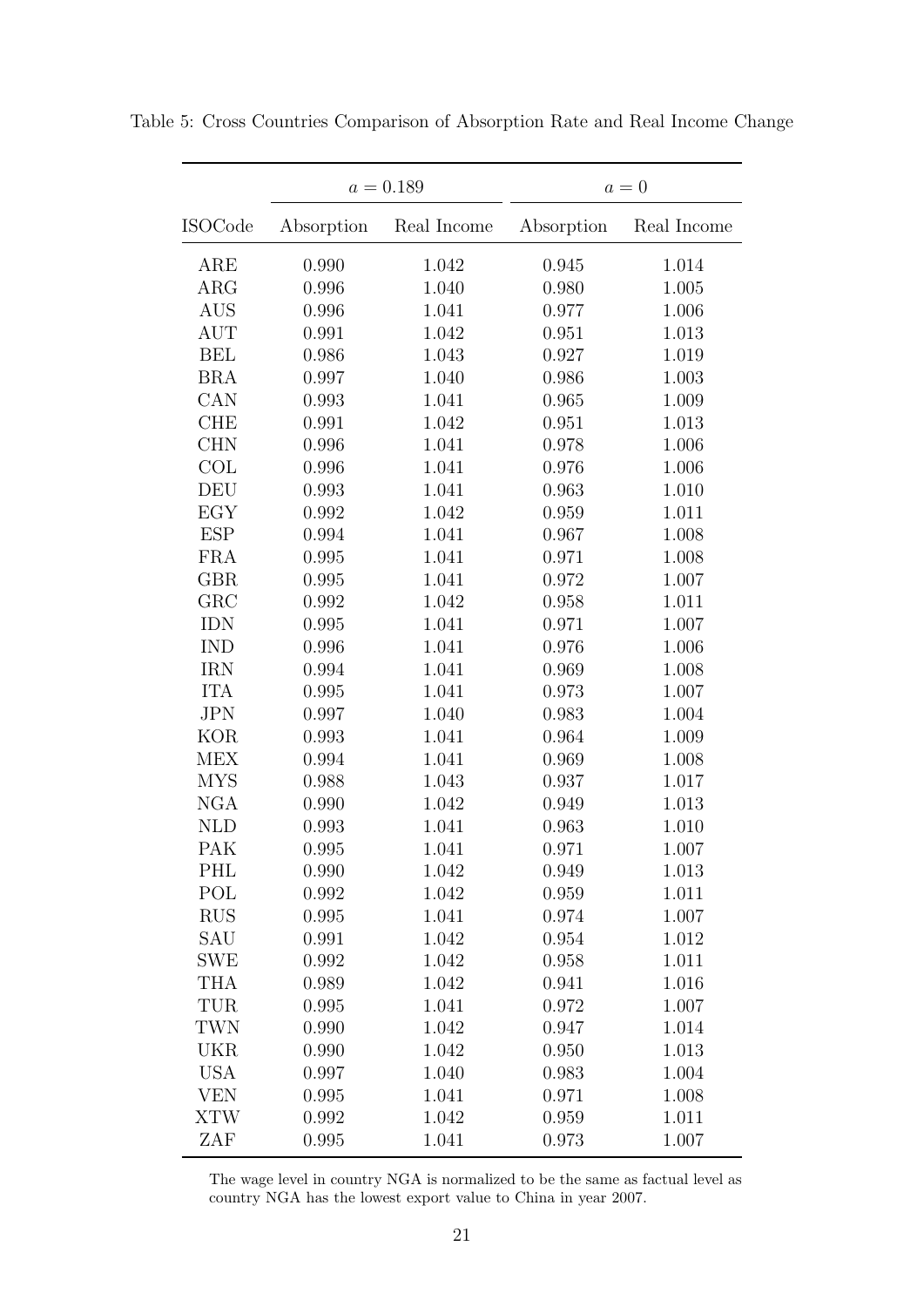Table 5: Cross Countries Comparison of Absorption Rate and Real Income Change

| | $a = 0.189$ | | $a = 0$ | |
|---|---|---|---|---|
| ISOCode | Absorption | Real Income | Absorption | Real Income |
| ARE | 0.990 | 1.042 | 0.945 | 1.014 |
| ARG | 0.996 | 1.040 | 0.980 | 1.005 |
| AUS | 0.996 | 1.041 | 0.977 | 1.006 |
| AUT | 0.991 | 1.042 | 0.951 | 1.013 |
| BEL | 0.986 | 1.043 | 0.927 | 1.019 |
| BRA | 0.997 | 1.040 | 0.986 | 1.003 |
| CAN | 0.993 | 1.041 | 0.965 | 1.009 |
| CHE | 0.991 | 1.042 | 0.951 | 1.013 |
| CHN | 0.996 | 1.041 | 0.978 | 1.006 |
| COL | 0.996 | 1.041 | 0.976 | 1.006 |
| DEU | 0.993 | 1.041 | 0.963 | 1.010 |
| EGY | 0.992 | 1.042 | 0.959 | 1.011 |
| ESP | 0.994 | 1.041 | 0.967 | 1.008 |
| FRA | 0.995 | 1.041 | 0.971 | 1.008 |
| GBR | 0.995 | 1.041 | 0.972 | 1.007 |
| GRC | 0.992 | 1.042 | 0.958 | 1.011 |
| IDN | 0.995 | 1.041 | 0.971 | 1.007 |
| IND | 0.996 | 1.041 | 0.976 | 1.006 |
| IRN | 0.994 | 1.041 | 0.969 | 1.008 |
| ITA | 0.995 | 1.041 | 0.973 | 1.007 |
| JPN | 0.997 | 1.040 | 0.983 | 1.004 |
| KOR | 0.993 | 1.041 | 0.964 | 1.009 |
| MEX | 0.994 | 1.041 | 0.969 | 1.008 |
| MYS | 0.988 | 1.043 | 0.937 | 1.017 |
| NGA | 0.990 | 1.042 | 0.949 | 1.013 |
| NLD | 0.993 | 1.041 | 0.963 | 1.010 |
| PAK | 0.995 | 1.041 | 0.971 | 1.007 |
| PHL | 0.990 | 1.042 | 0.949 | 1.013 |
| POL | 0.992 | 1.042 | 0.959 | 1.011 |
| RUS | 0.995 | 1.041 | 0.974 | 1.007 |
| SAU | 0.991 | 1.042 | 0.954 | 1.012 |
| SWE | 0.992 | 1.042 | 0.958 | 1.011 |
| THA | 0.989 | 1.042 | 0.941 | 1.016 |
| TUR | 0.995 | 1.041 | 0.972 | 1.007 |
| TWN | 0.990 | 1.042 | 0.947 | 1.014 |
| UKR | 0.990 | 1.042 | 0.950 | 1.013 |
| USA | 0.997 | 1.040 | 0.983 | 1.004 |
| VEN | 0.995 | 1.041 | 0.971 | 1.008 |
| XTW | 0.992 | 1.042 | 0.959 | 1.011 |
| ZAF | 0.995 | 1.041 | 0.973 | 1.007 |

The wage level in country NGA is normalized to be the same as factual level as country NGA has the lowest export value to China in year 2007.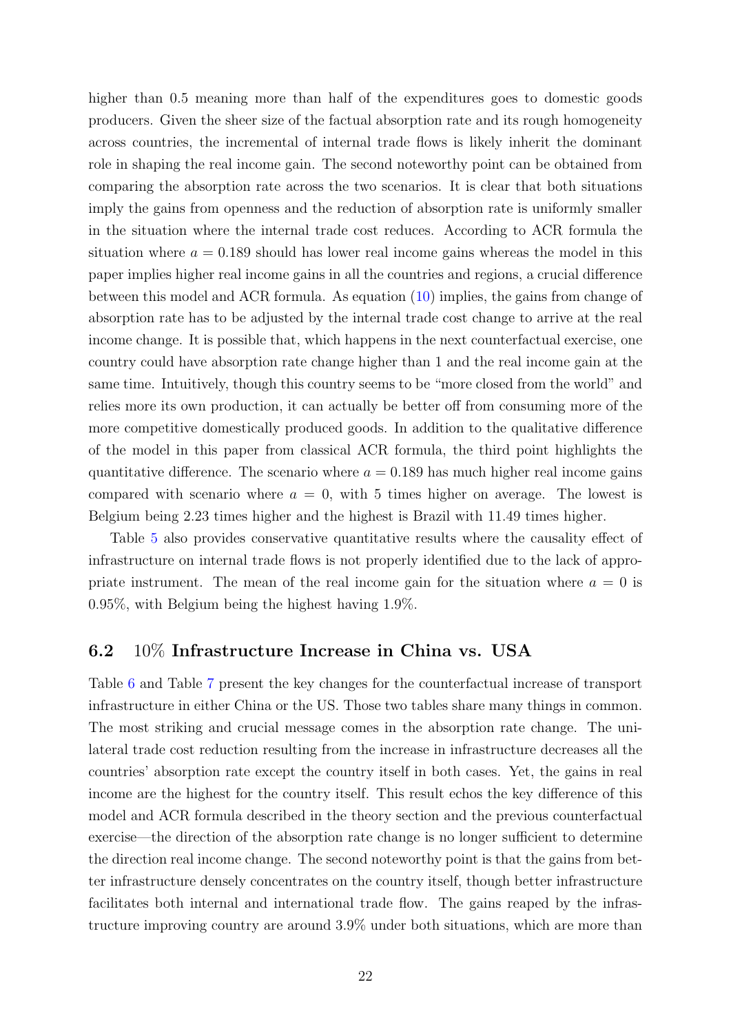higher than 0.5 meaning more than half of the expenditures goes to domestic goods producers. Given the sheer size of the factual absorption rate and its rough homogeneity across countries, the incremental of internal trade flows is likely inherit the dominant role in shaping the real income gain. The second noteworthy point can be obtained from comparing the absorption rate across the two scenarios. It is clear that both situations imply the gains from openness and the reduction of absorption rate is uniformly smaller in the situation where the internal trade cost reduces. According to ACR formula the situation where $a = 0.189$ should has lower real income gains whereas the model in this paper implies higher real income gains in all the countries and regions, a crucial difference between this model and ACR formula. As equation (10) implies, the gains from change of absorption rate has to be adjusted by the internal trade cost change to arrive at the real income change. It is possible that, which happens in the next counterfactual exercise, one country could have absorption rate change higher than 1 and the real income gain at the same time. Intuitively, though this country seems to be "more closed from the world" and relies more its own production, it can actually be better off from consuming more of the more competitive domestically produced goods. In addition to the qualitative difference of the model in this paper from classical ACR formula, the third point highlights the quantitative difference. The scenario where $a = 0.189$ has much higher real income gains compared with scenario where $a = 0$, with 5 times higher on average. The lowest is Belgium being 2.23 times higher and the highest is Brazil with 11.49 times higher.

Table 5 also provides conservative quantitative results where the causality effect of infrastructure on internal trade flows is not properly identified due to the lack of appropriate instrument. The mean of the real income gain for the situation where $a = 0$ is 0.95%, with Belgium being the highest having 1.9%.

### 6.2 10% Infrastructure Increase in China vs. USA

Table 6 and Table 7 present the key changes for the counterfactual increase of transport infrastructure in either China or the US. Those two tables share many things in common. The most striking and crucial message comes in the absorption rate change. The unilateral trade cost reduction resulting from the increase in infrastructure decreases all the countries' absorption rate except the country itself in both cases. Yet, the gains in real income are the highest for the country itself. This result echos the key difference of this model and ACR formula described in the theory section and the previous counterfactual exercise—the direction of the absorption rate change is no longer sufficient to determine the direction real income change. The second noteworthy point is that the gains from better infrastructure densely concentrates on the country itself, though better infrastructure facilitates both internal and international trade flow. The gains reaped by the infrastructure improving country are around 3.9% under both situations, which are more than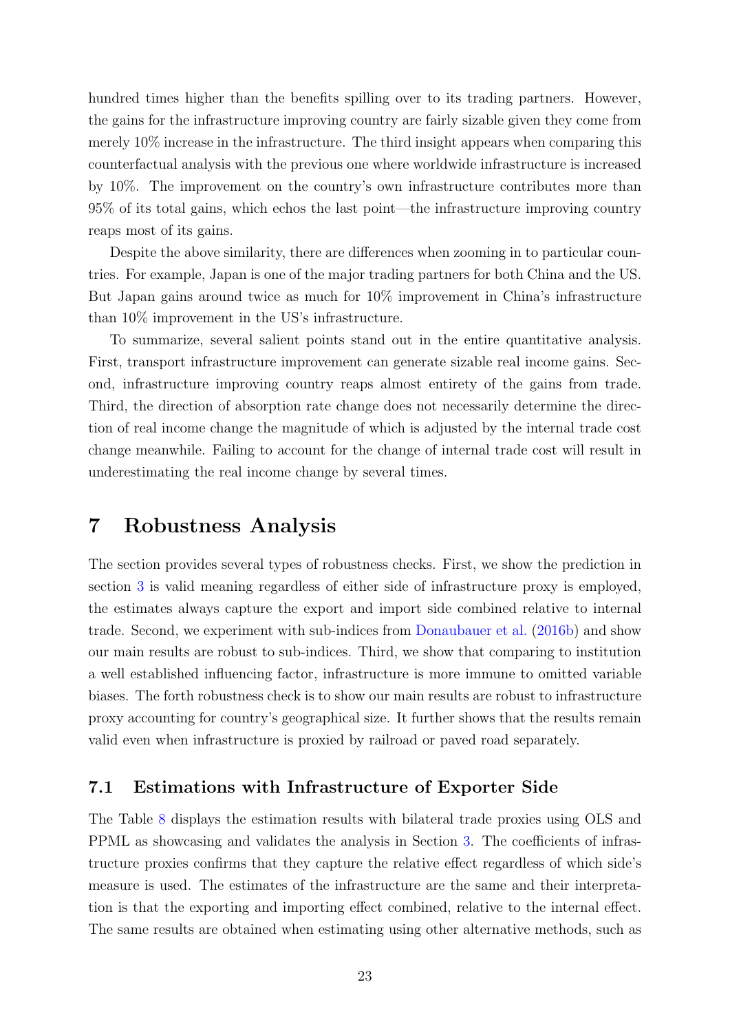hundred times higher than the benefits spilling over to its trading partners. However, the gains for the infrastructure improving country are fairly sizable given they come from merely 10% increase in the infrastructure. The third insight appears when comparing this counterfactual analysis with the previous one where worldwide infrastructure is increased by 10%. The improvement on the country's own infrastructure contributes more than 95% of its total gains, which echos the last point—the infrastructure improving country reaps most of its gains.

Despite the above similarity, there are differences when zooming in to particular countries. For example, Japan is one of the major trading partners for both China and the US. But Japan gains around twice as much for 10% improvement in China's infrastructure than 10% improvement in the US's infrastructure.

To summarize, several salient points stand out in the entire quantitative analysis. First, transport infrastructure improvement can generate sizable real income gains. Second, infrastructure improving country reaps almost entirety of the gains from trade. Third, the direction of absorption rate change does not necessarily determine the direction of real income change the magnitude of which is adjusted by the internal trade cost change meanwhile. Failing to account for the change of internal trade cost will result in underestimating the real income change by several times.

# 7 Robustness Analysis

The section provides several types of robustness checks. First, we show the prediction in section 3 is valid meaning regardless of either side of infrastructure proxy is employed, the estimates always capture the export and import side combined relative to internal trade. Second, we experiment with sub-indices from Donaubauer et al. (2016b) and show our main results are robust to sub-indices. Third, we show that comparing to institution a well established influencing factor, infrastructure is more immune to omitted variable biases. The forth robustness check is to show our main results are robust to infrastructure proxy accounting for country's geographical size. It further shows that the results remain valid even when infrastructure is proxied by railroad or paved road separately.

## 7.1 Estimations with Infrastructure of Exporter Side

The Table 8 displays the estimation results with bilateral trade proxies using OLS and PPML as showcasing and validates the analysis in Section 3. The coefficients of infrastructure proxies confirms that they capture the relative effect regardless of which side's measure is used. The estimates of the infrastructure are the same and their interpretation is that the exporting and importing effect combined, relative to the internal effect. The same results are obtained when estimating using other alternative methods, such as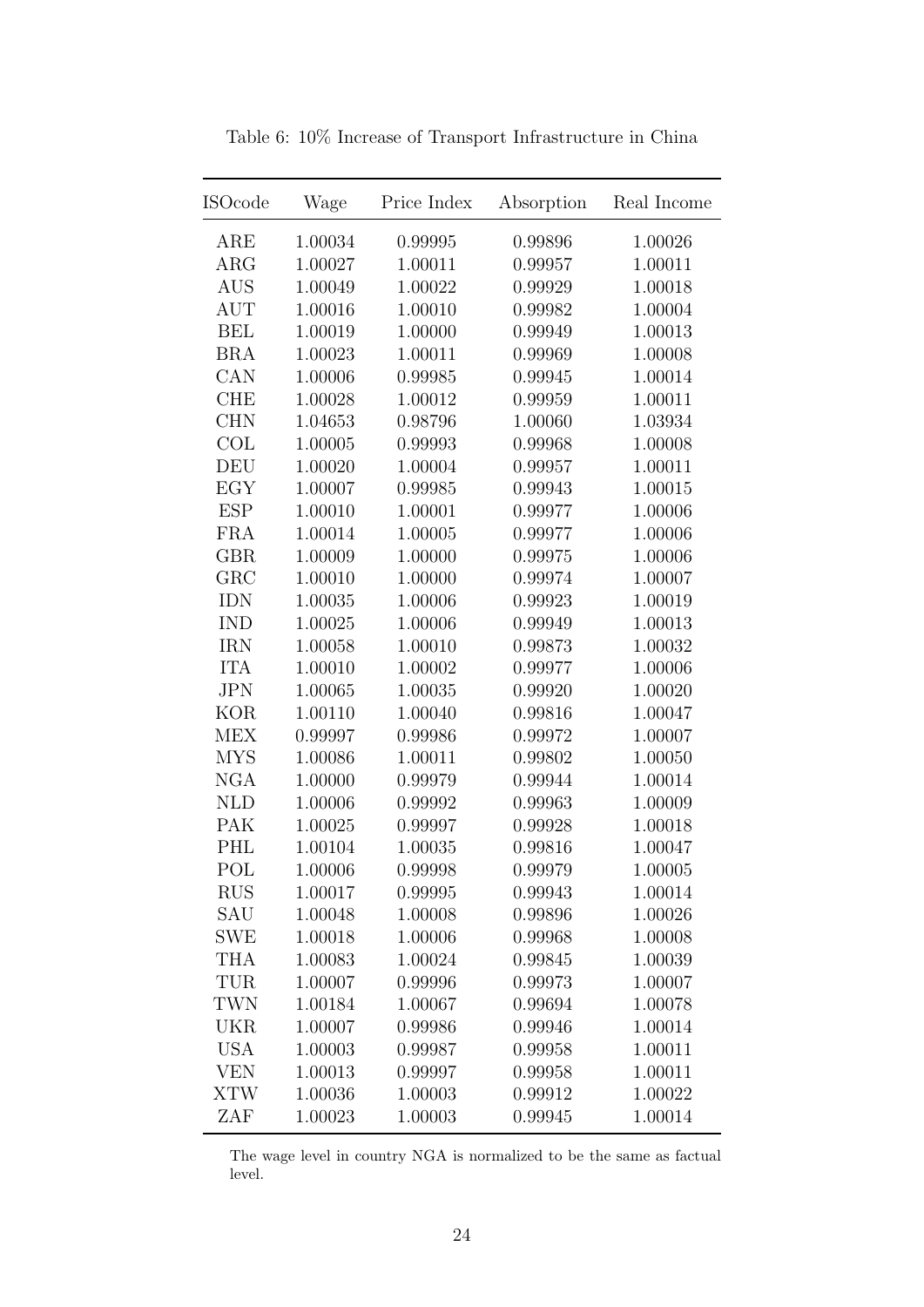Table 6: 10% Increase of Transport Infrastructure in China

| ISOcode | Wage | Price Index | Absorption | Real Income |
|---|---|---|---|---|
| ARE | 1.00034 | 0.99995 | 0.99896 | 1.00026 |
| ARG | 1.00027 | 1.00011 | 0.99957 | 1.00011 |
| AUS | 1.00049 | 1.00022 | 0.99929 | 1.00018 |
| AUT | 1.00016 | 1.00010 | 0.99982 | 1.00004 |
| BEL | 1.00019 | 1.00000 | 0.99949 | 1.00013 |
| BRA | 1.00023 | 1.00011 | 0.99969 | 1.00008 |
| CAN | 1.00006 | 0.99985 | 0.99945 | 1.00014 |
| CHE | 1.00028 | 1.00012 | 0.99959 | 1.00011 |
| CHN | 1.04653 | 0.98796 | 1.00060 | 1.03934 |
| COL | 1.00005 | 0.99993 | 0.99968 | 1.00008 |
| DEU | 1.00020 | 1.00004 | 0.99957 | 1.00011 |
| EGY | 1.00007 | 0.99985 | 0.99943 | 1.00015 |
| ESP | 1.00010 | 1.00001 | 0.99977 | 1.00006 |
| FRA | 1.00014 | 1.00005 | 0.99977 | 1.00006 |
| GBR | 1.00009 | 1.00000 | 0.99975 | 1.00006 |
| GRC | 1.00010 | 1.00000 | 0.99974 | 1.00007 |
| IDN | 1.00035 | 1.00006 | 0.99923 | 1.00019 |
| IND | 1.00025 | 1.00006 | 0.99949 | 1.00013 |
| IRN | 1.00058 | 1.00010 | 0.99873 | 1.00032 |
| ITA | 1.00010 | 1.00002 | 0.99977 | 1.00006 |
| JPN | 1.00065 | 1.00035 | 0.99920 | 1.00020 |
| KOR | 1.00110 | 1.00040 | 0.99816 | 1.00047 |
| MEX | 0.99997 | 0.99986 | 0.99972 | 1.00007 |
| MYS | 1.00086 | 1.00011 | 0.99802 | 1.00050 |
| NGA | 1.00000 | 0.99979 | 0.99944 | 1.00014 |
| NLD | 1.00006 | 0.99992 | 0.99963 | 1.00009 |
| PAK | 1.00025 | 0.99997 | 0.99928 | 1.00018 |
| PHL | 1.00104 | 1.00035 | 0.99816 | 1.00047 |
| POL | 1.00006 | 0.99998 | 0.99979 | 1.00005 |
| RUS | 1.00017 | 0.99995 | 0.99943 | 1.00014 |
| SAU | 1.00048 | 1.00008 | 0.99896 | 1.00026 |
| SWE | 1.00018 | 1.00006 | 0.99968 | 1.00008 |
| THA | 1.00083 | 1.00024 | 0.99845 | 1.00039 |
| TUR | 1.00007 | 0.99996 | 0.99973 | 1.00007 |
| TWN | 1.00184 | 1.00067 | 0.99694 | 1.00078 |
| UKR | 1.00007 | 0.99986 | 0.99946 | 1.00014 |
| USA | 1.00003 | 0.99987 | 0.99958 | 1.00011 |
| VEN | 1.00013 | 0.99997 | 0.99958 | 1.00011 |
| XTW | 1.00036 | 1.00003 | 0.99912 | 1.00022 |
| ZAF | 1.00023 | 1.00003 | 0.99945 | 1.00014 |

The wage level in country NGA is normalized to be the same as factual level.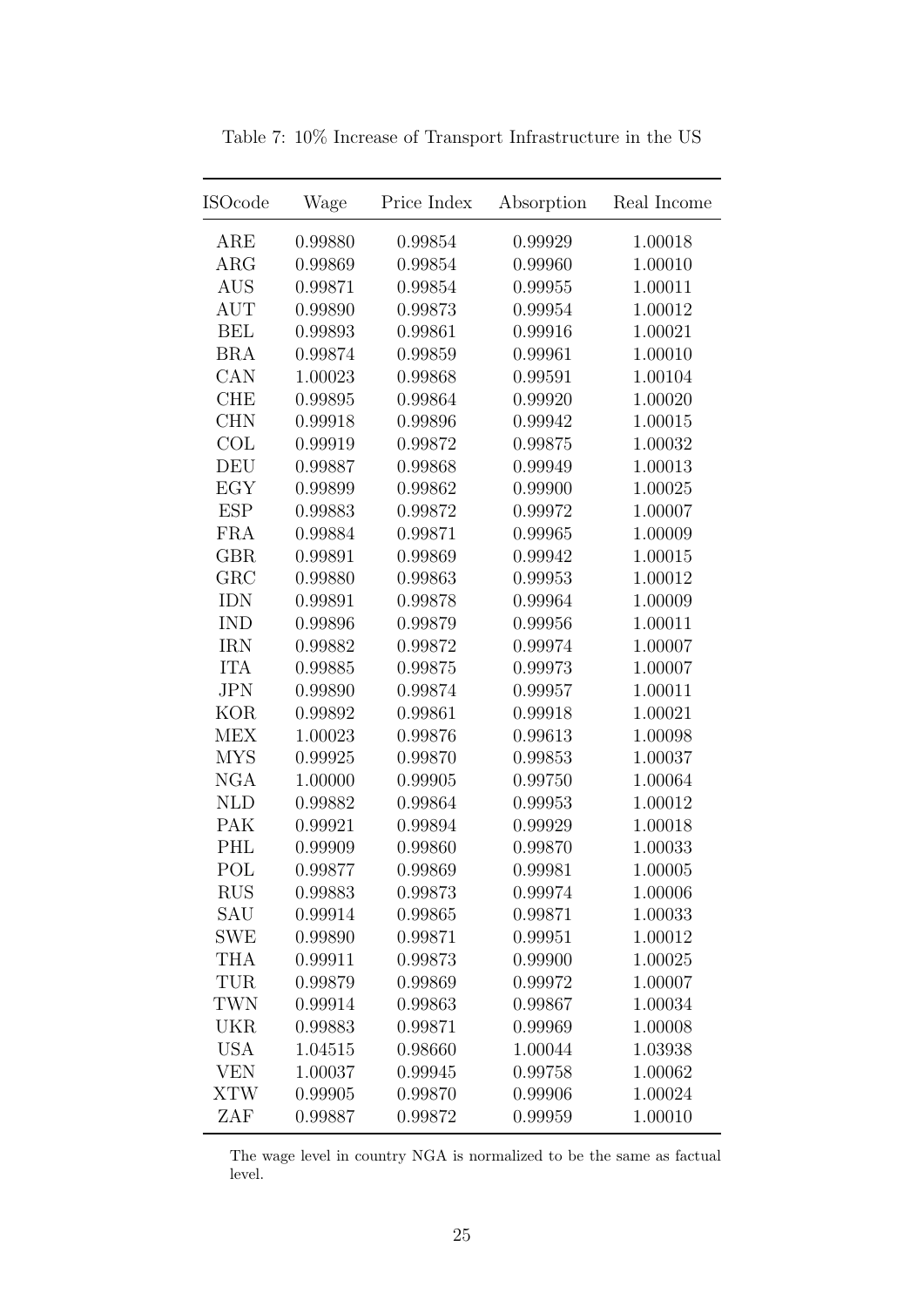Table 7: 10% Increase of Transport Infrastructure in the US

| ISOcode | Wage | Price Index | Absorption | Real Income |
|---|---|---|---|---|
| ARE | 0.99880 | 0.99854 | 0.99929 | 1.00018 |
| ARG | 0.99869 | 0.99854 | 0.99960 | 1.00010 |
| AUS | 0.99871 | 0.99854 | 0.99955 | 1.00011 |
| AUT | 0.99890 | 0.99873 | 0.99954 | 1.00012 |
| BEL | 0.99893 | 0.99861 | 0.99916 | 1.00021 |
| BRA | 0.99874 | 0.99859 | 0.99961 | 1.00010 |
| CAN | 1.00023 | 0.99868 | 0.99591 | 1.00104 |
| CHE | 0.99895 | 0.99864 | 0.99920 | 1.00020 |
| CHN | 0.99918 | 0.99896 | 0.99942 | 1.00015 |
| COL | 0.99919 | 0.99872 | 0.99875 | 1.00032 |
| DEU | 0.99887 | 0.99868 | 0.99949 | 1.00013 |
| EGY | 0.99899 | 0.99862 | 0.99900 | 1.00025 |
| ESP | 0.99883 | 0.99872 | 0.99972 | 1.00007 |
| FRA | 0.99884 | 0.99871 | 0.99965 | 1.00009 |
| GBR | 0.99891 | 0.99869 | 0.99942 | 1.00015 |
| GRC | 0.99880 | 0.99863 | 0.99953 | 1.00012 |
| IDN | 0.99891 | 0.99878 | 0.99964 | 1.00009 |
| IND | 0.99896 | 0.99879 | 0.99956 | 1.00011 |
| IRN | 0.99882 | 0.99872 | 0.99974 | 1.00007 |
| ITA | 0.99885 | 0.99875 | 0.99973 | 1.00007 |
| JPN | 0.99890 | 0.99874 | 0.99957 | 1.00011 |
| KOR | 0.99892 | 0.99861 | 0.99918 | 1.00021 |
| MEX | 1.00023 | 0.99876 | 0.99613 | 1.00098 |
| MYS | 0.99925 | 0.99870 | 0.99853 | 1.00037 |
| NGA | 1.00000 | 0.99905 | 0.99750 | 1.00064 |
| NLD | 0.99882 | 0.99864 | 0.99953 | 1.00012 |
| PAK | 0.99921 | 0.99894 | 0.99929 | 1.00018 |
| PHL | 0.99909 | 0.99860 | 0.99870 | 1.00033 |
| POL | 0.99877 | 0.99869 | 0.99981 | 1.00005 |
| RUS | 0.99883 | 0.99873 | 0.99974 | 1.00006 |
| SAU | 0.99914 | 0.99865 | 0.99871 | 1.00033 |
| SWE | 0.99890 | 0.99871 | 0.99951 | 1.00012 |
| THA | 0.99911 | 0.99873 | 0.99900 | 1.00025 |
| TUR | 0.99879 | 0.99869 | 0.99972 | 1.00007 |
| TWN | 0.99914 | 0.99863 | 0.99867 | 1.00034 |
| UKR | 0.99883 | 0.99871 | 0.99969 | 1.00008 |
| USA | 1.04515 | 0.98660 | 1.00044 | 1.03938 |
| VEN | 1.00037 | 0.99945 | 0.99758 | 1.00062 |
| XTW | 0.99905 | 0.99870 | 0.99906 | 1.00024 |
| ZAF | 0.99887 | 0.99872 | 0.99959 | 1.00010 |

The wage level in country NGA is normalized to be the same as factual level.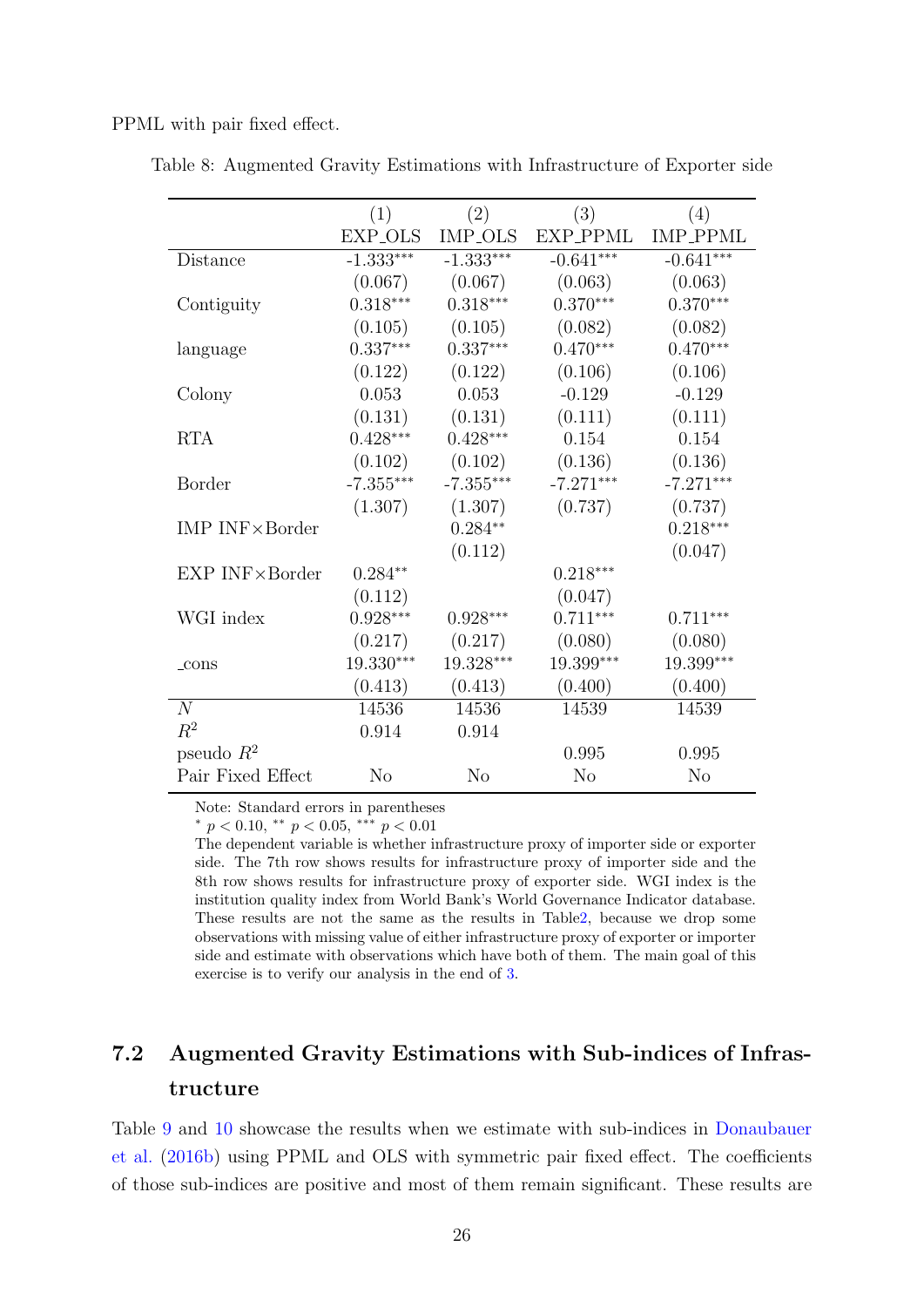PPML with pair fixed effect.

Table 8: Augmented Gravity Estimations with Infrastructure of Exporter side

| | (1) | (2) | (3) | (4) |
|---|---|---|---|---|
| | EXP_OLS | IMP_OLS | EXP_PPML | IMP_PPML |
| Distance | -1.333*** | -1.333*** | -0.641*** | -0.641*** |
| | (0.067) | (0.067) | (0.063) | (0.063) |
| Contiguity | 0.318*** | 0.318*** | 0.370*** | 0.370*** |
| | (0.105) | (0.105) | (0.082) | (0.082) |
| language | 0.337*** | 0.337*** | 0.470*** | 0.470*** |
| | (0.122) | (0.122) | (0.106) | (0.106) |
| Colony | 0.053 | 0.053 | -0.129 | -0.129 |
| | (0.131) | (0.131) | (0.111) | (0.111) |
| RTA | 0.428*** | 0.428*** | 0.154 | 0.154 |
| | (0.102) | (0.102) | (0.136) | (0.136) |
| Border | -7.355*** | -7.355*** | -7.271*** | -7.271*** |
| | (1.307) | (1.307) | (0.737) | (0.737) |
| IMP INF×Border | | 0.284** | | 0.218*** |
| | | (0.112) | | (0.047) |
| EXP INF×Border | 0.284** | | 0.218*** | |
| | (0.112) | | (0.047) | |
| WGI index | 0.928*** | 0.928*** | 0.711*** | 0.711*** |
| | (0.217) | (0.217) | (0.080) | (0.080) |
| _cons | 19.330*** | 19.328*** | 19.399*** | 19.399*** |
| | (0.413) | (0.413) | (0.400) | (0.400) |
| $N$ | 14536 | 14536 | 14539 | 14539 |
| $R^2$ | 0.914 | 0.914 | | |
| pseudo $R^2$ | | | 0.995 | 0.995 |
| Pair Fixed Effect | No | No | No | No |

Note: Standard errors in parentheses

* $p < 0.10$, ** $p < 0.05$, *** $p < 0.01$

The dependent variable is whether infrastructure proxy of importer side or exporter side. The 7th row shows results for infrastructure proxy of importer side and the 8th row shows results for infrastructure proxy of exporter side. WGI index is the institution quality index from World Bank's World Governance Indicator database. These results are not the same as the results in Table2, because we drop some observations with missing value of either infrastructure proxy of exporter or importer side and estimate with observations which have both of them. The main goal of this exercise is to verify our analysis in the end of 3.

## 7.2 Augmented Gravity Estimations with Sub-indices of Infrastructure

Table 9 and 10 showcase the results when we estimate with sub-indices in Donaubauer et al. (2016b) using PPML and OLS with symmetric pair fixed effect. The coefficients of those sub-indices are positive and most of them remain significant. These results are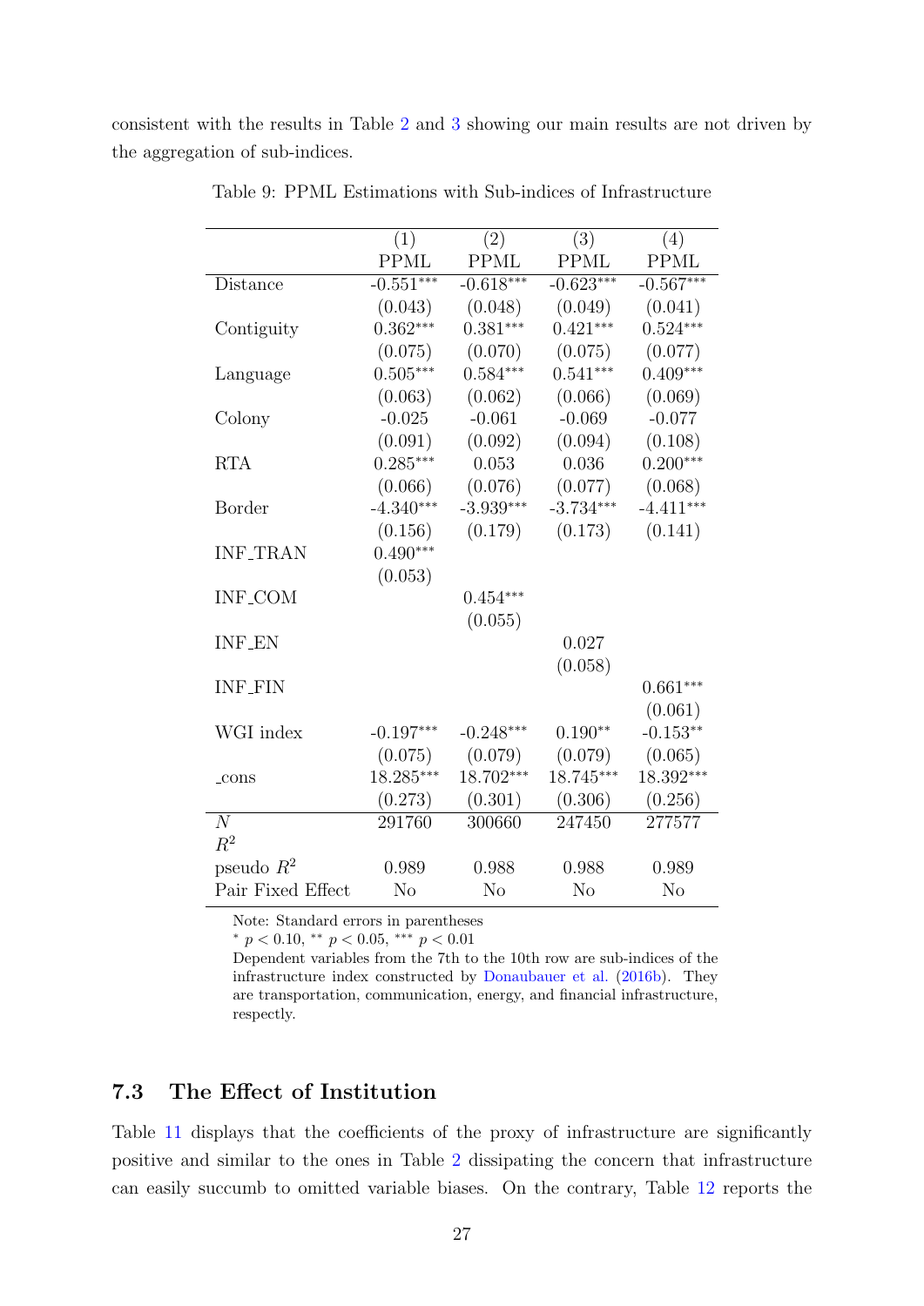consistent with the results in Table 2 and 3 showing our main results are not driven by the aggregation of sub-indices.

Table 9: PPML Estimations with Sub-indices of Infrastructure

| | (1) | (2) | (3) | (4) |
|---|---|---|---|---|
| | PPML | PPML | PPML | PPML |
| Distance | -0.551*** | -0.618*** | -0.623*** | -0.567*** |
| | (0.043) | (0.048) | (0.049) | (0.041) |
| Contiguity | 0.362*** | 0.381*** | 0.421*** | 0.524*** |
| | (0.075) | (0.070) | (0.075) | (0.077) |
| Language | 0.505*** | 0.584*** | 0.541*** | 0.409*** |
| | (0.063) | (0.062) | (0.066) | (0.069) |
| Colony | -0.025 | -0.061 | -0.069 | -0.077 |
| | (0.091) | (0.092) | (0.094) | (0.108) |
| RTA | 0.285*** | 0.053 | 0.036 | 0.200*** |
| | (0.066) | (0.076) | (0.077) | (0.068) |
| Border | -4.340*** | -3.939*** | -3.734*** | -4.411*** |
| | (0.156) | (0.179) | (0.173) | (0.141) |
| INF_TRAN | 0.490*** | | | |
| | (0.053) | | | |
| INF_COM | | 0.454*** | | |
| | | (0.055) | | |
| INF_EN | | | 0.027 | |
| | | | (0.058) | |
| INF_FIN | | | | 0.661*** |
| | | | | (0.061) |
| WGI index | -0.197*** | -0.248*** | 0.190** | -0.153** |
| | (0.075) | (0.079) | (0.079) | (0.065) |
| _cons | 18.285*** | 18.702*** | 18.745*** | 18.392*** |
| | (0.273) | (0.301) | (0.306) | (0.256) |
| $N$ | 291760 | 300660 | 247450 | 277577 |
| $R^2$ | | | | |
| pseudo $R^2$ | 0.989 | 0.988 | 0.988 | 0.989 |
| Pair Fixed Effect | No | No | No | No |

Note: Standard errors in parentheses

* $p < 0.10$, ** $p < 0.05$, *** $p < 0.01$

Dependent variables from the 7th to the 10th row are sub-indices of the infrastructure index constructed by Donaubauer et al. (2016b). They are transportation, communication, energy, and financial infrastructure, respectively.

## 7.3 The Effect of Institution

Table 11 displays that the coefficients of the proxy of infrastructure are significantly positive and similar to the ones in Table 2 dissipating the concern that infrastructure can easily succumb to omitted variable biases. On the contrary, Table 12 reports the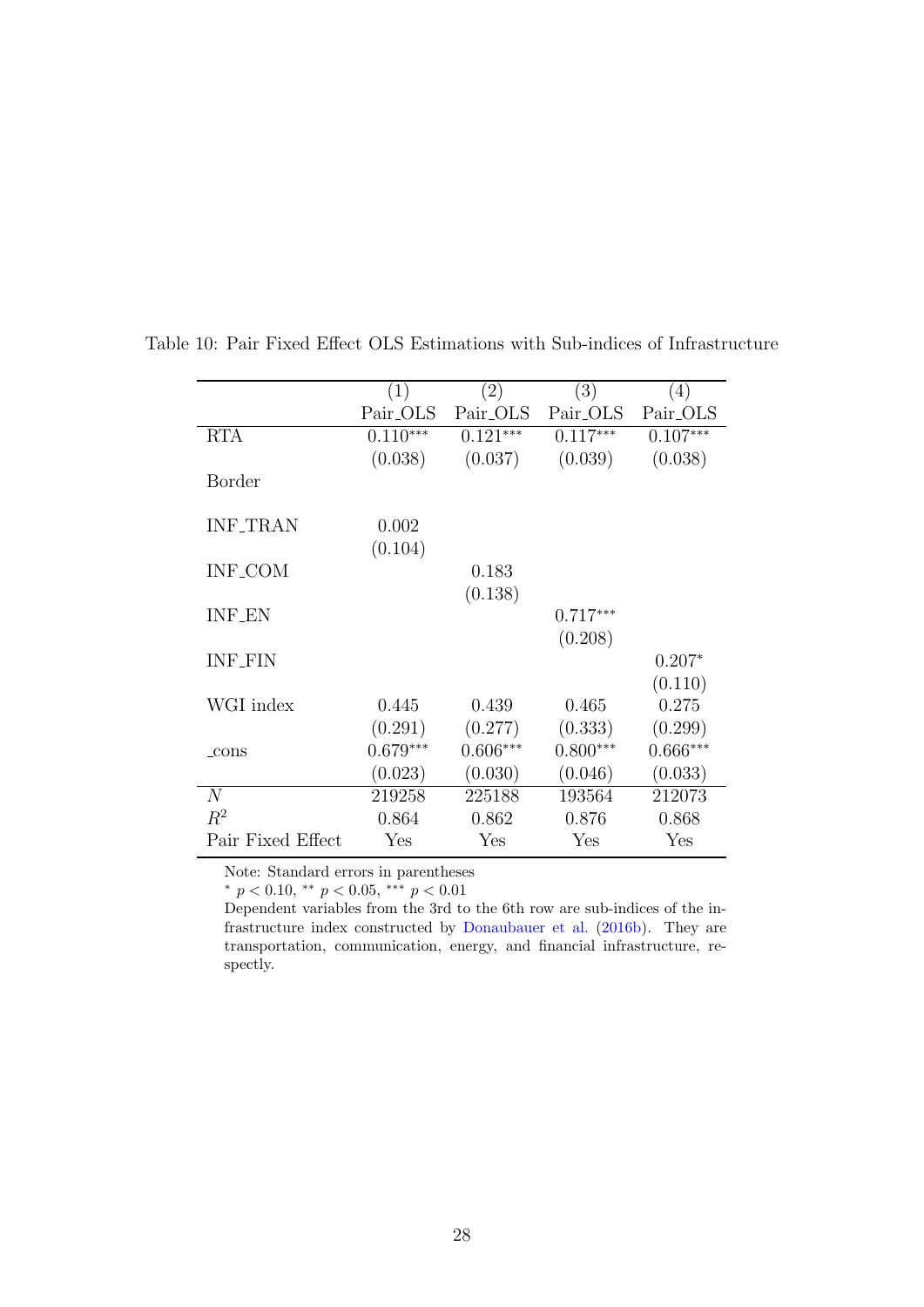Table 10: Pair Fixed Effect OLS Estimations with Sub-indices of Infrastructure

| | (1) | (2) | (3) | (4) |
|---|---|---|---|---|
| | Pair_OLS | Pair_OLS | Pair_OLS | Pair_OLS |
| RTA | 0.110*** | 0.121*** | 0.117*** | 0.107*** |
| | (0.038) | (0.037) | (0.039) | (0.038) |
| Border | | | | |
| INF_TRAN | 0.002 | | | |
| | (0.104) | | | |
| INF_COM | | 0.183 | | |
| | | (0.138) | | |
| INF_EN | | | 0.717*** | |
| | | | (0.208) | |
| INF_FIN | | | | 0.207* |
| | | | | (0.110) |
| WGI index | 0.445 | 0.439 | 0.465 | 0.275 |
| | (0.291) | (0.277) | (0.333) | (0.299) |
| _cons | 0.679*** | 0.606*** | 0.800*** | 0.666*** |
| | (0.023) | (0.030) | (0.046) | (0.033) |
| $N$ | 219258 | 225188 | 193564 | 212073 |
| $R^2$ | 0.864 | 0.862 | 0.876 | 0.868 |
| Pair Fixed Effect | Yes | Yes | Yes | Yes |

Note: Standard errors in parentheses

* $p < 0.10$, ** $p < 0.05$, *** $p < 0.01$

Dependent variables from the 3rd to the 6th row are sub-indices of the infrastructure index constructed by Donaubauer et al. (2016b). They are transportation, communication, energy, and financial infrastructure, respectly.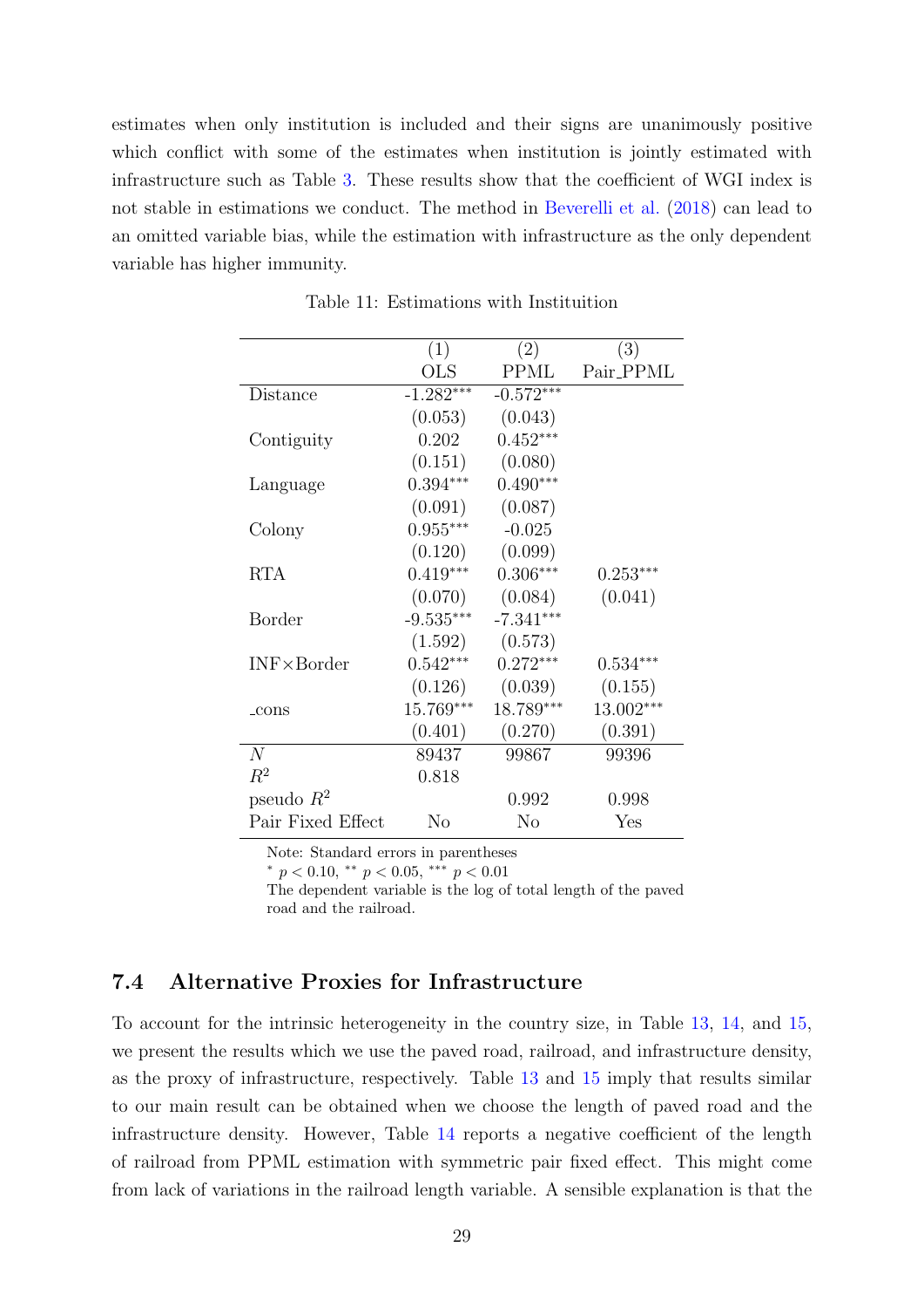estimates when only institution is included and their signs are unanimously positive which conflict with some of the estimates when institution is jointly estimated with infrastructure such as Table 3. These results show that the coefficient of WGI index is not stable in estimations we conduct. The method in Beverelli et al. (2018) can lead to an omitted variable bias, while the estimation with infrastructure as the only dependent variable has higher immunity.

Table 11: Estimations with Instituition

| | (1) | (2) | (3) |
|---|---|---|---|
| | OLS | PPML | Pair_PPML |
| Distance | -1.282*** | -0.572*** | |
| | (0.053) | (0.043) | |
| Contiguity | 0.202 | 0.452*** | |
| | (0.151) | (0.080) | |
| Language | 0.394*** | 0.490*** | |
| | (0.091) | (0.087) | |
| Colony | 0.955*** | -0.025 | |
| | (0.120) | (0.099) | |
| RTA | 0.419*** | 0.306*** | 0.253*** |
| | (0.070) | (0.084) | (0.041) |
| Border | -9.535*** | -7.341*** | |
| | (1.592) | (0.573) | |
| INF×Border | 0.542*** | 0.272*** | 0.534*** |
| | (0.126) | (0.039) | (0.155) |
| _cons | 15.769*** | 18.789*** | 13.002*** |
| | (0.401) | (0.270) | (0.391) |
| $N$ | 89437 | 99867 | 99396 |
| $R^2$ | 0.818 | | |
| pseudo $R^2$ | | 0.992 | 0.998 |
| Pair Fixed Effect | No | No | Yes |

Note: Standard errors in parentheses

* $p < 0.10$, ** $p < 0.05$, *** $p < 0.01$

The dependent variable is the log of total length of the paved road and the railroad.

## 7.4 Alternative Proxies for Infrastructure

To account for the intrinsic heterogeneity in the country size, in Table 13, 14, and 15, we present the results which we use the paved road, railroad, and infrastructure density, as the proxy of infrastructure, respectively. Table 13 and 15 imply that results similar to our main result can be obtained when we choose the length of paved road and the infrastructure density. However, Table 14 reports a negative coefficient of the length of railroad from PPML estimation with symmetric pair fixed effect. This might come from lack of variations in the railroad length variable. A sensible explanation is that the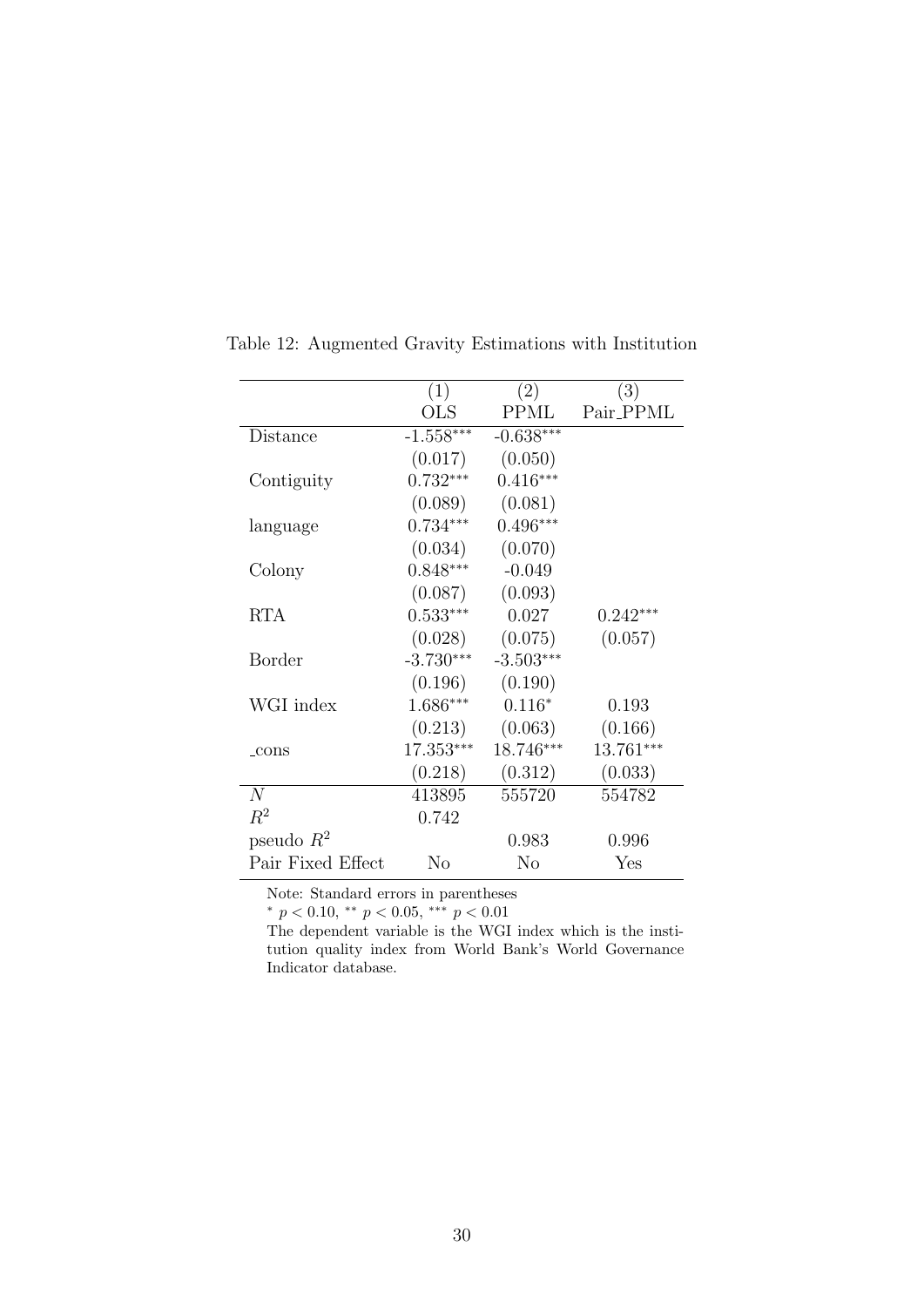Table 12: Augmented Gravity Estimations with Institution

| | (1) | (2) | (3) |
|---|---|---|---|
| | OLS | PPML | Pair_PPML |
| Distance | -1.558*** | -0.638*** | |
| | (0.017) | (0.050) | |
| Contiguity | 0.732*** | 0.416*** | |
| | (0.089) | (0.081) | |
| language | 0.734*** | 0.496*** | |
| | (0.034) | (0.070) | |
| Colony | 0.848*** | -0.049 | |
| | (0.087) | (0.093) | |
| RTA | 0.533*** | 0.027 | 0.242*** |
| | (0.028) | (0.075) | (0.057) |
| Border | -3.730*** | -3.503*** | |
| | (0.196) | (0.190) | |
| WGI index | 1.686*** | 0.116* | 0.193 |
| | (0.213) | (0.063) | (0.166) |
| _cons | 17.353*** | 18.746*** | 13.761*** |
| | (0.218) | (0.312) | (0.033) |
| $N$ | 413895 | 555720 | 554782 |
| $R^2$ | 0.742 | | |
| pseudo $R^2$ | | 0.983 | 0.996 |
| Pair Fixed Effect | No | No | Yes |

Note: Standard errors in parentheses

* $p < 0.10$, ** $p < 0.05$, *** $p < 0.01$

The dependent variable is the WGI index which is the institution quality index from World Bank's World Governance Indicator database.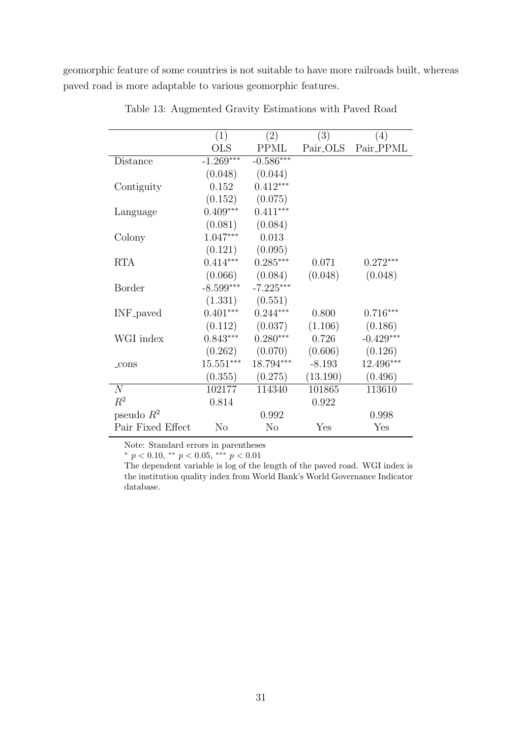geomorphic feature of some countries is not suitable to have more railroads built, whereas paved road is more adaptable to various geomorphic features.

Table 13: Augmented Gravity Estimations with Paved Road

| | (1) | (2) | (3) | (4) |
|---|---|---|---|---|
| | OLS | PPML | Pair_OLS | Pair_PPML |
| Distance | -1.269*** | -0.586*** | | |
| | (0.048) | (0.044) | | |
| Contiguity | 0.152 | 0.412*** | | |
| | (0.152) | (0.075) | | |
| Language | 0.409*** | 0.411*** | | |
| | (0.081) | (0.084) | | |
| Colony | 1.047*** | 0.013 | | |
| | (0.121) | (0.095) | | |
| RTA | 0.414*** | 0.285*** | 0.071 | 0.272*** |
| | (0.066) | (0.084) | (0.048) | (0.048) |
| Border | -8.599*** | -7.225*** | | |
| | (1.331) | (0.551) | | |
| INF_paved | 0.401*** | 0.244*** | 0.800 | 0.716*** |
| | (0.112) | (0.037) | (1.106) | (0.186) |
| WGI index | 0.843*** | 0.280*** | 0.726 | -0.429*** |
| | (0.262) | (0.070) | (0.606) | (0.126) |
| _cons | 15.551*** | 18.794*** | -8.193 | 12.496*** |
| | (0.355) | (0.275) | (13.190) | (0.496) |
| $N$ | 102177 | 114340 | 101865 | 113610 |
| $R^2$ | 0.814 | | 0.922 | |
| pseudo $R^2$ | | 0.992 | | 0.998 |
| Pair Fixed Effect | No | No | Yes | Yes |

Note: Standard errors in parentheses

$^{*}$ $p < 0.10$, $^{**}$ $p < 0.05$, $^{***}$ $p < 0.01$

The dependent variable is log of the length of the paved road. WGI index is the institution quality index from World Bank's World Governance Indicator database.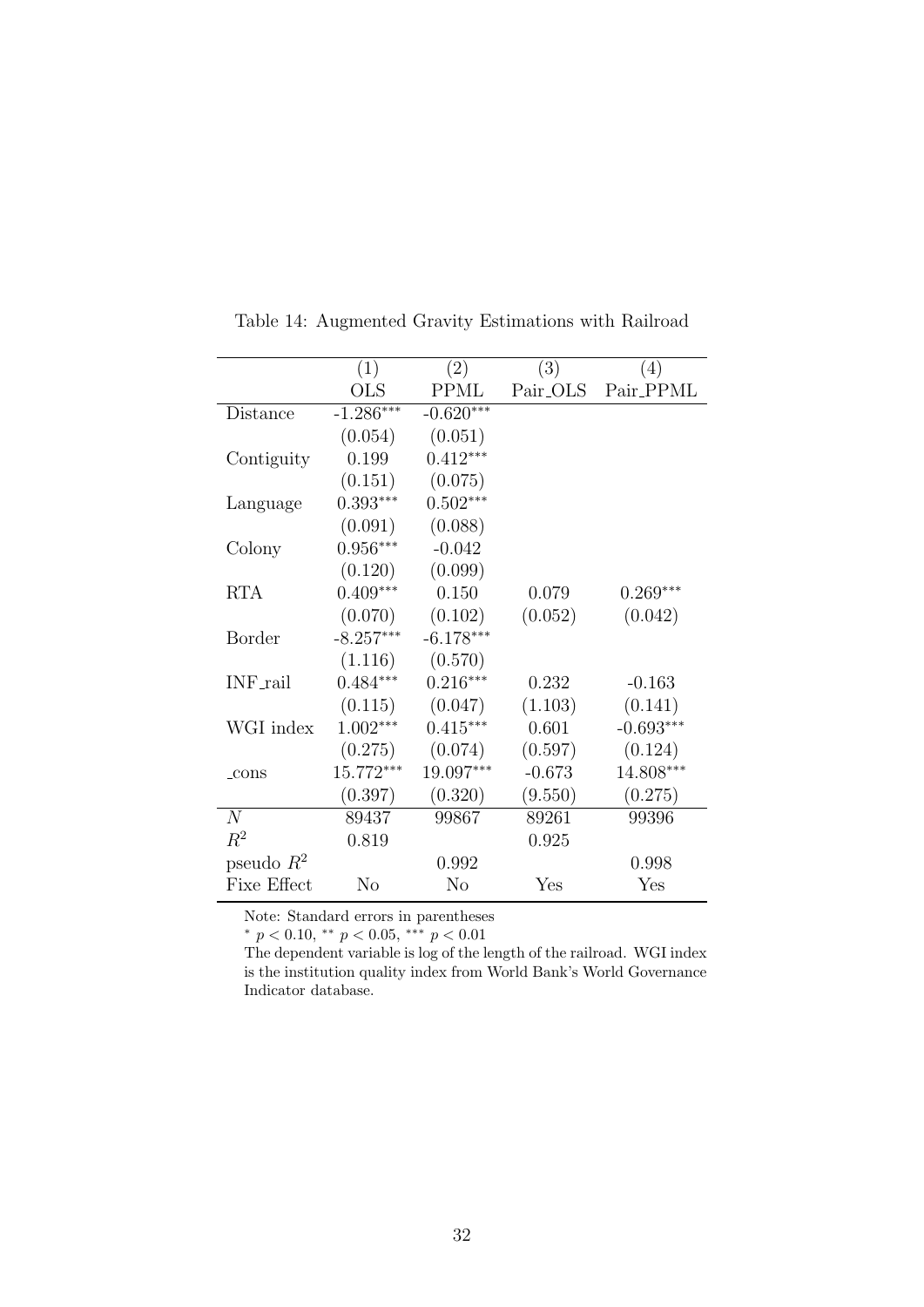Table 14: Augmented Gravity Estimations with Railroad

| | (1) | (2) | (3) | (4) |
|---|---|---|---|---|
| | OLS | PPML | Pair_OLS | Pair_PPML |
| Distance | -1.286*** | -0.620*** | | |
| | (0.054) | (0.051) | | |
| Contiguity | 0.199 | 0.412*** | | |
| | (0.151) | (0.075) | | |
| Language | 0.393*** | 0.502*** | | |
| | (0.091) | (0.088) | | |
| Colony | 0.956*** | -0.042 | | |
| | (0.120) | (0.099) | | |
| RTA | 0.409*** | 0.150 | 0.079 | 0.269*** |
| | (0.070) | (0.102) | (0.052) | (0.042) |
| Border | -8.257*** | -6.178*** | | |
| | (1.116) | (0.570) | | |
| INF_rail | 0.484*** | 0.216*** | 0.232 | -0.163 |
| | (0.115) | (0.047) | (1.103) | (0.141) |
| WGI index | 1.002*** | 0.415*** | 0.601 | -0.693*** |
| | (0.275) | (0.074) | (0.597) | (0.124) |
| _cons | 15.772*** | 19.097*** | -0.673 | 14.808*** |
| | (0.397) | (0.320) | (9.550) | (0.275) |
| $N$ | 89437 | 99867 | 89261 | 99396 |
| $R^2$ | 0.819 | | 0.925 | |
| pseudo $R^2$ | | 0.992 | | 0.998 |
| Fixe Effect | No | No | Yes | Yes |

Note: Standard errors in parentheses

* $p < 0.10$, ** $p < 0.05$, *** $p < 0.01$

The dependent variable is log of the length of the railroad. WGI index is the institution quality index from World Bank's World Governance Indicator database.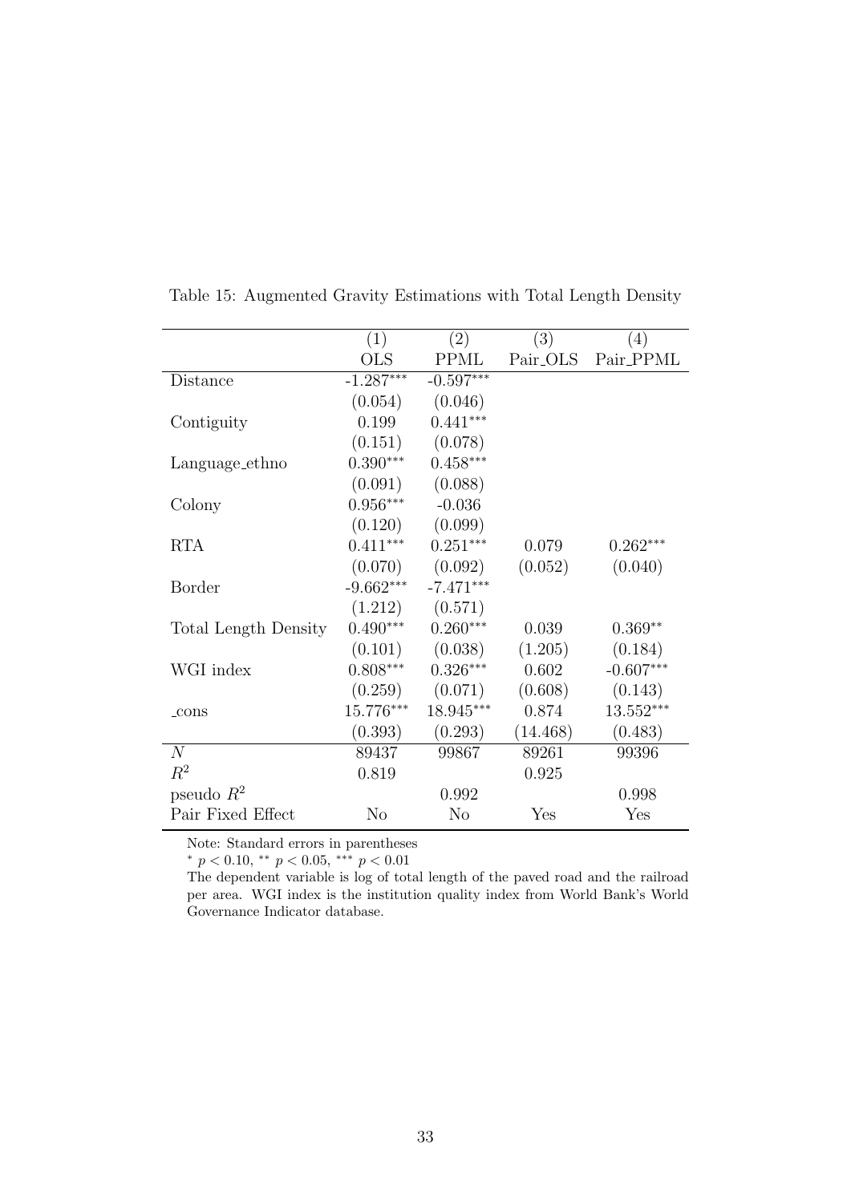Table 15: Augmented Gravity Estimations with Total Length Density

| | (1) | (2) | (3) | (4) |
|---|---|---|---|---|
| | OLS | PPML | Pair_OLS | Pair_PPML |
| Distance | -1.287*** | -0.597*** | | |
| | (0.054) | (0.046) | | |
| Contiguity | 0.199 | 0.441*** | | |
| | (0.151) | (0.078) | | |
| Language_ethno | 0.390*** | 0.458*** | | |
| | (0.091) | (0.088) | | |
| Colony | 0.956*** | -0.036 | | |
| | (0.120) | (0.099) | | |
| RTA | 0.411*** | 0.251*** | 0.079 | 0.262*** |
| | (0.070) | (0.092) | (0.052) | (0.040) |
| Border | -9.662*** | -7.471*** | | |
| | (1.212) | (0.571) | | |
| Total Length Density | 0.490*** | 0.260*** | 0.039 | 0.369** |
| | (0.101) | (0.038) | (1.205) | (0.184) |
| WGI index | 0.808*** | 0.326*** | 0.602 | -0.607*** |
| | (0.259) | (0.071) | (0.608) | (0.143) |
| _cons | 15.776*** | 18.945*** | 0.874 | 13.552*** |
| | (0.393) | (0.293) | (14.468) | (0.483) |
| $N$ | 89437 | 99867 | 89261 | 99396 |
| $R^2$ | 0.819 | | 0.925 | |
| pseudo $R^2$ | | 0.992 | | 0.998 |
| Pair Fixed Effect | No | No | Yes | Yes |

Note: Standard errors in parentheses

* $p < 0.10$, ** $p < 0.05$, *** $p < 0.01$

The dependent variable is log of total length of the paved road and the railroad per area. WGI index is the institution quality index from World Bank's World Governance Indicator database.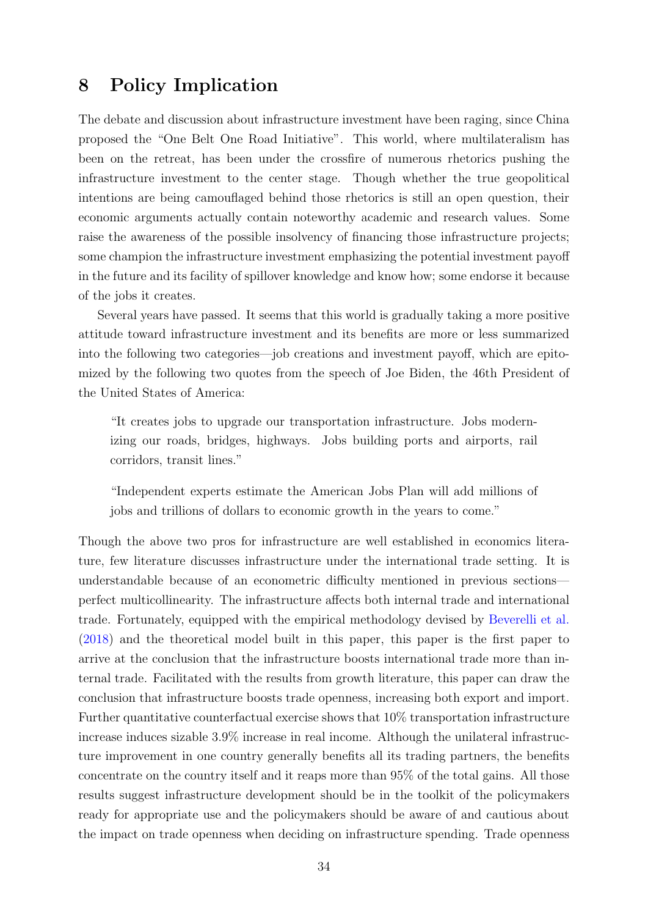# 8 Policy Implication

The debate and discussion about infrastructure investment have been raging, since China proposed the "One Belt One Road Initiative". This world, where multilateralism has been on the retreat, has been under the crossfire of numerous rhetorics pushing the infrastructure investment to the center stage. Though whether the true geopolitical intentions are being camouflaged behind those rhetorics is still an open question, their economic arguments actually contain noteworthy academic and research values. Some raise the awareness of the possible insolvency of financing those infrastructure projects; some champion the infrastructure investment emphasizing the potential investment payoff in the future and its facility of spillover knowledge and know how; some endorse it because of the jobs it creates.

Several years have passed. It seems that this world is gradually taking a more positive attitude toward infrastructure investment and its benefits are more or less summarized into the following two categories—job creations and investment payoff, which are epitomized by the following two quotes from the speech of Joe Biden, the 46th President of the United States of America:

> "It creates jobs to upgrade our transportation infrastructure. Jobs modernizing our roads, bridges, highways. Jobs building ports and airports, rail corridors, transit lines."

> "Independent experts estimate the American Jobs Plan will add millions of jobs and trillions of dollars to economic growth in the years to come."

Though the above two pros for infrastructure are well established in economics literature, few literature discusses infrastructure under the international trade setting. It is understandable because of an econometric difficulty mentioned in previous sections—perfect multicollinearity. The infrastructure affects both internal trade and international trade. Fortunately, equipped with the empirical methodology devised by Beverelli et al. (2018) and the theoretical model built in this paper, this paper is the first paper to arrive at the conclusion that the infrastructure boosts international trade more than internal trade. Facilitated with the results from growth literature, this paper can draw the conclusion that infrastructure boosts trade openness, increasing both export and import. Further quantitative counterfactual exercise shows that 10% transportation infrastructure increase induces sizable 3.9% increase in real income. Although the unilateral infrastructure improvement in one country generally benefits all its trading partners, the benefits concentrate on the country itself and it reaps more than 95% of the total gains. All those results suggest infrastructure development should be in the toolkit of the policymakers ready for appropriate use and the policymakers should be aware of and cautious about the impact on trade openness when deciding on infrastructure spending. Trade openness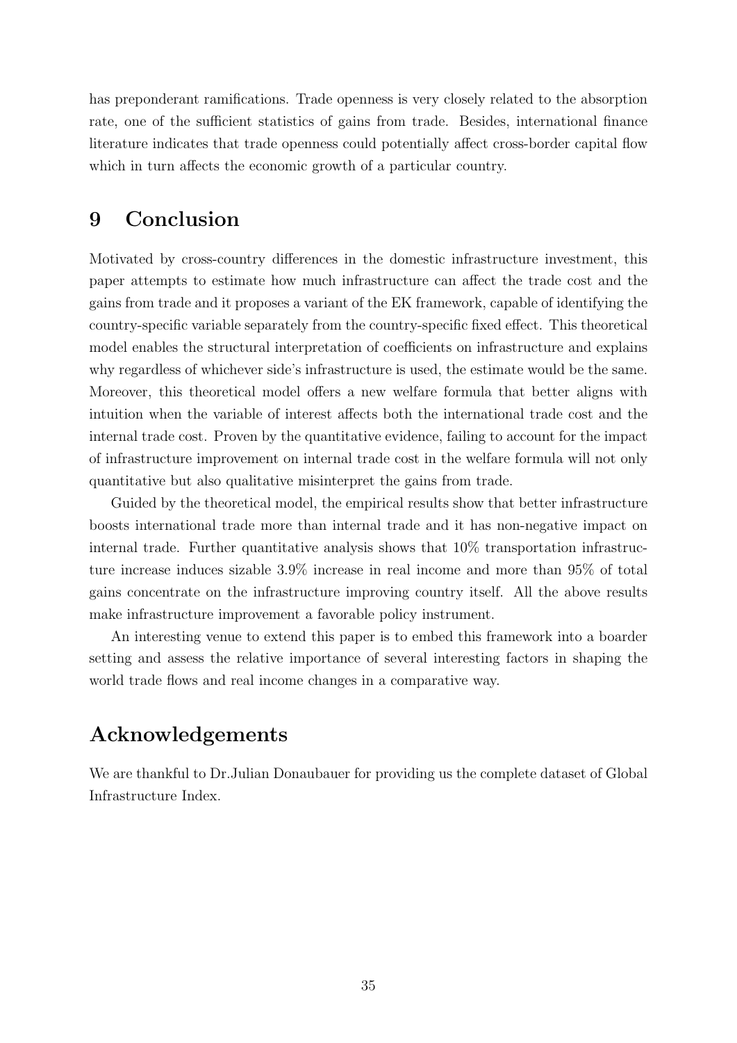has preponderant ramifications. Trade openness is very closely related to the absorption rate, one of the sufficient statistics of gains from trade. Besides, international finance literature indicates that trade openness could potentially affect cross-border capital flow which in turn affects the economic growth of a particular country.

# 9 Conclusion

Motivated by cross-country differences in the domestic infrastructure investment, this paper attempts to estimate how much infrastructure can affect the trade cost and the gains from trade and it proposes a variant of the EK framework, capable of identifying the country-specific variable separately from the country-specific fixed effect. This theoretical model enables the structural interpretation of coefficients on infrastructure and explains why regardless of whichever side's infrastructure is used, the estimate would be the same. Moreover, this theoretical model offers a new welfare formula that better aligns with intuition when the variable of interest affects both the international trade cost and the internal trade cost. Proven by the quantitative evidence, failing to account for the impact of infrastructure improvement on internal trade cost in the welfare formula will not only quantitative but also qualitative misinterpret the gains from trade.

Guided by the theoretical model, the empirical results show that better infrastructure boosts international trade more than internal trade and it has non-negative impact on internal trade. Further quantitative analysis shows that 10% transportation infrastructure increase induces sizable 3.9% increase in real income and more than 95% of total gains concentrate on the infrastructure improving country itself. All the above results make infrastructure improvement a favorable policy instrument.

An interesting venue to extend this paper is to embed this framework into a boarder setting and assess the relative importance of several interesting factors in shaping the world trade flows and real income changes in a comparative way.

# Acknowledgements

We are thankful to Dr.Julian Donaubauer for providing us the complete dataset of Global Infrastructure Index.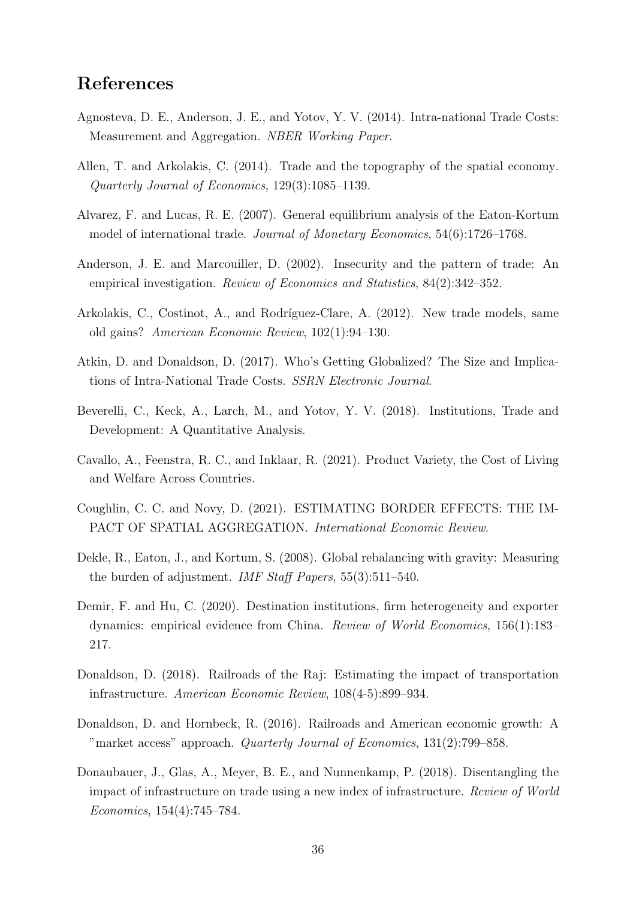# References

Agnosteva, D. E., Anderson, J. E., and Yotov, Y. V. (2014). Intra-national Trade Costs: Measurement and Aggregation. *NBER Working Paper*.

Allen, T. and Arkolakis, C. (2014). Trade and the topography of the spatial economy. *Quarterly Journal of Economics*, 129(3):1085–1139.

Alvarez, F. and Lucas, R. E. (2007). General equilibrium analysis of the Eaton-Kortum model of international trade. *Journal of Monetary Economics*, 54(6):1726–1768.

Anderson, J. E. and Marcouiller, D. (2002). Insecurity and the pattern of trade: An empirical investigation. *Review of Economics and Statistics*, 84(2):342–352.

Arkolakis, C., Costinot, A., and Rodríguez-Clare, A. (2012). New trade models, same old gains? *American Economic Review*, 102(1):94–130.

Atkin, D. and Donaldson, D. (2017). Who's Getting Globalized? The Size and Implications of Intra-National Trade Costs. *SSRN Electronic Journal*.

Beverelli, C., Keck, A., Larch, M., and Yotov, Y. V. (2018). Institutions, Trade and Development: A Quantitative Analysis.

Cavallo, A., Feenstra, R. C., and Inklaar, R. (2021). Product Variety, the Cost of Living and Welfare Across Countries.

Coughlin, C. C. and Novy, D. (2021). ESTIMATING BORDER EFFECTS: THE IMPACT OF SPATIAL AGGREGATION. *International Economic Review*.

Dekle, R., Eaton, J., and Kortum, S. (2008). Global rebalancing with gravity: Measuring the burden of adjustment. *IMF Staff Papers*, 55(3):511–540.

Demir, F. and Hu, C. (2020). Destination institutions, firm heterogeneity and exporter dynamics: empirical evidence from China. *Review of World Economics*, 156(1):183–217.

Donaldson, D. (2018). Railroads of the Raj: Estimating the impact of transportation infrastructure. *American Economic Review*, 108(4-5):899–934.

Donaldson, D. and Hornbeck, R. (2016). Railroads and American economic growth: A "market access" approach. *Quarterly Journal of Economics*, 131(2):799–858.

Donaubauer, J., Glas, A., Meyer, B. E., and Nunnenkamp, P. (2018). Disentangling the impact of infrastructure on trade using a new index of infrastructure. *Review of World Economics*, 154(4):745–784.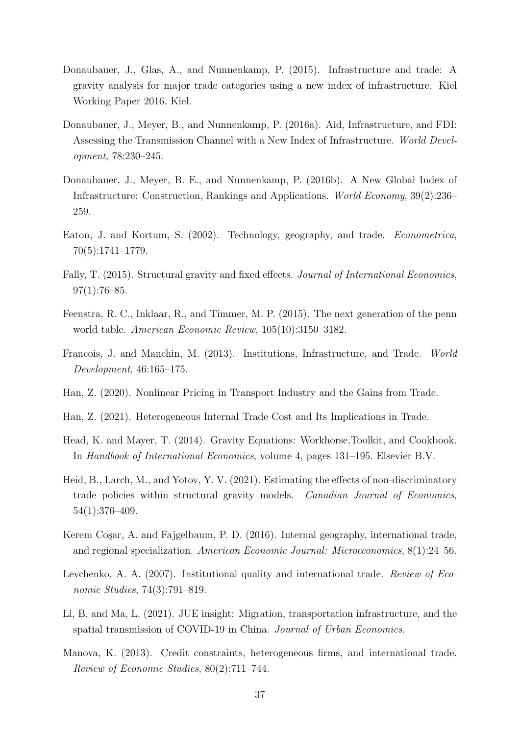Donaubauer, J., Glas, A., and Nunnenkamp, P. (2015). Infrastructure and trade: A gravity analysis for major trade categories using a new index of infrastructure. Kiel Working Paper 2016, Kiel.

Donaubauer, J., Meyer, B., and Nunnenkamp, P. (2016a). Aid, Infrastructure, and FDI: Assessing the Transmission Channel with a New Index of Infrastructure. *World Development*, 78:230–245.

Donaubauer, J., Meyer, B. E., and Nunnenkamp, P. (2016b). A New Global Index of Infrastructure: Construction, Rankings and Applications. *World Economy*, 39(2):236–259.

Eaton, J. and Kortum, S. (2002). Technology, geography, and trade. *Econometrica*, 70(5):1741–1779.

Fally, T. (2015). Structural gravity and fixed effects. *Journal of International Economics*, 97(1):76–85.

Feenstra, R. C., Inklaar, R., and Timmer, M. P. (2015). The next generation of the penn world table. *American Economic Review*, 105(10):3150–3182.

Francois, J. and Manchin, M. (2013). Institutions, Infrastructure, and Trade. *World Development*, 46:165–175.

Han, Z. (2020). Nonlinear Pricing in Transport Industry and the Gains from Trade.

Han, Z. (2021). Heterogeneous Internal Trade Cost and Its Implications in Trade.

Head, K. and Mayer, T. (2014). Gravity Equations: Workhorse,Toolkit, and Cookbook. In *Handbook of International Economics*, volume 4, pages 131–195. Elsevier B.V.

Heid, B., Larch, M., and Yotov, Y. V. (2021). Estimating the effects of non-discriminatory trade policies within structural gravity models. *Canadian Journal of Economics*, 54(1):376–409.

Kerem Coşar, A. and Fajgelbaum, P. D. (2016). Internal geography, international trade, and regional specialization. *American Economic Journal: Microeconomics*, 8(1):24–56.

Levchenko, A. A. (2007). Institutional quality and international trade. *Review of Economic Studies*, 74(3):791–819.

Li, B. and Ma, L. (2021). JUE insight: Migration, transportation infrastructure, and the spatial transmission of COVID-19 in China. *Journal of Urban Economics*.

Manova, K. (2013). Credit constraints, heterogeneous firms, and international trade. *Review of Economic Studies*, 80(2):711–744.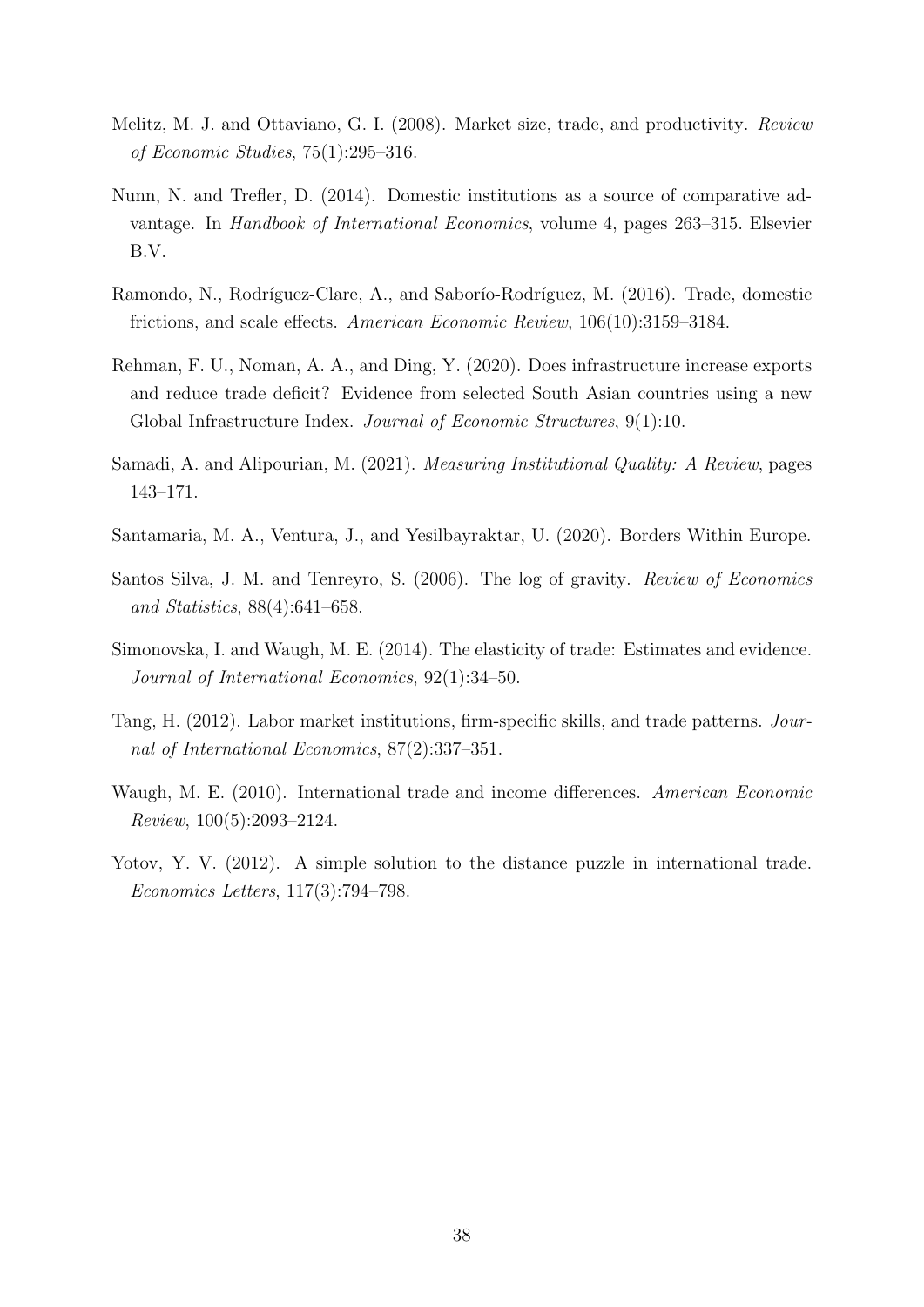Melitz, M. J. and Ottaviano, G. I. (2008). Market size, trade, and productivity. *Review of Economic Studies*, 75(1):295–316.

Nunn, N. and Trefler, D. (2014). Domestic institutions as a source of comparative advantage. In *Handbook of International Economics*, volume 4, pages 263–315. Elsevier B.V.

Ramondo, N., Rodríguez-Clare, A., and Saborío-Rodríguez, M. (2016). Trade, domestic frictions, and scale effects. *American Economic Review*, 106(10):3159–3184.

Rehman, F. U., Noman, A. A., and Ding, Y. (2020). Does infrastructure increase exports and reduce trade deficit? Evidence from selected South Asian countries using a new Global Infrastructure Index. *Journal of Economic Structures*, 9(1):10.

Samadi, A. and Alipourian, M. (2021). *Measuring Institutional Quality: A Review*, pages 143–171.

Santamaria, M. A., Ventura, J., and Yesilbayraktar, U. (2020). Borders Within Europe.

Santos Silva, J. M. and Tenreyro, S. (2006). The log of gravity. *Review of Economics and Statistics*, 88(4):641–658.

Simonovska, I. and Waugh, M. E. (2014). The elasticity of trade: Estimates and evidence. *Journal of International Economics*, 92(1):34–50.

Tang, H. (2012). Labor market institutions, firm-specific skills, and trade patterns. *Journal of International Economics*, 87(2):337–351.

Waugh, M. E. (2010). International trade and income differences. *American Economic Review*, 100(5):2093–2124.

Yotov, Y. V. (2012). A simple solution to the distance puzzle in international trade. *Economics Letters*, 117(3):794–798.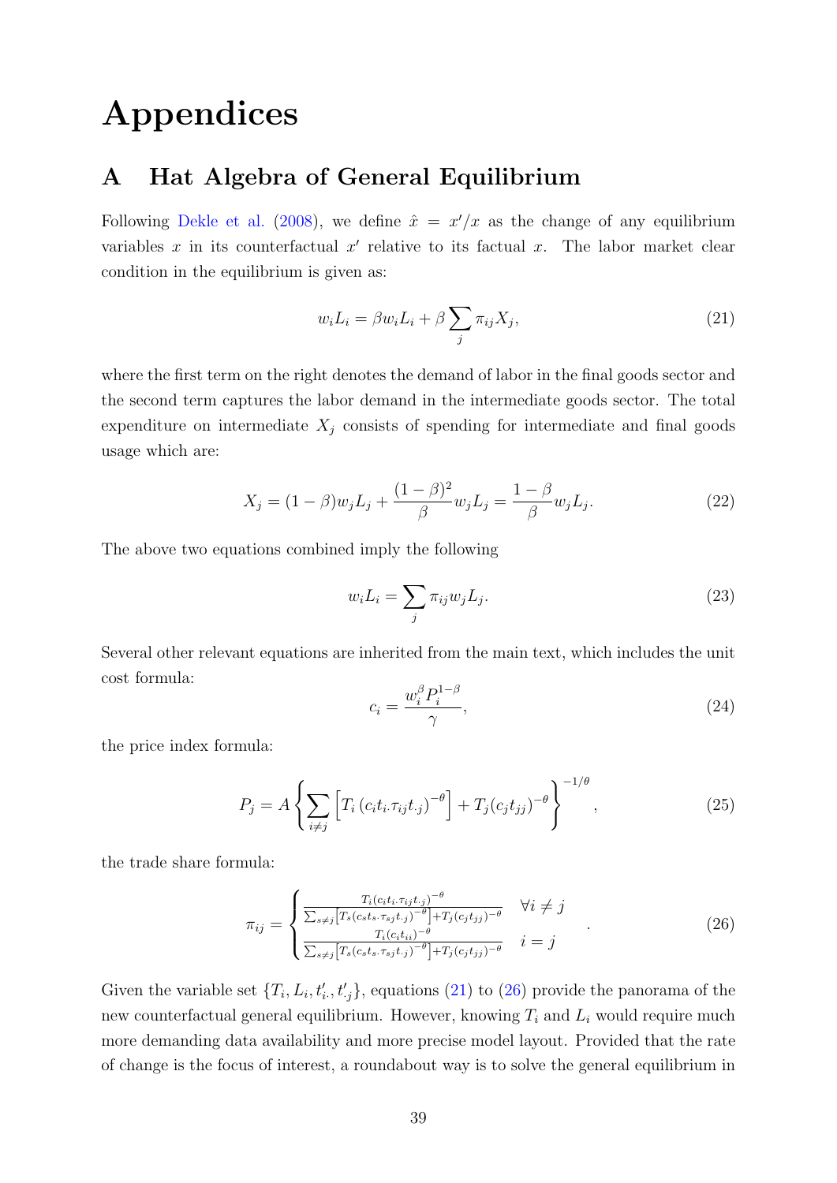# Appendices

## A Hat Algebra of General Equilibrium

Following Dekle et al. (2008), we define $\hat{x} = x'/x$ as the change of any equilibrium variables $x$ in its counterfactual $x'$ relative to its factual $x$. The labor market clear condition in the equilibrium is given as:

$$w_i L_i = \beta w_i L_i + \beta \sum_j \pi_{ij} X_j, \tag{21}$$

where the first term on the right denotes the demand of labor in the final goods sector and the second term captures the labor demand in the intermediate goods sector. The total expenditure on intermediate $X_j$ consists of spending for intermediate and final goods usage which are:

$$X_j = (1-\beta) w_j L_j + \frac{(1-\beta)^2}{\beta} w_j L_j = \frac{1-\beta}{\beta} w_j L_j. \tag{22}$$

The above two equations combined imply the following

$$w_i L_i = \sum_j \pi_{ij} w_j L_j. \tag{23}$$

Several other relevant equations are inherited from the main text, which includes the unit cost formula:

$$c_i = \frac{w_i^{\beta} P_i^{1-\beta}}{\gamma}, \tag{24}$$

the price index formula:

$$P_j = A \left\{ \sum_{i \neq j} \left[ T_i \left( c_i t_{i.} \tau_{ij} t_{.j} \right)^{-\theta} \right] + T_j (c_j t_{jj})^{-\theta} \right\}^{-1/\theta}, \tag{25}$$

the trade share formula:

$$\pi_{ij} = \begin{cases} \frac{T_i (c_i t_{i.} \tau_{ij} t_{.j})^{-\theta}}{\sum_{s \neq j} \left[ T_s (c_s t_{s.} \tau_{sj} t_{.j})^{-\theta} \right] + T_j (c_j t_{jj})^{-\theta}} & \forall i \neq j \\ \frac{T_i (c_i t_{ii})^{-\theta}}{\sum_{s \neq j} \left[ T_s (c_s t_{s.} \tau_{sj} t_{.j})^{-\theta} \right] + T_j (c_j t_{jj})^{-\theta}} & i = j \end{cases}. \tag{26}$$

Given the variable set $\{T_i, L_i, t'_{i.}, t'_{.j}\}$, equations (21) to (26) provide the panorama of the new counterfactual general equilibrium. However, knowing $T_i$ and $L_i$ would require much more demanding data availability and more precise model layout. Provided that the rate of change is the focus of interest, a roundabout way is to solve the general equilibrium in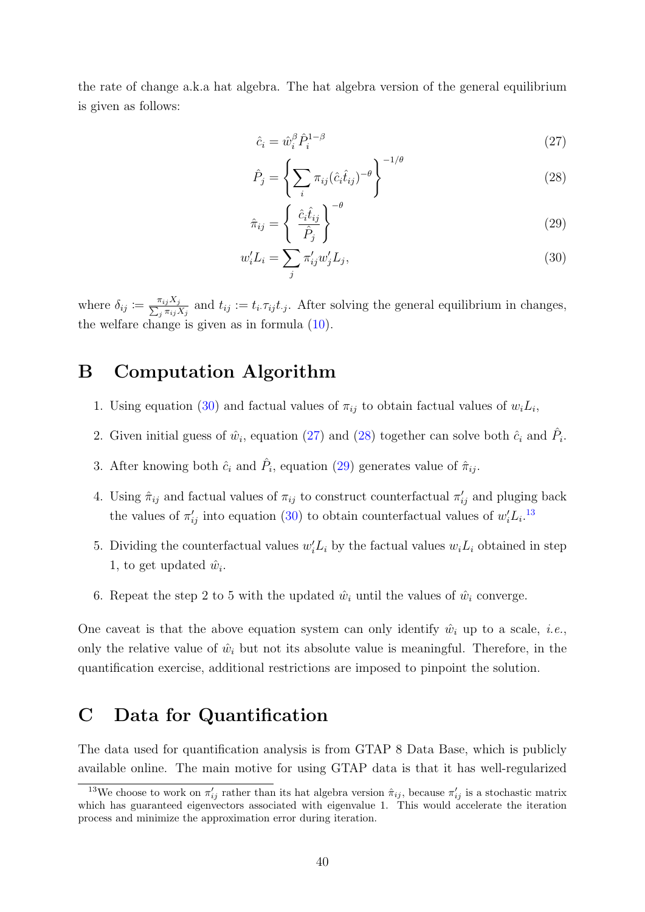the rate of change a.k.a hat algebra. The hat algebra version of the general equilibrium is given as follows:

$$\hat{c}_i = \hat{w}_i^{\beta} \hat{P}_i^{1-\beta} \tag{27}$$

$$\hat{P}_j = \left\{ \sum_i \pi_{ij} (\hat{c}_i \hat{t}_{ij})^{-\theta} \right\}^{-1/\theta} \tag{28}$$

$$\hat{\pi}_{ij} = \left\{ \frac{\hat{c}_i \hat{t}_{ij}}{\hat{P}_j} \right\}^{-\theta} \tag{29}$$

$$w_i' L_i = \sum_j \pi_{ij}' w_j' L_j, \tag{30}$$

where $\delta_{ij} := \frac{\pi_{ij} X_j}{\sum_j \pi_{ij} X_j}$ and $t_{ij} := t_{i \cdot} \tau_{ij} t_{\cdot j}$. After solving the general equilibrium in changes, the welfare change is given as in formula (10).

# B Computation Algorithm

1. Using equation (30) and factual values of $\pi_{ij}$ to obtain factual values of $w_i L_i$,
2. Given initial guess of $\hat{w}_i$, equation (27) and (28) together can solve both $\hat{c}_i$ and $\hat{P}_i$.
3. After knowing both $\hat{c}_i$ and $\hat{P}_i$, equation (29) generates value of $\hat{\pi}_{ij}$.
4. Using $\hat{\pi}_{ij}$ and factual values of $\pi_{ij}$ to construct counterfactual $\pi_{ij}'$ and pluging back the values of $\pi_{ij}'$ into equation (30) to obtain counterfactual values of $w_i' L_i$.[13]
5. Dividing the counterfactual values $w_i' L_i$ by the factual values $w_i L_i$ obtained in step 1, to get updated $\hat{w}_i$.
6. Repeat the step 2 to 5 with the updated $\hat{w}_i$ until the values of $\hat{w}_i$ converge.

One caveat is that the above equation system can only identify $\hat{w}_i$ up to a scale, *i.e.*, only the relative value of $\hat{w}_i$ but not its absolute value is meaningful. Therefore, in the quantification exercise, additional restrictions are imposed to pinpoint the solution.

# C Data for Quantification

The data used for quantification analysis is from GTAP 8 Data Base, which is publicly available online. The main motive for using GTAP data is that it has well-regularized

[13] We choose to work on $\pi_{ij}'$ rather than its hat algebra version $\hat{\pi}_{ij}$, because $\pi_{ij}'$ is a stochastic matrix which has guaranteed eigenvectors associated with eigenvalue 1. This would accelerate the iteration process and minimize the approximation error during iteration.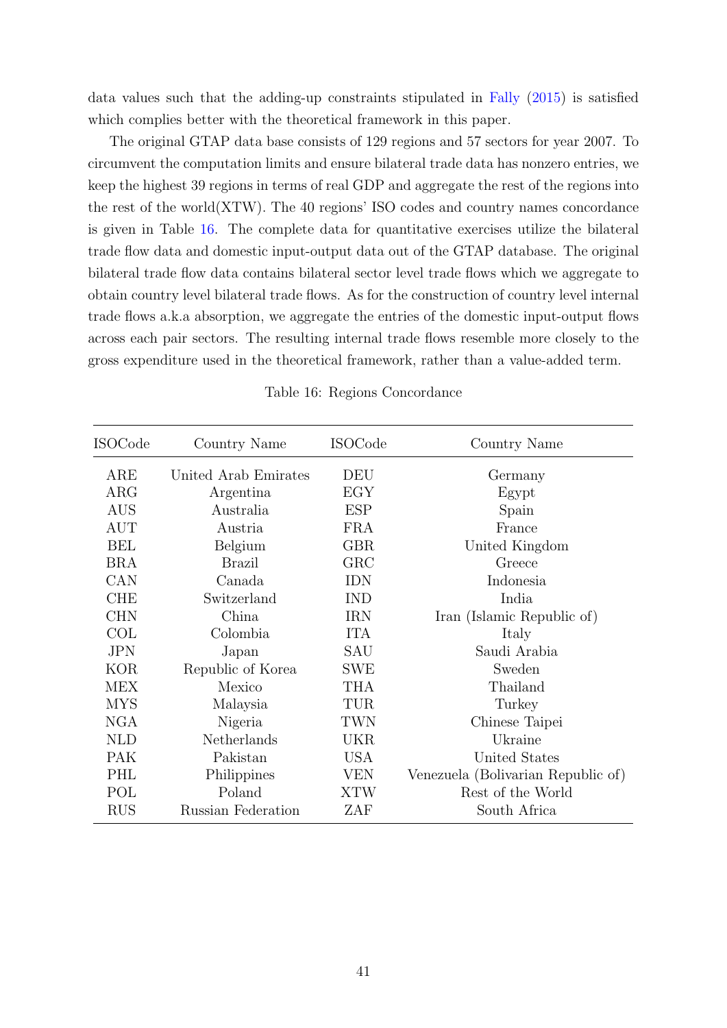data values such that the adding-up constraints stipulated in Fally (2015) is satisfied which complies better with the theoretical framework in this paper.

The original GTAP data base consists of 129 regions and 57 sectors for year 2007. To circumvent the computation limits and ensure bilateral trade data has nonzero entries, we keep the highest 39 regions in terms of real GDP and aggregate the rest of the regions into the rest of the world(XTW). The 40 regions' ISO codes and country names concordance is given in Table 16. The complete data for quantitative exercises utilize the bilateral trade flow data and domestic input-output data out of the GTAP database. The original bilateral trade flow data contains bilateral sector level trade flows which we aggregate to obtain country level bilateral trade flows. As for the construction of country level internal trade flows a.k.a absorption, we aggregate the entries of the domestic input-output flows across each pair sectors. The resulting internal trade flows resemble more closely to the gross expenditure used in the theoretical framework, rather than a value-added term.

Table 16: Regions Concordance

| ISOCode | Country Name | ISOCode | Country Name |
|---|---|---|---|
| ARE | United Arab Emirates | DEU | Germany |
| ARG | Argentina | EGY | Egypt |
| AUS | Australia | ESP | Spain |
| AUT | Austria | FRA | France |
| BEL | Belgium | GBR | United Kingdom |
| BRA | Brazil | GRC | Greece |
| CAN | Canada | IDN | Indonesia |
| CHE | Switzerland | IND | India |
| CHN | China | IRN | Iran (Islamic Republic of) |
| COL | Colombia | ITA | Italy |
| JPN | Japan | SAU | Saudi Arabia |
| KOR | Republic of Korea | SWE | Sweden |
| MEX | Mexico | THA | Thailand |
| MYS | Malaysia | TUR | Turkey |
| NGA | Nigeria | TWN | Chinese Taipei |
| NLD | Netherlands | UKR | Ukraine |
| PAK | Pakistan | USA | United States |
| PHL | Philippines | VEN | Venezuela (Bolivarian Republic of) |
| POL | Poland | XTW | Rest of the World |
| RUS | Russian Federation | ZAF | South Africa |